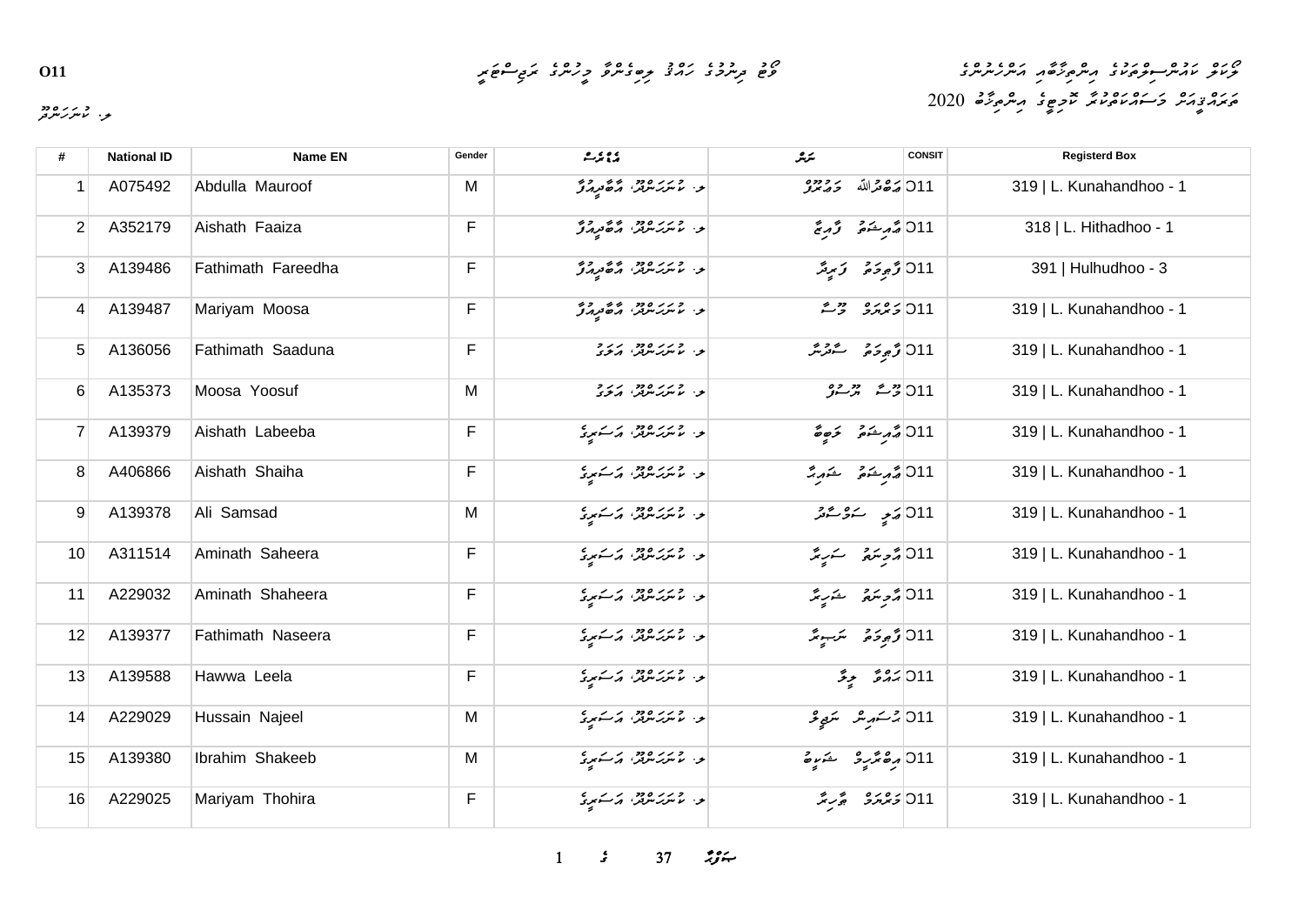ޕާކާ ކައުންސިލްތަކުގެ އިންތިޚާބާއި ލޯކަލްކައުންސިލްތަކުގެ އިންތިޚާބު 2020 O11

ލ. ކުނަހަންދޫ

| # | National ID | Name EN | Gender | ދާއިރާ | ނަން | CONSIT | Registerd Box |
|---|---|---|---|---|---|---|---|
| 1 | A075492 | Abdulla Mauroof | M | ލ. ކުނަހަންދޫ، އަޒީމްއާމާ | އަބްދުﷲ މައުރޫފް | O11 | 319 \| L. Kunahandhoo - 1 |
| 2 | A352179 | Aishath Faaiza | F | ލ. ކުނަހަންދޫ، އަޒީމްއާމާ | އާއިޝަތު ފާއިޒާ | O11 | 318 \| L. Hithadhoo - 1 |
| 3 | A139486 | Fathimath Fareedha | F | ލ. ކުނަހަންދޫ، އަޒީމްއާމާ | ފާތިމަތު ފަރީދާ | O11 | 391 \| Hulhudhoo - 3 |
| 4 | A139487 | Mariyam Moosa | F | ލ. ކުނަހަންދޫ، އަޒީމްއާމާ | މަރިޔަމް މޫސާ | O11 | 319 \| L. Kunahandhoo - 1 |
| 5 | A136056 | Fathimath Saaduna | F | ލ. ކުނަހަންދޫ، އަވަގު | ފާތިމަތު ސާދުނާ | O11 | 319 \| L. Kunahandhoo - 1 |
| 6 | A135373 | Moosa Yoosuf | M | ލ. ކުނަހަންދޫ، އަވަގު | މޫސާ ޔޫސުފް | O11 | 319 \| L. Kunahandhoo - 1 |
| 7 | A139379 | Aishath Labeeba | F | ލ. ކުނަހަންދޫ، އަސަރީގެ | އާއިޝަތު ލަބީބާ | O11 | 319 \| L. Kunahandhoo - 1 |
| 8 | A406866 | Aishath Shaiha | F | ލ. ކުނަހަންދޫ، އަސަރީގެ | އާއިޝަތު ޝައިހާ | O11 | 319 \| L. Kunahandhoo - 1 |
| 9 | A139378 | Ali Samsad | M | ލ. ކުނަހަންދޫ، އަސަރީގެ | އަލި ސަމްސާދު | O11 | 319 \| L. Kunahandhoo - 1 |
| 10 | A311514 | Aminath Saheera | F | ލ. ކުނަހަންދޫ، އަސަރީގެ | އާމިނަތު ސަހީރާ | O11 | 319 \| L. Kunahandhoo - 1 |
| 11 | A229032 | Aminath Shaheera | F | ލ. ކުނަހަންދޫ، އަސަރީގެ | އާމިނަތު ޝަހީރާ | O11 | 319 \| L. Kunahandhoo - 1 |
| 12 | A139377 | Fathimath Naseera | F | ލ. ކުނަހަންދޫ، އަސަރީގެ | ފާތިމަތު ނަސީރާ | O11 | 319 \| L. Kunahandhoo - 1 |
| 13 | A139588 | Hawwa Leela | F | ލ. ކުނަހަންދޫ، އަސަރީގެ | ހައްވާ ލީލާ | O11 | 319 \| L. Kunahandhoo - 1 |
| 14 | A229029 | Hussain Najeel | M | ލ. ކުނަހަންދޫ، އަސަރީގެ | ހުސައިން ނަޖީލް | O11 | 319 \| L. Kunahandhoo - 1 |
| 15 | A139380 | Ibrahim Shakeeb | M | ލ. ކުނަހަންދޫ، އަސަރީގެ | އިބްރާހީމް ޝަކީބު | O11 | 319 \| L. Kunahandhoo - 1 |
| 16 | A229025 | Mariyam Thohira | F | ލ. ކުނަހަންދޫ، އަސަރީގެ | މަރިޔަމް ޠާހިރާ | O11 | 319 \| L. Kunahandhoo - 1 |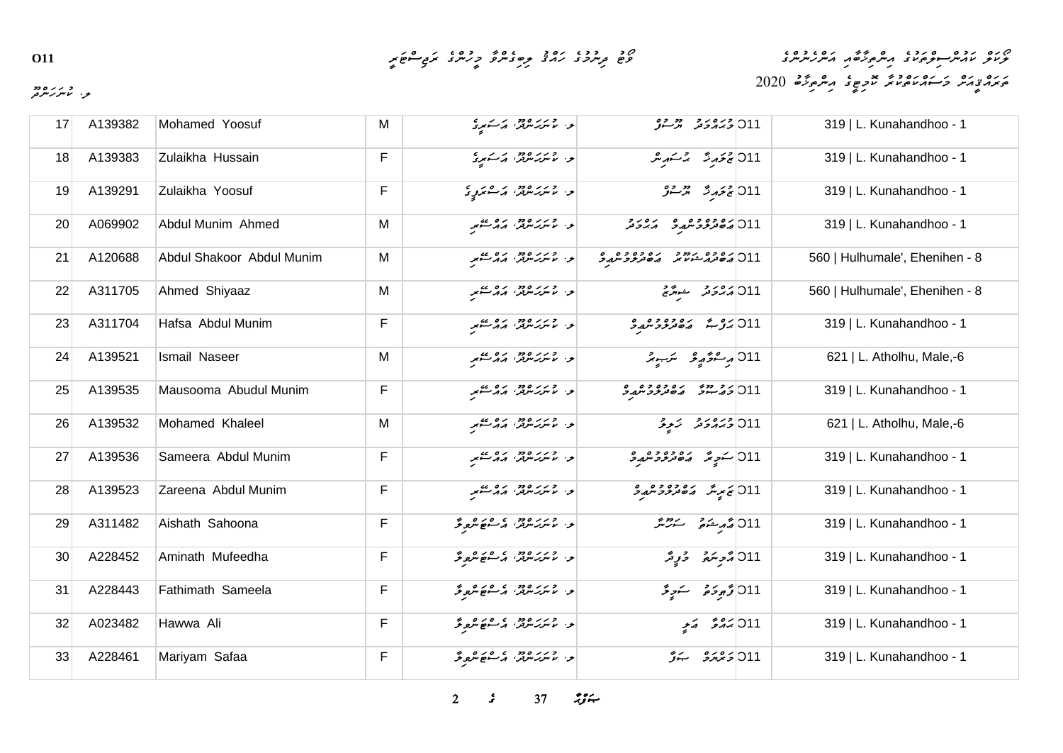| 17 | A139382 | Mohamed Yoosuf | M | ލ. ކުނަހަންދޫ، އަސަރީގެ | O11 މުޙައްމަދު ޔޫސުފު | 319 \| L. Kunahandhoo - 1 |
|---|---|---|---|---|---|---|
| 18 | A139383 | Zulaikha Hussain | F | ލ. ކުނަހަންދޫ، އަސަރީގެ | O11 ޒުލައިޚާ ހުސައިން | 319 \| L. Kunahandhoo - 1 |
| 19 | A139291 | Zulaikha Yoosuf | F | ލ. ކުނަހަންދޫ، އަސްރަފީގެ | O11 ޒުލައިޚާ ޔޫސުފު | 319 \| L. Kunahandhoo - 1 |
| 20 | A069902 | Abdul Munim Ahmed | M | ލ. ކުނަހަންދޫ، އައުސަނި | O11 އަބްދުލްމުނިމް އަހްމަދު | 319 \| L. Kunahandhoo - 1 |
| 21 | A120688 | Abdul Shakoor Abdul Munim | M | ލ. ކުނަހަންދޫ، އައުސަނި | O11 އަބްދުލްޝަކޫރު އަބްދުލްމުނިމް | 560 \| Hulhumale', Ehenihen - 8 |
| 22 | A311705 | Ahmed Shiyaaz | M | ލ. ކުނަހަންދޫ، އައުސަނި | O11 އަހްމަދު ޝިޔާޒު | 560 \| Hulhumale', Ehenihen - 8 |
| 23 | A311704 | Hafsa Abdul Munim | F | ލ. ކުނަހަންދޫ، އައުސަނި | O11 ހަފްސާ އަބްދުލްމުނިމް | 319 \| L. Kunahandhoo - 1 |
| 24 | A139521 | Ismail Naseer | M | ލ. ކުނަހަންދޫ، އައުސަނި | O11 އިސްމާއީލް ނަސީރު | 621 \| L. Atholhu, Male,-6 |
| 25 | A139535 | Mausooma Abudul Munim | F | ލ. ކުނަހަންދޫ، އައުސަނި | O11 މައުސޫމާ އަބްދުލްމުނިމް | 319 \| L. Kunahandhoo - 1 |
| 26 | A139532 | Mohamed Khaleel | M | ލ. ކުނަހަންދޫ، އައުސަނި | O11 މުޙައްމަދު ޚަލީލް | 621 \| L. Atholhu, Male,-6 |
| 27 | A139536 | Sameera Abdul Munim | F | ލ. ކުނަހަންދޫ، އައުސަނި | O11 ސަމީރާ އަބްދުލްމުނިމް | 319 \| L. Kunahandhoo - 1 |
| 28 | A139523 | Zareena Abdul Munim | F | ލ. ކުނަހަންދޫ، އައުސަނި | O11 ޒަރީނާ އަބްދުލްމުނިމް | 319 \| L. Kunahandhoo - 1 |
| 29 | A311482 | Aishath Sahoona | F | ލ. ކުނަހަންދޫ، އަސްޓަންވިލާ | O11 އާއިޝަތު ސަހޫނާ | 319 \| L. Kunahandhoo - 1 |
| 30 | A228452 | Aminath Mufeedha | F | ލ. ކުނަހަންދޫ، އަސްޓަންވިލާ | O11 އާމިނަތު މުފީދާ | 319 \| L. Kunahandhoo - 1 |
| 31 | A228443 | Fathimath Sameela | F | ލ. ކުނަހަންދޫ، އަސްޓަންވިލާ | O11 ފާތިމަތު ސަމީލާ | 319 \| L. Kunahandhoo - 1 |
| 32 | A023482 | Hawwa Ali | F | ލ. ކުނަހަންދޫ، އަސްޓަންވިލާ | O11 ހައްވާ އަލި | 319 \| L. Kunahandhoo - 1 |
| 33 | A228461 | Mariyam Safaa | F | ލ. ކުނަހަންދޫ، އަސްޓަންވިލާ | O11 މަރިޔަމް ސަފާ | 319 \| L. Kunahandhoo - 1 |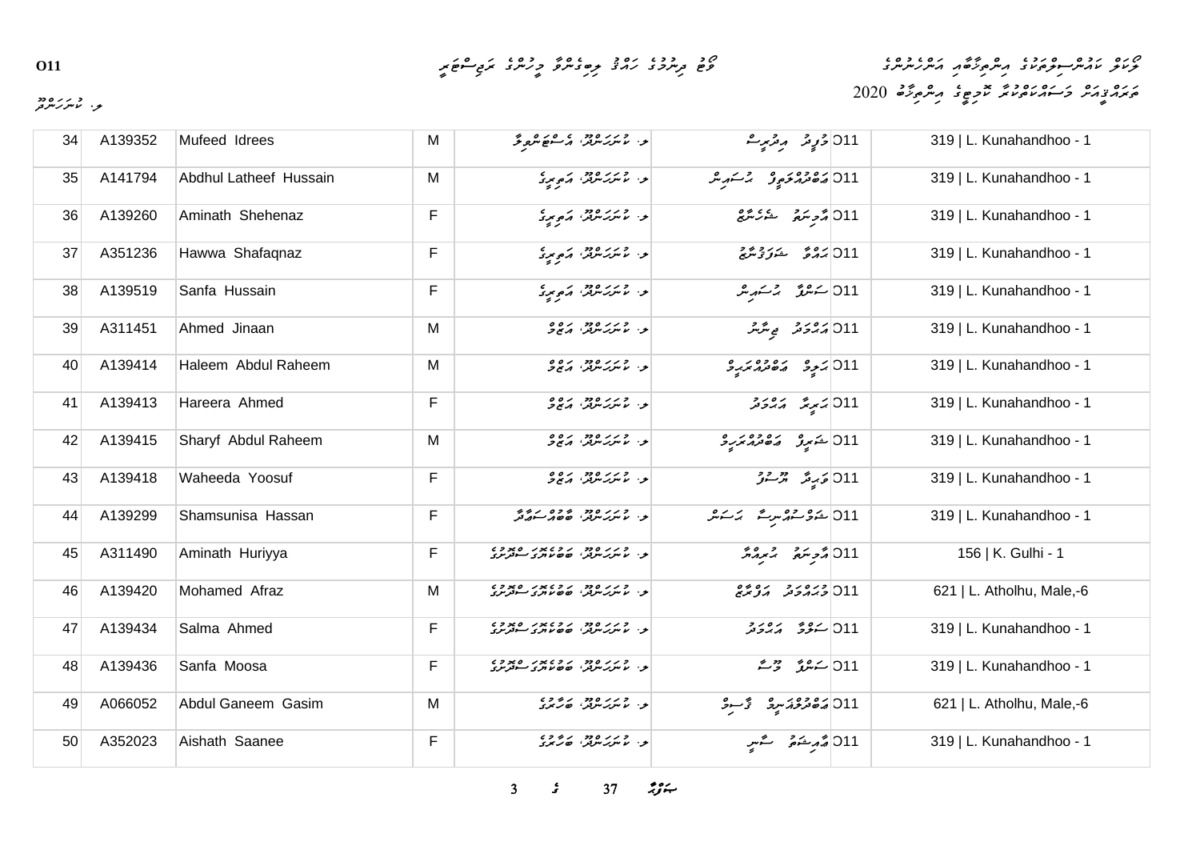| 34 | A139352 | Mufeed Idrees | M | ލ. ކުނަހަންދޫ، އަސްޓޯންވިލާ | O11 މުފީދު އިދުރީސް | 319 \| L. Kunahandhoo - 1 |
|---|---|---|---|---|---|---|
| 35 | A141794 | Abdhul Latheef Hussain | M | ލ. ކުނަހަންދޫ، އަލިވިލާ | O11 އަބްދުލްލަޠީފް ހުސައިން | 319 \| L. Kunahandhoo - 1 |
| 36 | A139260 | Aminath Shehenaz | F | ލ. ކުނަހަންދޫ، އަލިވިލާ | O11 އާމިނަތު ޝެހެނާޒް | 319 \| L. Kunahandhoo - 1 |
| 37 | A351236 | Hawwa Shafaqnaz | F | ލ. ކުނަހަންދޫ، އަލިވިލާ | O11 ހައްވާ ޝަފަގްނާޒް | 319 \| L. Kunahandhoo - 1 |
| 38 | A139519 | Sanfa Hussain | F | ލ. ކުނަހަންދޫ، އަލިވިލާ | O11 ސަންފާ ހުސައިން | 319 \| L. Kunahandhoo - 1 |
| 39 | A311451 | Ahmed Jinaan | M | ލ. ކުނަހަންދޫ، އަޖުވާ | O11 އަހުމަދު ޖިނާން | 319 \| L. Kunahandhoo - 1 |
| 40 | A139414 | Haleem Abdul Raheem | M | ލ. ކުނަހަންދޫ، އަޖުވާ | O11 ހަލީމް އަބްދުއްރަޙީމް | 319 \| L. Kunahandhoo - 1 |
| 41 | A139413 | Hareera Ahmed | F | ލ. ކުނަހަންދޫ، އަޖުވާ | O11 ހަރީރާ އަހުމަދު | 319 \| L. Kunahandhoo - 1 |
| 42 | A139415 | Sharyf Abdul Raheem | M | ލ. ކުނަހަންދޫ، އަޖުވާ | O11 ޝަރީފް އަބްދުއްރަޙީމް | 319 \| L. Kunahandhoo - 1 |
| 43 | A139418 | Waheeda Yoosuf | F | ލ. ކުނަހަންދޫ، އަޖުވާ | O11 ވަޙީދާ ޔޫސުފް | 319 \| L. Kunahandhoo - 1 |
| 44 | A139299 | Shamsunisa Hassan | F | ލ. ކުނަހަންދޫ، ބަހާރުސަލާމާ | O11 ޝަމްސުންނިސާ ހަސަން | 319 \| L. Kunahandhoo - 1 |
| 45 | A311490 | Aminath Huriyya | F | ލ. ކުނަހަންދޫ، ބަހާރުގެ ސްޓޯރގެ | O11 އާމިނަތު ހުރިއްޔާ | 156 \| K. Gulhi - 1 |
| 46 | A139420 | Mohamed Afraz | M | ލ. ކުނަހަންދޫ، ބަހާރުގެ ސްޓޯރގެ | O11 މުހައްމަދު އަފްރާޒް | 621 \| L. Atholhu, Male,-6 |
| 47 | A139434 | Salma Ahmed | F | ލ. ކުނަހަންދޫ، ބަހާރުގެ ސްޓޯރގެ | O11 ސަލްމާ އަހުމަދު | 319 \| L. Kunahandhoo - 1 |
| 48 | A139436 | Sanfa Moosa | F | ލ. ކުނަހަންދޫ، ބަހާރުގެ ސްޓޯރގެ | O11 ސަންފާ މޫސާ | 319 \| L. Kunahandhoo - 1 |
| 49 | A066052 | Abdul Ganeem Gasim | M | ލ. ކުނަހަންދޫ، ބަގީޗާ | O11 އަބްދުލްގަނީމް ޤާސިމް | 621 \| L. Atholhu, Male,-6 |
| 50 | A352023 | Aishath Saanee | F | ލ. ކުނަހަންދޫ، ބަގީޗާ | O11 އާއިޝަތު ސާނީ | 319 \| L. Kunahandhoo - 1 |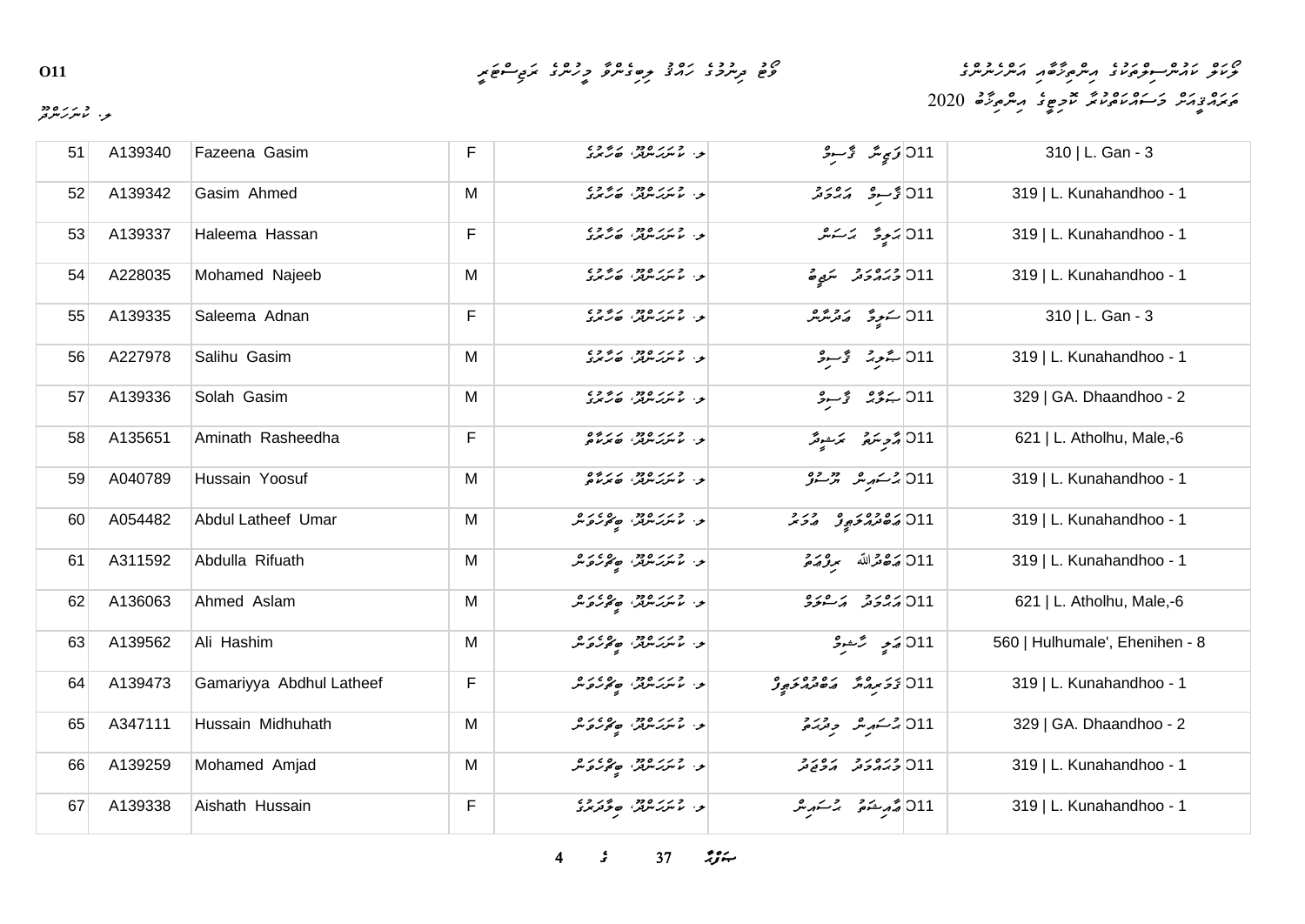| 51 | A139340 | Fazeena Gasim | F | ލ. ކުނަހަންދޫ، ބަރުބަގު | O11 ފަޒީނާ ޤާސިމް | 310 \| L. Gan - 3 |
|---|---|---|---|---|---|---|
| 52 | A139342 | Gasim Ahmed | M | ލ. ކުނަހަންދޫ، ބަރުބަގު | O11 ޤާސިމް އަޙްމަދު | 319 \| L. Kunahandhoo - 1 |
| 53 | A139337 | Haleema Hassan | F | ލ. ކުނަހަންދޫ، ބަރުބަގު | O11 ހަލީމާ ހަސަން | 319 \| L. Kunahandhoo - 1 |
| 54 | A228035 | Mohamed Najeeb | M | ލ. ކުނަހަންދޫ، ބަރުބަގު | O11 މުޙައްމަދު ނަޖީބު | 319 \| L. Kunahandhoo - 1 |
| 55 | A139335 | Saleema Adnan | F | ލ. ކުނަހަންދޫ، ބަރުބަގު | O11 ސަލީމާ އަދުނާން | 310 \| L. Gan - 3 |
| 56 | A227978 | Salihu Gasim | M | ލ. ކުނަހަންދޫ، ބަރުބަގު | O11 ސާލިހު ޤާސިމް | 319 \| L. Kunahandhoo - 1 |
| 57 | A139336 | Solah Gasim | M | ލ. ކުނަހަންދޫ، ބަރުބަގު | O11 ޞަލާޙު ޤާސިމް | 329 \| GA. Dhaandhoo - 2 |
| 58 | A135651 | Aminath Rasheedha | F | ލ. ކުނަހަންދޫ، ބަރުގާބ | O11 އާމިނަތު ރަޝީދާ | 621 \| L. Atholhu, Male,-6 |
| 59 | A040789 | Hussain Yoosuf | M | ލ. ކުނަހަންދޫ، ބަރުގާބ | O11 ހުސައިން ޔޫސުފް | 319 \| L. Kunahandhoo - 1 |
| 60 | A054482 | Abdul Latheef Umar | M | ލ. ކުނަހަންދޫ، ބިލެތްގަސް | O11 އަބްދުއްލަޠީފް ޢުމަރު | 319 \| L. Kunahandhoo - 1 |
| 61 | A311592 | Abdulla Rifuath | M | ލ. ކުނަހަންދޫ، ބިލެތްގަސް | O11 އަބްދުﷲ ރިފުޢަތު | 319 \| L. Kunahandhoo - 1 |
| 62 | A136063 | Ahmed Aslam | M | ލ. ކުނަހަންދޫ، ބިލެތްގަސް | O11 އަޙްމަދު އަސްލަމް | 621 \| L. Atholhu, Male,-6 |
| 63 | A139562 | Ali Hashim | M | ލ. ކުނަހަންދޫ، ބިލެތްގަސް | O11 އަލީ ހާޝިމް | 560 \| Hulhumale', Ehenihen - 8 |
| 64 | A139473 | Gamariyya Abdhul Latheef | F | ލ. ކުނަހަންދޫ، ބިލެތްގަސް | O11 ޤަމަރިއްޔާ އަބްދުއްލަޠީފް | 319 \| L. Kunahandhoo - 1 |
| 65 | A347111 | Hussain Midhuhath | M | ލ. ކުނަހަންދޫ، ބިލެތްގަސް | O11 ހުސައިން މިދުހަތު | 329 \| GA. Dhaandhoo - 2 |
| 66 | A139259 | Mohamed Amjad | M | ލ. ކުނަހަންދޫ، ބިލެތްގަސް | O11 މުޙައްމަދު އަމްޖަދު | 319 \| L. Kunahandhoo - 1 |
| 67 | A139338 | Aishath Hussain | F | ލ. ކުނަހަންދޫ، ބިލާދަރުގެ | O11 އާއިޝަތު ހުސައިން | 319 \| L. Kunahandhoo - 1 |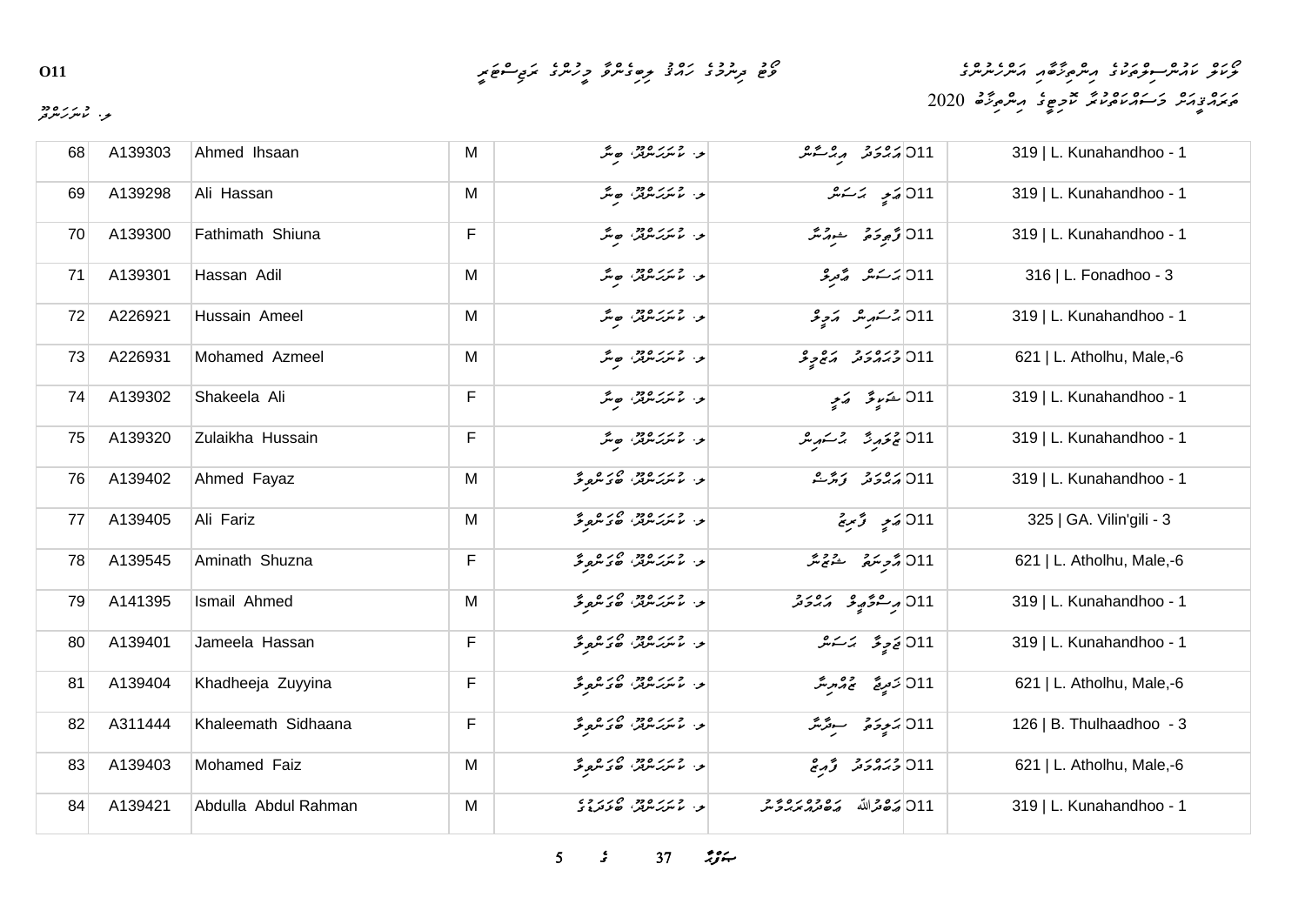| 68 | A139303 | Ahmed Ihsaan | M | ل. كުނަހަންދޫ، ބިނާ | O11 އަޙްމަދު އިޙްސާން | 319 \| L. Kunahandhoo - 1 |
|---|---|---|---|---|---|---|
| 69 | A139298 | Ali Hassan | M | ل. ކުނަހަންދޫ، ބިނާ | O11 އަލި ޙަސަން | 319 \| L. Kunahandhoo - 1 |
| 70 | A139300 | Fathimath Shiuna | F | ل. ކުނަހަންދޫ، ބިނާ | O11 ފާތިމަތު ޝިއުނާ | 319 \| L. Kunahandhoo - 1 |
| 71 | A139301 | Hassan Adil | M | ل. ކުނަހަންދޫ، ބިނާ | O11 ޙަސަން އާދިލް | 316 \| L. Fonadhoo - 3 |
| 72 | A226921 | Hussain Ameel | M | ل. ކުނަހަންދޫ، ބިނާ | O11 ޙުސައިން އަމީލް | 319 \| L. Kunahandhoo - 1 |
| 73 | A226931 | Mohamed Azmeel | M | ل. ކުނަހަންދޫ، ބިނާ | O11 މުޙައްމަދު އަޒްމީލް | 621 \| L. Atholhu, Male,-6 |
| 74 | A139302 | Shakeela Ali | F | ل. ކުނަހަންދޫ، ބިނާ | O11 ޝަކީލާ އަލި | 319 \| L. Kunahandhoo - 1 |
| 75 | A139320 | Zulaikha Hussain | F | ل. ކުނަހަންދޫ، ބިނާ | O11 ޒުލައިޚާ ޙުސައިން | 319 \| L. Kunahandhoo - 1 |
| 76 | A139402 | Ahmed Fayaz | M | ل. ކުނަހަންދޫ، ބޮޑުސްކޯލް | O11 އަޙްމަދު ފައްޔާޒް | 319 \| L. Kunahandhoo - 1 |
| 77 | A139405 | Ali Fariz | M | ل. ކުނަހަންދޫ، ބޮޑުސްކޯލް | O11 އަލި ފާރިޒް | 325 \| GA. Vilin'gili - 3 |
| 78 | A139545 | Aminath Shuzna | F | ل. ކުނަހަންދޫ، ބޮޑުސްކޯލް | O11 އާމިނަތު ޝުޒްނާ | 621 \| L. Atholhu, Male,-6 |
| 79 | A141395 | Ismail Ahmed | M | ل. ކުނަހަންދޫ، ބޮޑުސްކޯލް | O11 އިސްމާޢީލް އަޙްމަދު | 319 \| L. Kunahandhoo - 1 |
| 80 | A139401 | Jameela Hassan | F | ل. ކުނަހަންދޫ، ބޮޑުސްކޯލް | O11 ޖަމީލާ ޙަސަން | 319 \| L. Kunahandhoo - 1 |
| 81 | A139404 | Khadheeja Zuyyina | F | ل. ކުނަހަންދޫ، ބޮޑުސްކޯލް | O11 ޚަދީޖާ ޒުއްޔިނާ | 621 \| L. Atholhu, Male,-6 |
| 82 | A311444 | Khaleemath Sidhaana | F | ل. ކުނަހަންދޫ، ބޮޑުސްކޯލް | O11 ޚަލީމަތު ސިދާނާ | 126 \| B. Thulhaadhoo - 3 |
| 83 | A139403 | Mohamed Faiz | M | ل. ކުނަހަންދޫ، ބޮޑުސްކޯލް | O11 މުޙައްމަދު ފާއިޒް | 621 \| L. Atholhu, Male,-6 |
| 84 | A139421 | Abdulla Abdul Rahman | M | ل. ކުނަހަންދޫ، ބޮޑުދަރުގެ | O11 އަބްދުﷲ އަބްދުއްރަޙްމާން | 319 \| L. Kunahandhoo - 1 |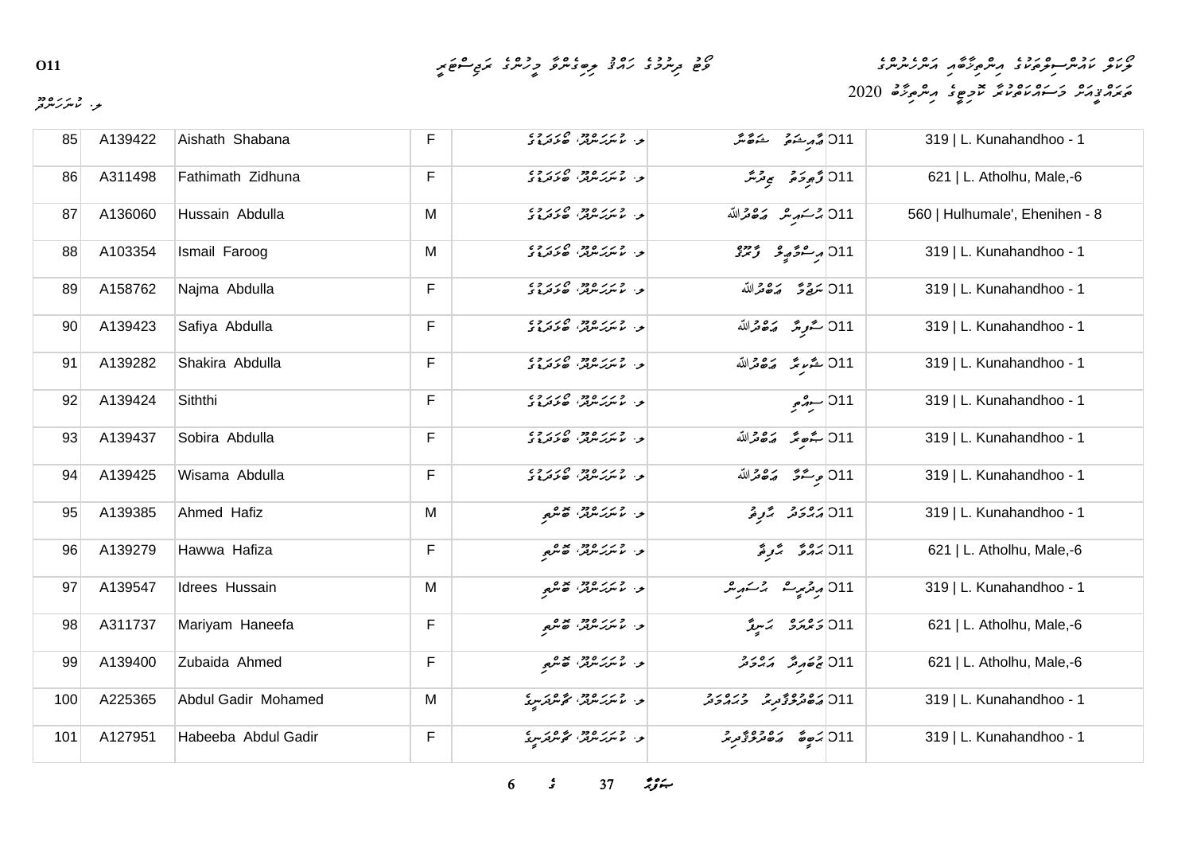| 85 | A139422 | Aishath Shabana | F | ލ. ކުނަހަންދޫ، ބޮކަރުގެ | O11 އާއިޝަތު ޝަބާނާ | 319 \| L. Kunahandhoo - 1 |
|---|---|---|---|---|---|---|
| 86 | A311498 | Fathimath Zidhuna | F | ލ. ކުނަހަންދޫ، ބޮކަރުގެ | O11 ފާތިމަތު ޒިދުނާ | 621 \| L. Atholhu, Male,-6 |
| 87 | A136060 | Hussain Abdulla | M | ލ. ކުނަހަންދޫ، ބޮކަރުގެ | O11 ހުސައިން އަބްދުއްلّٰه | 560 \| Hulhumale', Ehenihen - 8 |
| 88 | A103354 | Ismail Faroog | M | ލ. ކުނަހަންދޫ، ބޮކަރުގެ | O11 އިސްމާއީލް ފާރޫގު | 319 \| L. Kunahandhoo - 1 |
| 89 | A158762 | Najma Abdulla | F | ލ. ކުނަހަންދޫ، ބޮކަރުގެ | O11 ނަޖްމާ އަބްދުއްلّٰه | 319 \| L. Kunahandhoo - 1 |
| 90 | A139423 | Safiya Abdulla | F | ލ. ކުނަހަންދޫ، ބޮކަރުގެ | O11 ސާފިޔާ އަބްދުއްلّٰه | 319 \| L. Kunahandhoo - 1 |
| 91 | A139282 | Shakira Abdulla | F | ލ. ކުނަހަންދޫ، ބޮކަރުގެ | O11 ޝާކިރާ އަބްދުއްلّٰه | 319 \| L. Kunahandhoo - 1 |
| 92 | A139424 | Siththi | F | ލ. ކުނަހަންދޫ، ބޮކަރުގެ | O11 ސިއްތި | 319 \| L. Kunahandhoo - 1 |
| 93 | A139437 | Sobira Abdulla | F | ލ. ކުނަހަންދޫ، ބޮކަރުގެ | O11 ޞާބިރާ އަބްދުއްلّٰه | 319 \| L. Kunahandhoo - 1 |
| 94 | A139425 | Wisama Abdulla | F | ލ. ކުނަހަންދޫ، ބޮކަރުގެ | O11 ވިސާމާ އަބްދުއްلّٰه | 319 \| L. Kunahandhoo - 1 |
| 95 | A139385 | Ahmed Hafiz | M | ލ. ކުނަހަންދޫ، ބަނޑި | O11 އަހްމަދު ހާފިޒު | 319 \| L. Kunahandhoo - 1 |
| 96 | A139279 | Hawwa Hafiza | F | ލ. ކުނަހަންދޫ، ބަނޑި | O11 ހައްވާ ހާފިޒާ | 621 \| L. Atholhu, Male,-6 |
| 97 | A139547 | Idrees Hussain | M | ލ. ކުނަހަންދޫ، ބަނޑި | O11 އިދްރީސް ހުސައިން | 319 \| L. Kunahandhoo - 1 |
| 98 | A311737 | Mariyam Haneefa | F | ލ. ކުނަހަންދޫ، ބަނޑި | O11 މަރިޔަމް ހަނީފާ | 621 \| L. Atholhu, Male,-6 |
| 99 | A139400 | Zubaida Ahmed | F | ލ. ކުނަހަންދޫ، ބަނޑި | O11 ޒުބައިދާ އަހްމަދު | 621 \| L. Atholhu, Male,-6 |
| 100 | A225365 | Abdul Gadir Mohamed | M | ލ. ކުނަހަންދޫ، ބޮންޑަހިގެ | O11 އަބްދުލްޤާދިރު މުހައްމަދު | 319 \| L. Kunahandhoo - 1 |
| 101 | A127951 | Habeeba Abdul Gadir | F | ލ. ކުނަހަންދޫ، ބޮންޑަހިގެ | O11 ހަބީބާ އަބްދުލްޤާދިރު | 319 \| L. Kunahandhoo - 1 |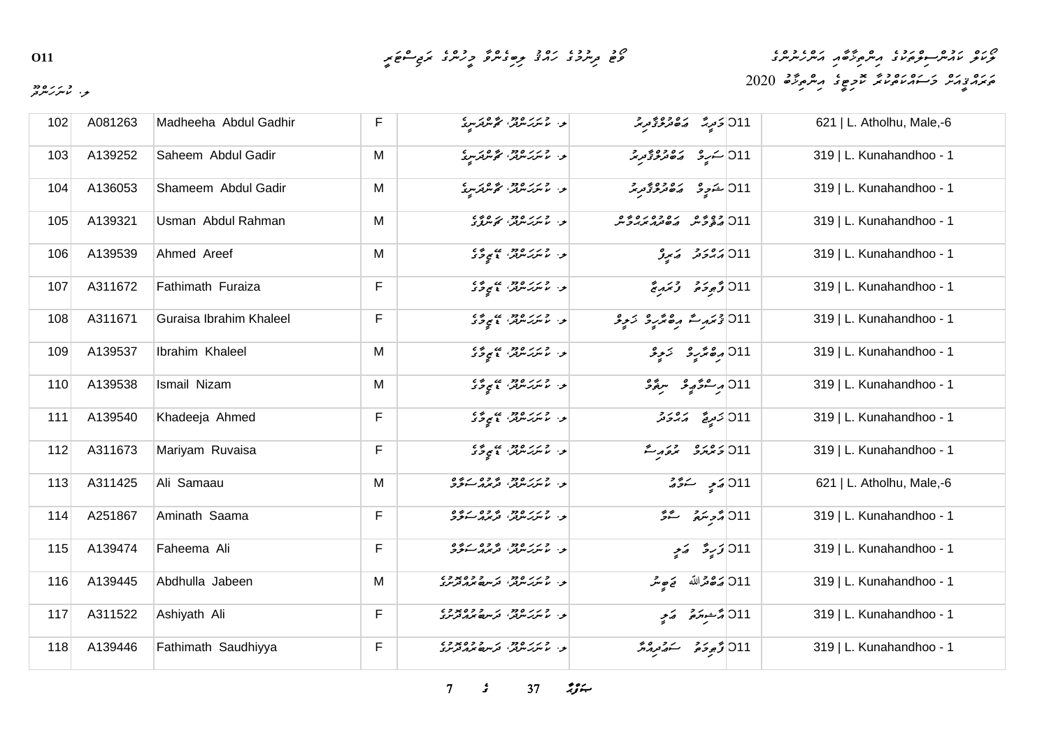| 102 | A081263 | Madheeha Abdul Gadhir | F | ޅ. ކުނަހަންދޫ، ވާރުދަނގެ | O11 މަދީޙާ އަބްދުލްޤާދިރު | 621 \| L. Atholhu, Male,-6 |
|---|---|---|---|---|---|---|
| 103 | A139252 | Saheem Abdul Gadir | M | ޅ. ކުނަހަންދޫ، ވާރުދަނގެ | O11 ސަހީމް އަބްދުލްޤާދިރު | 319 \| L. Kunahandhoo - 1 |
| 104 | A136053 | Shameem Abdul Gadir | M | ޅ. ކުނަހަންދޫ، ވާރުދަނގެ | O11 ޝަމީމް އަބްދުލްޤާދިރު | 319 \| L. Kunahandhoo - 1 |
| 105 | A139321 | Usman Abdul Rahman | M | ޅ. ކުނަހަންދޫ، ވަރުދީގެ | O11 ޢުސްމާން އަބްދުއްރަޙްމާން | 319 \| L. Kunahandhoo - 1 |
| 106 | A139539 | Ahmed Areef | M | ޅ. ކުނަހަންދޫ، ޢާލިމާގެ | O11 އަޙްމަދު ޢަރީފް | 319 \| L. Kunahandhoo - 1 |
| 107 | A311672 | Fathimath Furaiza | F | ޅ. ކުނަހަންދޫ، ޢާލިމާގެ | O11 ފާތިމަތު ފުރައިޒާ | 319 \| L. Kunahandhoo - 1 |
| 108 | A311671 | Guraisa Ibrahim Khaleel | F | ޅ. ކުނަހަންދޫ، ޢާލިމާގެ | O11 ގުރައިސާ އިބްރާހީމް ޚަލީލް | 319 \| L. Kunahandhoo - 1 |
| 109 | A139537 | Ibrahim Khaleel | M | ޅ. ކުނަހަންދޫ، ޢާލިމާގެ | O11 އިބްރާހީމް ޚަލީލް | 319 \| L. Kunahandhoo - 1 |
| 110 | A139538 | Ismail Nizam | M | ޅ. ކުނަހަންދޫ، ޢާލިމާގެ | O11 އިސްމާޢީލް ނިޒާމް | 319 \| L. Kunahandhoo - 1 |
| 111 | A139540 | Khadeeja Ahmed | F | ޅ. ކުނަހަންދޫ، ޢާލިމާގެ | O11 ޚަދީޖާ އަޙްމަދު | 319 \| L. Kunahandhoo - 1 |
| 112 | A311673 | Mariyam Ruvaisa | F | ޅ. ކުނަހަންދޫ، ޢާލިމާގެ | O11 މަރިޔަމް ރުވައިސާ | 319 \| L. Kunahandhoo - 1 |
| 113 | A311425 | Ali Samaau | M | ޅ. ކުނަހަންދޫ، ދޮރުއައްސަވާގެ | O11 ޢަލީ ސަމާޢު | 621 \| L. Atholhu, Male,-6 |
| 114 | A251867 | Aminath Saama | F | ޅ. ކުނަހަންދޫ، ދޮރުއައްސަވާގެ | O11 އާމިނަތު ސާމާ | 319 \| L. Kunahandhoo - 1 |
| 115 | A139474 | Faheema Ali | F | ޅ. ކުނަހަންދޫ، ދޮރުއައްސަވާގެ | O11 ފަހީމާ ޢަލީ | 319 \| L. Kunahandhoo - 1 |
| 116 | A139445 | Abdhulla Jabeen | M | ޅ. ކުނަހަންދޫ، ދަނބުއަތްދޮށުގެ | O11 އަބްދުﷲ ޖަބީން | 319 \| L. Kunahandhoo - 1 |
| 117 | A311522 | Ashiyath Ali | F | ޅ. ކުނަހަންދޫ، ދަނބުއަތްދޮށުގެ | O11 އާސިޔަތު ޢަލީ | 319 \| L. Kunahandhoo - 1 |
| 118 | A139446 | Fathimath Saudhiyya | F | ޅ. ކުނަހަންދޫ، ދަނބުއަތްދޮށުގެ | O11 ފާތިމަތު ސަޢުދިއްޔާ | 319 \| L. Kunahandhoo - 1 |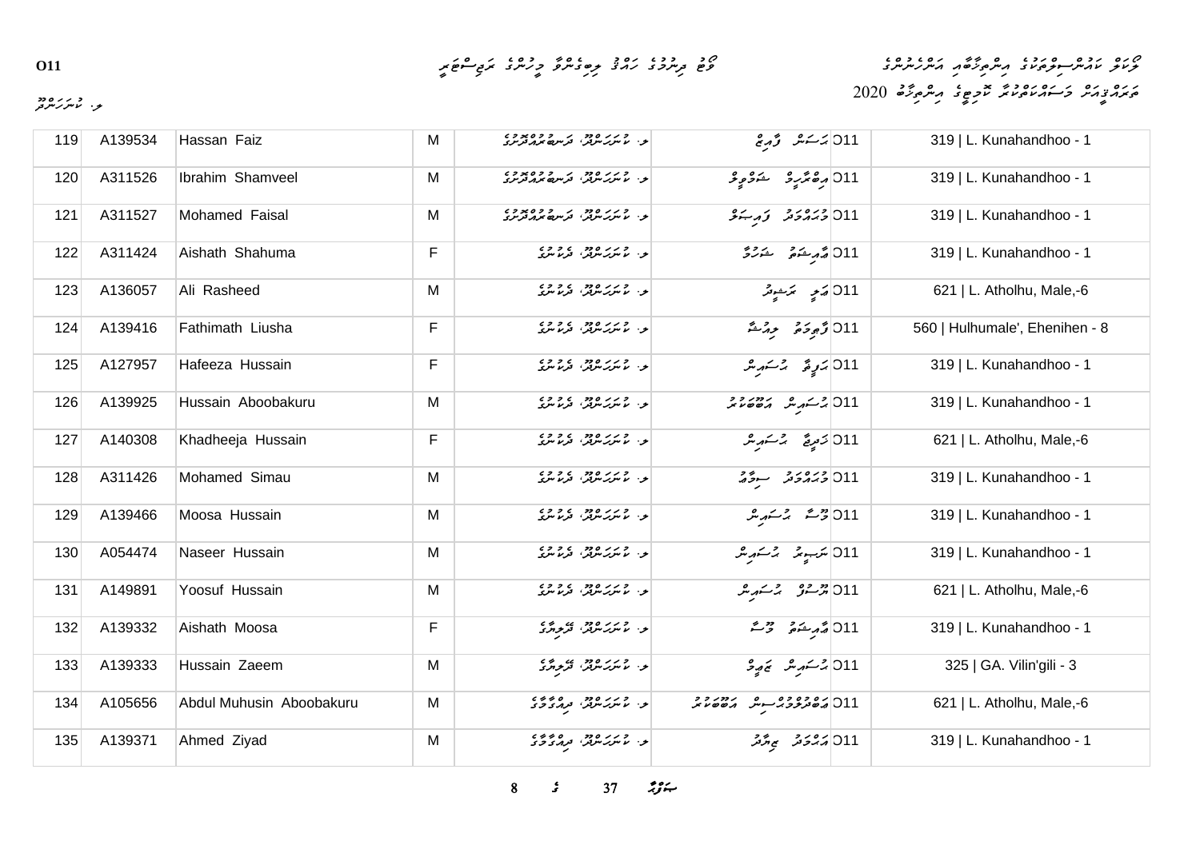| 119 | A139534 | Hassan Faiz | M | ޅ. ކުނަހަންދޫ، ދަނޑުބުރުގެ | O11 ހަސަން ފާއިޒް | 319 \| L. Kunahandhoo - 1 |
|---|---|---|---|---|---|---|
| 120 | A311526 | Ibrahim Shamveel | M | ޅ. ކުނަހަންދޫ، ދަނޑުބުރުގެ | O11 އިބްރާހީމް ޝަމްވީލް | 319 \| L. Kunahandhoo - 1 |
| 121 | A311527 | Mohamed Faisal | M | ޅ. ކުނަހަންދޫ، ދަނޑުބުރުގެ | O11 މުހައްމަދު ފައިސަލް | 319 \| L. Kunahandhoo - 1 |
| 122 | A311424 | Aishath Shahuma | F | ޅ. ކުނަހަންދޫ، ދަރުމަނގެ | O11 އާއިޝަތު ޝަހުމާ | 319 \| L. Kunahandhoo - 1 |
| 123 | A136057 | Ali Rasheed | M | ޅ. ކުނަހަންދޫ، ދަރުމަނގެ | O11 އަލީ ރަޝީދު | 621 \| L. Atholhu, Male,-6 |
| 124 | A139416 | Fathimath Liusha | F | ޅ. ކުނަހަންދޫ، ދަރުމަނގެ | O11 ފާތިމަތު ލިއުޝާ | 560 \| Hulhumale', Ehenihen - 8 |
| 125 | A127957 | Hafeeza Hussain | F | ޅ. ކުނަހަންދޫ، ދަރުމަނގެ | O11 ހަފީޒާ ހުސައިން | 319 \| L. Kunahandhoo - 1 |
| 126 | A139925 | Hussain Aboobakuru | M | ޅ. ކުނަހަންދޫ، ދަރުމަނގެ | O11 ހުސައިން އަބޫބަކުރު | 319 \| L. Kunahandhoo - 1 |
| 127 | A140308 | Khadheeja Hussain | F | ޅ. ކުނަހަންދޫ، ދަރުމަނގެ | O11 ޚަދީޖާ ހުސައިން | 621 \| L. Atholhu, Male,-6 |
| 128 | A311426 | Mohamed Simau | M | ޅ. ކުނަހަންދޫ، ދަރުމަނގެ | O11 މުހައްމަދު ސިމާއު | 319 \| L. Kunahandhoo - 1 |
| 129 | A139466 | Moosa Hussain | M | ޅ. ކުނަހަންދޫ، ދަރުމަނގެ | O11 މޫސާ ހުސައިން | 319 \| L. Kunahandhoo - 1 |
| 130 | A054474 | Naseer Hussain | M | ޅ. ކުނަހަންދޫ، ދަރުމަނގެ | O11 ނަސީރު ހުސައިން | 319 \| L. Kunahandhoo - 1 |
| 131 | A149891 | Yoosuf Hussain | M | ޅ. ކުނަހަންދޫ، ދަރުމަނގެ | O11 ޔޫސުފު ހުސައިން | 621 \| L. Atholhu, Male,-6 |
| 132 | A139332 | Aishath Moosa | F | ޅ. ކުނަހަންދޫ، ދޮލިދާގެ | O11 އާއިޝަތު މޫސާ | 319 \| L. Kunahandhoo - 1 |
| 133 | A139333 | Hussain Zaeem | M | ޅ. ކުނަހަންދޫ، ދޮލިދާގެ | O11 ހުސައިން ޒައީމް | 325 \| GA. Vilin'gili - 3 |
| 134 | A105656 | Abdul Muhusin Aboobakuru | M | ޅ. ކުނަހަންދޫ، ދިލްޝާދުގެ | O11 އަބްދުލްމުހުސިން އަބޫބަކުރު | 621 \| L. Atholhu, Male,-6 |
| 135 | A139371 | Ahmed Ziyad | M | ޅ. ކުނަހަންދޫ، ދިލްޝާދުގެ | O11 އަހްމަދު ޒިޔާދު | 319 \| L. Kunahandhoo - 1 |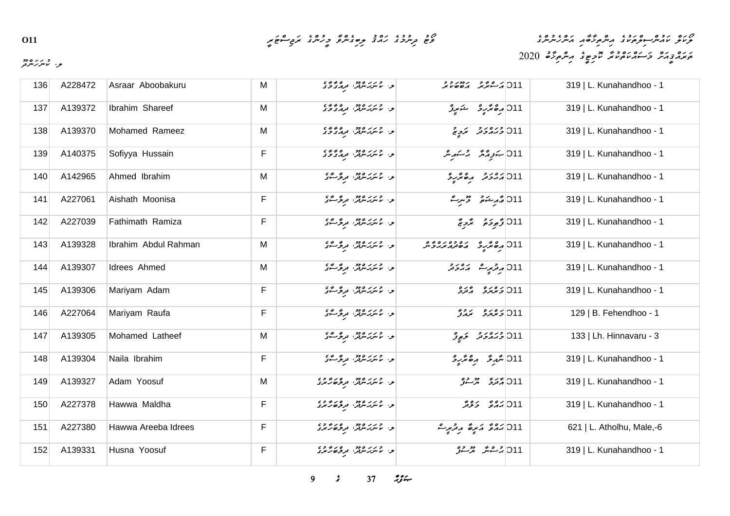| 136 | A228472 | Asraar Aboobakuru | M | ލ. ކުނަހަންދޫ، ދިއުމާގެ | އަސްރާރު އަބޫބަކުރު O11 | 319 \| L. Kunahandhoo - 1 |
|---|---|---|---|---|---|---|
| 137 | A139372 | Ibrahim Shareef | M | ލ. ކުނަހަންދޫ، ދިއުމާގެ | އިބްރާހީމް ޝަރީފް O11 | 319 \| L. Kunahandhoo - 1 |
| 138 | A139370 | Mohamed Rameez | M | ލ. ކުނަހަންދޫ، ދިއުމާގެ | މުޙައްމަދު ރަމީޒު O11 | 319 \| L. Kunahandhoo - 1 |
| 139 | A140375 | Sofiyya Hussain | F | ލ. ކުނަހަންދޫ، ދިއުމާގެ | ސޯފިއްޔާ ހުސައިން O11 | 319 \| L. Kunahandhoo - 1 |
| 140 | A142965 | Ahmed Ibrahim | M | ލ. ކުނަހަންދޫ، ދިލާސާގެ | އަޙްމަދު އިބްރާހީމް O11 | 319 \| L. Kunahandhoo - 1 |
| 141 | A227061 | Aishath Moonisa | F | ލ. ކުނަހަންދޫ، ދިލާސާގެ | އާއިޝަތު މޫނިސާ O11 | 319 \| L. Kunahandhoo - 1 |
| 142 | A227039 | Fathimath Ramiza | F | ލ. ކުނަހަންދޫ، ދިލާސާގެ | ފާތިމަތު ރާމިޒާ O11 | 319 \| L. Kunahandhoo - 1 |
| 143 | A139328 | Ibrahim Abdul Rahman | M | ލ. ކުނަހަންދޫ، ދިލާސާގެ | އިބްރާހީމް އަބްދުއްރަޙްމާން O11 | 319 \| L. Kunahandhoo - 1 |
| 144 | A139307 | Idrees Ahmed | M | ލ. ކުނަހަންދޫ، ދިލާސާގެ | އިދްރީސް އަޙްމަދު O11 | 319 \| L. Kunahandhoo - 1 |
| 145 | A139306 | Mariyam Adam | F | ލ. ކުނަހަންދޫ، ދިލާސާގެ | މަރިޔަމް އާދަމް O11 | 319 \| L. Kunahandhoo - 1 |
| 146 | A227064 | Mariyam Raufa | F | ލ. ކުނަހަންދޫ، ދިލާސާގެ | މަރިޔަމް ރައުފާ O11 | 129 \| B. Fehendhoo - 1 |
| 147 | A139305 | Mohamed Latheef | M | ލ. ކުނަހަންދޫ، ދިލާސާގެ | މުޙައްމަދު ލަތީފު O11 | 133 \| Lh. Hinnavaru - 3 |
| 148 | A139304 | Naila Ibrahim | F | ލ. ކުނަހަންދޫ، ދިލާސާގެ | ނާއިލާ އިބްރާހީމް O11 | 319 \| L. Kunahandhoo - 1 |
| 149 | A139327 | Adam Yoosuf | M | ލ. ކުނަހަންދޫ، ދިލްބަހާރުގެ | އާދަމް ޔޫސުފް O11 | 319 \| L. Kunahandhoo - 1 |
| 150 | A227378 | Hawwa Maldha | F | ލ. ކުނަހަންދޫ، ދިލްބަހާރުގެ | ހައްވާ މަލްދާ O11 | 319 \| L. Kunahandhoo - 1 |
| 151 | A227380 | Hawwa Areeba Idrees | F | ލ. ކުނަހަންދޫ، ދިލްބަހާރުގެ | ހައްވާ އަރީބާ އިދްރީސް O11 | 621 \| L. Atholhu, Male,-6 |
| 152 | A139331 | Husna Yoosuf | F | ލ. ކުނަހަންދޫ، ދިލްބަހާރުގެ | ހުސްނާ ޔޫސުފް O11 | 319 \| L. Kunahandhoo - 1 |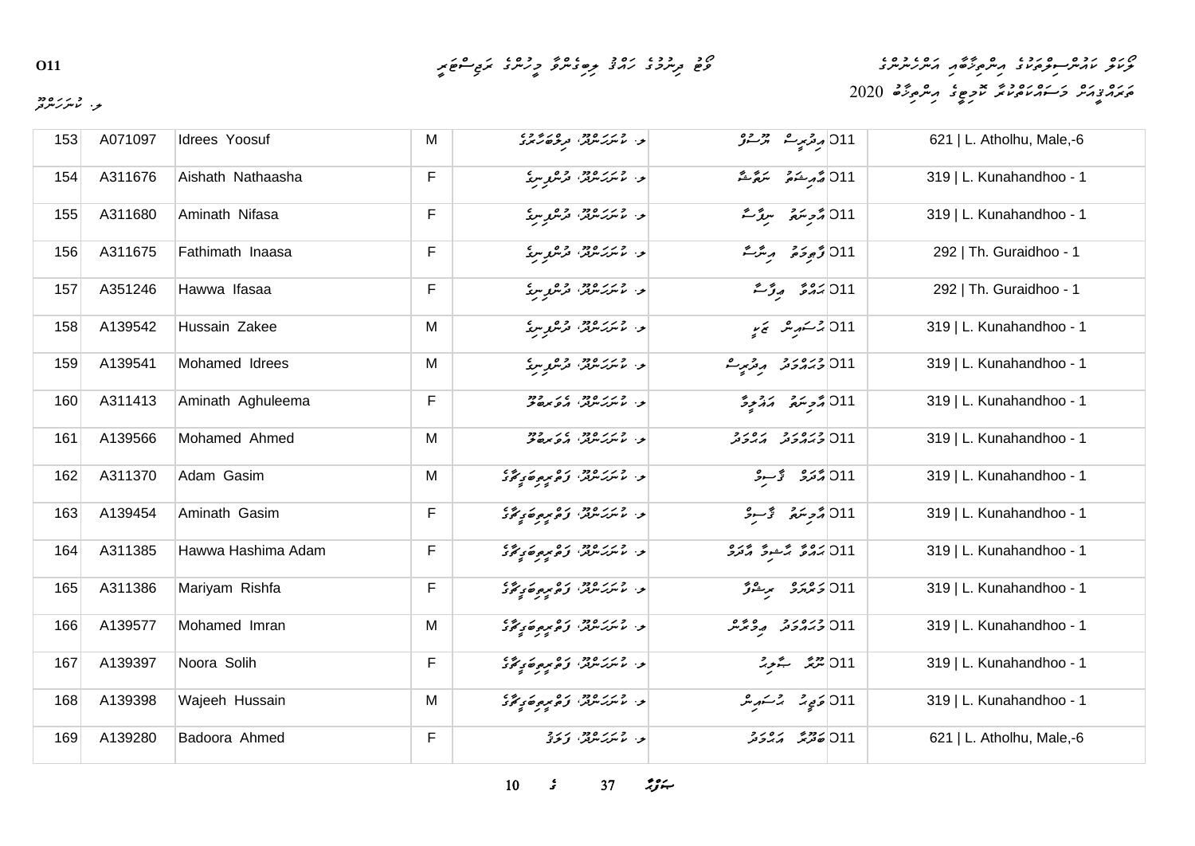| 153 | A071097 | Idrees Yoosuf | M | ޅ. ކުނަހަންދޫ، ދިލްބަހާރުގެ | O11 އިދުރީސް ޔޫސުފް | 621 \| L. Atholhu, Male,-6 |
|---|---|---|---|---|---|---|
| 154 | A311676 | Aishath Nathaasha | F | ޅ. ކުނަހަންދޫ، ދަންތުރިގެ | O11 އައިޝަތު ނަތާޝާ | 319 \| L. Kunahandhoo - 1 |
| 155 | A311680 | Aminath Nifasa | F | ޅ. ކުނަހަންދޫ، ދަންތުރިގެ | O11 އާމިނަތު ނިފާސާ | 319 \| L. Kunahandhoo - 1 |
| 156 | A311675 | Fathimath Inaasa | F | ޅ. ކުނަހަންދޫ، ދަންތުރިގެ | O11 ފާތިމަތު އިނާސާ | 292 \| Th. Guraidhoo - 1 |
| 157 | A351246 | Hawwa Ifasaa | F | ޅ. ކުނަހަންދޫ، ދަންތުރިގެ | O11 ހައްވާ އިފާސާ | 292 \| Th. Guraidhoo - 1 |
| 158 | A139542 | Hussain Zakee | M | ޅ. ކުނަހަންދޫ، ދަންތުރިގެ | O11 ހުސައިން ޒަކީ | 319 \| L. Kunahandhoo - 1 |
| 159 | A139541 | Mohamed Idrees | M | ޅ. ކުނަހަންދޫ، ދަންތުރިގެ | O11 މުހައްމަދު އިދުރީސް | 319 \| L. Kunahandhoo - 1 |
| 160 | A311413 | Aminath Aghuleema | F | ޅ. ކުނަހަންދޫ، އަވަރަބާދު | O11 އާމިނަތު އަގުލީމާ | 319 \| L. Kunahandhoo - 1 |
| 161 | A139566 | Mohamed Ahmed | M | ޅ. ކުނަހަންދޫ، އަވަރަބާދު | O11 މުހައްމަދު އަޙްމަދު | 319 \| L. Kunahandhoo - 1 |
| 162 | A311370 | Adam Gasim | M | ޅ. ކުނަހަންދޫ، ފަތުރުވެރިޔާގެ | O11 އާދަމް ޤާސިމް | 319 \| L. Kunahandhoo - 1 |
| 163 | A139454 | Aminath Gasim | F | ޅ. ކުނަހަންދޫ، ފަތުރުވެރިޔާގެ | O11 އާމިނަތު ޤާސިމް | 319 \| L. Kunahandhoo - 1 |
| 164 | A311385 | Hawwa Hashima Adam | F | ޅ. ކުނަހަންދޫ، ފަތުރުވެރިޔާގެ | O11 ހައްވާ ހާޝިމާ އާދަމް | 319 \| L. Kunahandhoo - 1 |
| 165 | A311386 | Mariyam Rishfa | F | ޅ. ކުނަހަންދޫ، ފަތުރުވެރިޔާގެ | O11 މަރިޔަމް ރިޝްފާ | 319 \| L. Kunahandhoo - 1 |
| 166 | A139577 | Mohamed Imran | M | ޅ. ކުނަހަންދޫ، ފަތުރުވެރިޔާގެ | O11 މުހައްމަދު އިމްރާން | 319 \| L. Kunahandhoo - 1 |
| 167 | A139397 | Noora Solih | F | ޅ. ކުނަހަންދޫ، ފަތުރުވެރިޔާގެ | O11 ނޫރާ ޞާލިޙް | 319 \| L. Kunahandhoo - 1 |
| 168 | A139398 | Wajeeh Hussain | M | ޅ. ކުނަހަންދޫ، ފަތުރުވެރިޔާގެ | O11 ވަޖީހު ހުސައިން | 319 \| L. Kunahandhoo - 1 |
| 169 | A139280 | Badoora Ahmed | F | ޅ. ކުނަހަންދޫ، ފަހަރު | O11 ބަދޫރާ އަޙްމަދު | 621 \| L. Atholhu, Male,-6 |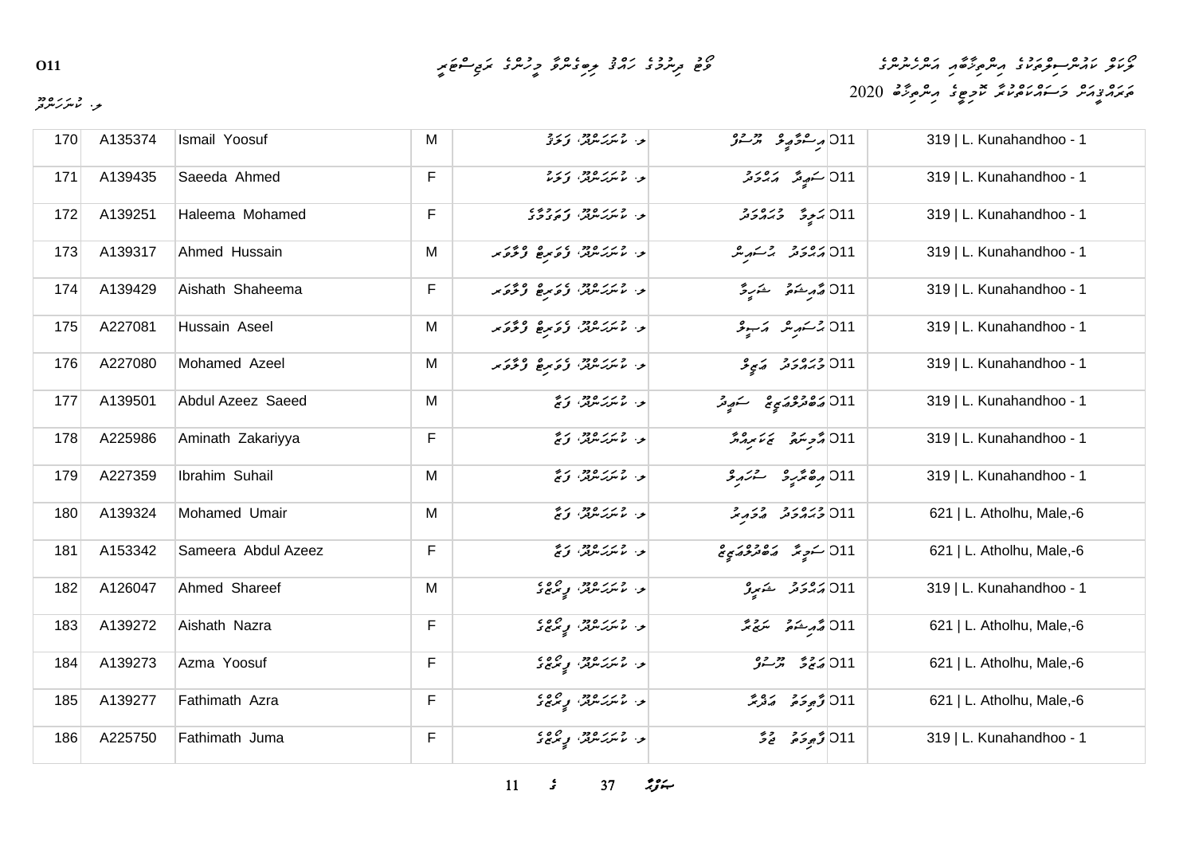| 170 | A135374 | Ismail Yoosuf | M | ޅ. ކުނަހަންދޫ، ފަރަވީ | O11 | 319 \| L. Kunahandhoo - 1 |
|---|---|---|---|---|---|---|
| 171 | A139435 | Saeeda Ahmed | F | ޅ. ކުނަހަންދޫ، ފަރަވީ | O11 | 319 \| L. Kunahandhoo - 1 |
| 172 | A139251 | Haleema Mohamed | F | ޅ. ކުނަހަންދޫ، ފަރުމާގޭ | O11 | 319 \| L. Kunahandhoo - 1 |
| 173 | A139317 | Ahmed Hussain | M | ޅ. ކުނަހަންދޫ، ފަރުދާ | O11 | 319 \| L. Kunahandhoo - 1 |
| 174 | A139429 | Aishath Shaheema | F | ޅ. ކުނަހަންދޫ، ފަރުދާ | O11 | 319 \| L. Kunahandhoo - 1 |
| 175 | A227081 | Hussain Aseel | M | ޅ. ކުނަހަންދޫ، ފަރުދާ | O11 | 319 \| L. Kunahandhoo - 1 |
| 176 | A227080 | Mohamed Azeel | M | ޅ. ކުނަހަންދޫ، ފަރުދާ | O11 | 319 \| L. Kunahandhoo - 1 |
| 177 | A139501 | Abdul Azeez Saeed | M | ޅ. ކުނަހަންދޫ، ފަޒާ | O11 | 319 \| L. Kunahandhoo - 1 |
| 178 | A225986 | Aminath Zakariyya | F | ޅ. ކުނަހަންދޫ، ފަޒާ | O11 | 319 \| L. Kunahandhoo - 1 |
| 179 | A227359 | Ibrahim Suhail | M | ޅ. ކުނަހަންދޫ، ފަޒާ | O11 | 319 \| L. Kunahandhoo - 1 |
| 180 | A139324 | Mohamed Umair | M | ޅ. ކުނަހަންދޫ، ފަޒާ | O11 | 621 \| L. Atholhu, Male,-6 |
| 181 | A153342 | Sameera Abdul Azeez | F | ޅ. ކުނަހަންދޫ، ފަޒާ | O11 | 621 \| L. Atholhu, Male,-6 |
| 182 | A126047 | Ahmed Shareef | M | ޅ. ކުނަހަންދޫ، ފިރުޒާގޭ | O11 | 319 \| L. Kunahandhoo - 1 |
| 183 | A139272 | Aishath Nazra | F | ޅ. ކުނަހަންދޫ، ފިރުޒާގޭ | O11 | 621 \| L. Atholhu, Male,-6 |
| 184 | A139273 | Azma Yoosuf | F | ޅ. ކުނަހަންދޫ، ފިރުޒާގޭ | O11 | 621 \| L. Atholhu, Male,-6 |
| 185 | A139277 | Fathimath Azra | F | ޅ. ކުނަހަންދޫ، ފިރުޒާގޭ | O11 | 621 \| L. Atholhu, Male,-6 |
| 186 | A225750 | Fathimath Juma | F | ޅ. ކުނަހަންދޫ، ފިރުޒާގޭ | O11 | 319 \| L. Kunahandhoo - 1 |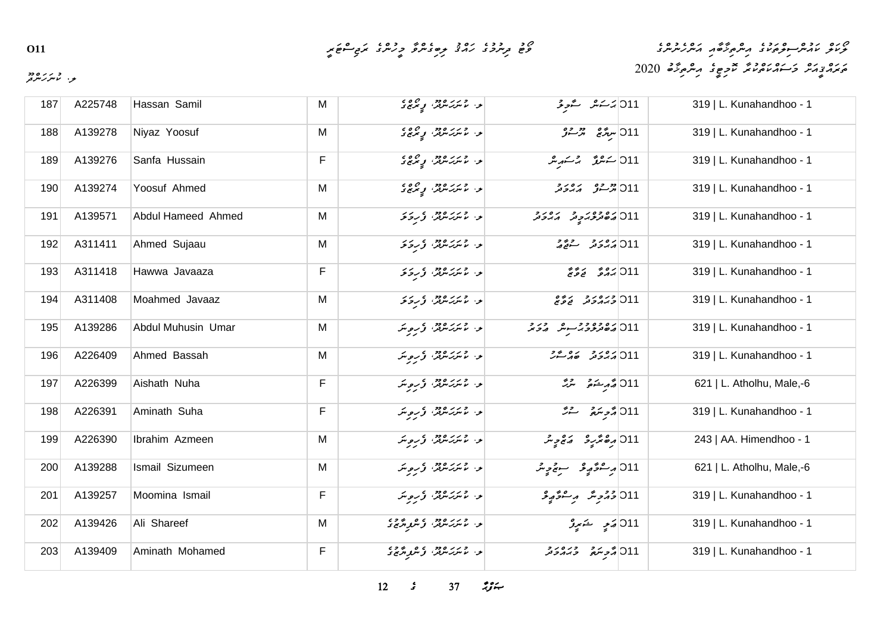| 187 | A225748 | Hassan Samil | M | ޅ. ކުނަހަންދޫ، ޕީޗްގެ | O11 ހަސަން ސާމިލް | 319 \| L. Kunahandhoo - 1 |
|---|---|---|---|---|---|---|
| 188 | A139278 | Niyaz Yoosuf | M | ޅ. ކުނަހަންދޫ، ޕީޗްގެ | O11 ނިޔާޒް ޔޫސުފް | 319 \| L. Kunahandhoo - 1 |
| 189 | A139276 | Sanfa Hussain | F | ޅ. ކުނަހަންދޫ، ޕީޗްގެ | O11 ސަންފާ ހުސައިން | 319 \| L. Kunahandhoo - 1 |
| 190 | A139274 | Yoosuf Ahmed | M | ޅ. ކުނަހަންދޫ، ޕީޗްގެ | O11 ޔޫސުފް އަހުމަދު | 319 \| L. Kunahandhoo - 1 |
| 191 | A139571 | Abdul Hameed Ahmed | M | ޅ. ކުނަހަންދޫ، ފިހާރަ | O11 އަބްދުލްހަމީދު އަހުމަދު | 319 \| L. Kunahandhoo - 1 |
| 192 | A311411 | Ahmed Sujaau | M | ޅ. ކުނަހަންދޫ، ފިހާރަ | O11 އަހުމަދު ސުޖާޢު | 319 \| L. Kunahandhoo - 1 |
| 193 | A311418 | Hawwa Javaaza | F | ޅ. ކުނަހަންދޫ، ފިހާރަ | O11 ހައްވާ ޖަވާޒާ | 319 \| L. Kunahandhoo - 1 |
| 194 | A311408 | Moahmed Javaaz | M | ޅ. ކުނަހަންދޫ، ފިހާރަ | O11 މުހައްމަދު ޖަވާޒް | 319 \| L. Kunahandhoo - 1 |
| 195 | A139286 | Abdul Muhusin Umar | M | ޅ. ކުނަހަންދޫ، ފިނިވަނަ | O11 އަބްދުލްމުޙުސިން އުމަރު | 319 \| L. Kunahandhoo - 1 |
| 196 | A226409 | Ahmed Bassah | M | ޅ. ކުނަހަންދޫ، ފިނިވަނަ | O11 އަހުމަދު ބައްސާހު | 319 \| L. Kunahandhoo - 1 |
| 197 | A226399 | Aishath Nuha | F | ޅ. ކުނަހަންދޫ، ފިނިވަނަ | O11 އާއިޝަތު ނުހާ | 621 \| L. Atholhu, Male,-6 |
| 198 | A226391 | Aminath Suha | F | ޅ. ކުނަހަންދޫ، ފިނިވަނަ | O11 އާމިނަތު ސުހާ | 319 \| L. Kunahandhoo - 1 |
| 199 | A226390 | Ibrahim Azmeen | M | ޅ. ކުނަހަންދޫ، ފިނިވަނަ | O11 އިބްރާހީމް އަޒްމީން | 243 \| AA. Himendhoo - 1 |
| 200 | A139288 | Ismail Sizumeen | M | ޅ. ކުނަހަންދޫ، ފިނިވަނަ | O11 އިސްމާޢީލް ސިޒުމީން | 621 \| L. Atholhu, Male,-6 |
| 201 | A139257 | Moomina Ismail | F | ޅ. ކުނަހަންދޫ، ފިނިވަނަ | O11 މޫމިނާ އިސްމާޢީލް | 319 \| L. Kunahandhoo - 1 |
| 202 | A139426 | Ali Shareef | M | ޅ. ކުނަހަންދޫ، ފެންފިޔާޒުގެ | O11 އަލި ޝަރީފް | 319 \| L. Kunahandhoo - 1 |
| 203 | A139409 | Aminath Mohamed | F | ޅ. ކުނަހަންދޫ، ފެންފިޔާޒުގެ | O11 އާމިނަތު މުހައްމަދު | 319 \| L. Kunahandhoo - 1 |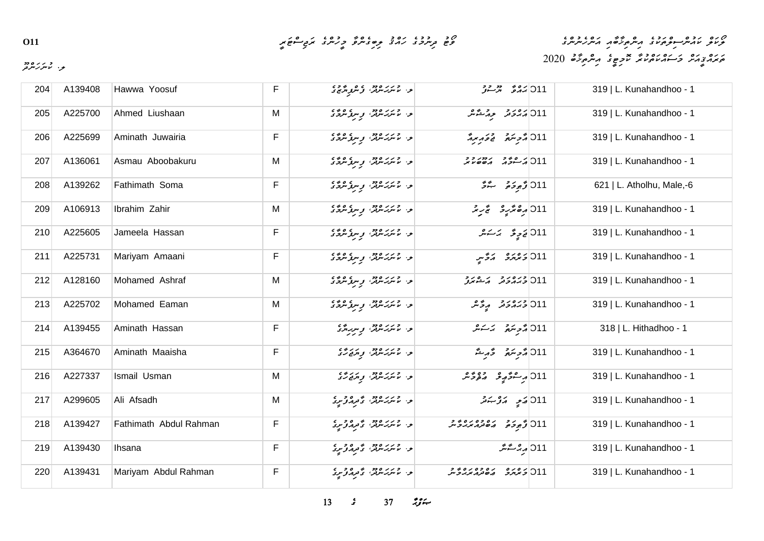| 204 | A139408 | Hawwa Yoosuf | F | ل. ކުނަހަންދޫ، ފެންވަށްގެ | O11 ހައްވާ ޔޫސުފް | 319 \| L. Kunahandhoo - 1 |
|---|---|---|---|---|---|---|
| 205 | A225700 | Ahmed Liushaan | M | ل. ކުނަހަންދޫ، ފިނިފެންމާގެ | O11 އަހުމަދު ލިއުޝާން | 319 \| L. Kunahandhoo - 1 |
| 206 | A225699 | Aminath Juwairia | F | ل. ކުނަހަންދޫ، ފިނިފެންމާގެ | O11 އާމިނަތު ޖުވައިރިއާ | 319 \| L. Kunahandhoo - 1 |
| 207 | A136061 | Asmau Aboobakuru | M | ل. ކުނަހަންދޫ، ފިނިފެންމާގެ | O11 އަސްމާއު އަބޫބަކުރު | 319 \| L. Kunahandhoo - 1 |
| 208 | A139262 | Fathimath Soma | F | ل. ކުނަހަންދޫ، ފިނިފެންމާގެ | O11 ފާތިމަތު ސޯމާ | 621 \| L. Atholhu, Male,-6 |
| 209 | A106913 | Ibrahim Zahir | M | ل. ކުނަހަންދޫ، ފިނިފެންމާގެ | O11 އިބްރާހީމް ޒާހިރު | 319 \| L. Kunahandhoo - 1 |
| 210 | A225605 | Jameela Hassan | F | ل. ކުނަހަންދޫ، ފިނިފެންމާގެ | O11 ޖަމީލާ ހަސަން | 319 \| L. Kunahandhoo - 1 |
| 211 | A225731 | Mariyam Amaani | F | ل. ކުނަހަންދޫ، ފިނިފެންމާގެ | O11 މަރިޔަމް އަމާނީ | 319 \| L. Kunahandhoo - 1 |
| 212 | A128160 | Mohamed Ashraf | M | ل. ކުނަހަންދޫ، ފިނިފެންމާގެ | O11 މުހައްމަދު އަޝްރަފް | 319 \| L. Kunahandhoo - 1 |
| 213 | A225702 | Mohamed Eaman | M | ل. ކުނަހަންދޫ، ފިނިފެންމާގެ | O11 މުހައްމަދު އީމާން | 319 \| L. Kunahandhoo - 1 |
| 214 | A139455 | Aminath Hassan | F | ل. ކުނަހަންދޫ، ފިނިހިޔާގެ | O11 އާމިނަތު ހަސަން | 318 \| L. Hithadhoo - 1 |
| 215 | A364670 | Aminath Maaisha | F | ل. ކުނަހަންދޫ، ފިރަޒާގެ | O11 އާމިނަތު މާއިޝާ | 319 \| L. Kunahandhoo - 1 |
| 216 | A227337 | Ismail Usman | M | ل. ކުނަހަންދޫ، ފިރަޒާގެ | O11 އިސްމާއީލް އުސްމާން | 319 \| L. Kunahandhoo - 1 |
| 217 | A299605 | Ali Afsadh | M | ل. ކުނަހަންދޫ، ފާރިއުފުށީގެ | O11 އަލި އަފްސަދު | 319 \| L. Kunahandhoo - 1 |
| 218 | A139427 | Fathimath Abdul Rahman | F | ل. ކުނަހަންދޫ، ފާރިއުފުށީގެ | O11 ފާތިމަތު އަބްދުއްރަޙްމާން | 319 \| L. Kunahandhoo - 1 |
| 219 | A139430 | Ihsana | F | ل. ކުނަހަންދޫ، ފާރިއުފުށީގެ | O11 އިޙްސާނާ | 319 \| L. Kunahandhoo - 1 |
| 220 | A139431 | Mariyam Abdul Rahman | F | ل. ކުނަހަންދޫ، ފާރިއުފުށީގެ | O11 މަރިޔަމް އަބްދުއްރަޙްމާން | 319 \| L. Kunahandhoo - 1 |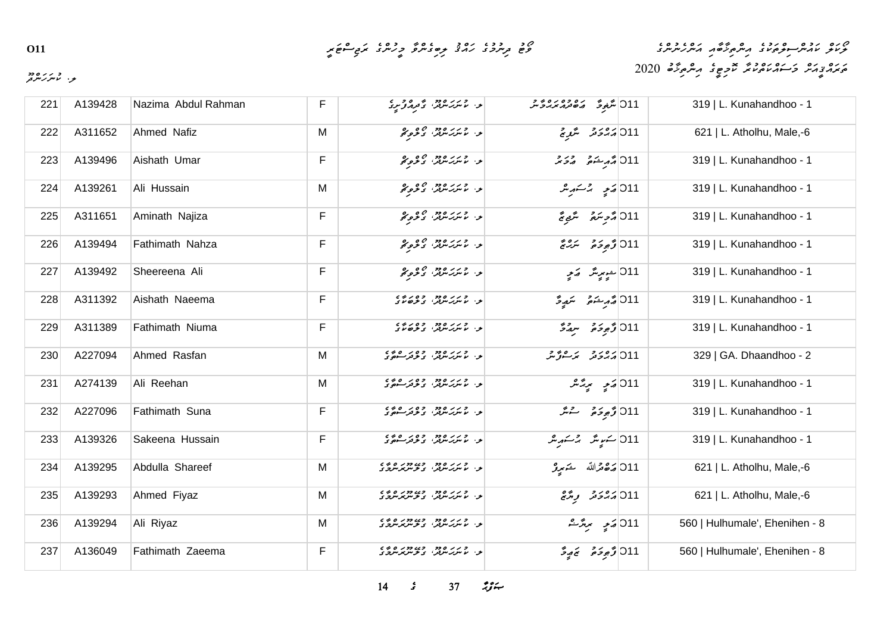| 221 | A139428 | Nazima Abdul Rahman | F | ޅ. ކުނަހަންދޫ، ފެހިއެވާރީގެ | O11 ނާޒިމާ އަބްދުއްރަޙްމާން | 319 \| L. Kunahandhoo - 1 |
|---|---|---|---|---|---|---|
| 222 | A311652 | Ahmed Nafiz | M | ޅ. ކުނަހަންދޫ، ގުލްޝަން | O11 އަޙްމަދު ނާފިޒް | 621 \| L. Atholhu, Male,-6 |
| 223 | A139496 | Aishath Umar | F | ޅ. ކުނަހަންދޫ، ގުލްޝަން | O11 އާއިޝަތު އުމަރު | 319 \| L. Kunahandhoo - 1 |
| 224 | A139261 | Ali Hussain | M | ޅ. ކުނަހަންދޫ، ގުލްޝަން | O11 އަލީ ހުސައިން | 319 \| L. Kunahandhoo - 1 |
| 225 | A311651 | Aminath Najiza | F | ޅ. ކުނަހަންދޫ، ގުލްޝަން | O11 އާމިނަތު ނާޖިޒާ | 319 \| L. Kunahandhoo - 1 |
| 226 | A139494 | Fathimath Nahza | F | ޅ. ކުނަހަންދޫ، ގުލްޝަން | O11 ފާތިމަތު ނަހްޒާ | 319 \| L. Kunahandhoo - 1 |
| 227 | A139492 | Sheereena Ali | F | ޅ. ކުނަހަންދޫ، ގުލްޝަން | O11 ޝީރީނާ އަލީ | 319 \| L. Kunahandhoo - 1 |
| 228 | A311392 | Aishath Naeema | F | ޅ. ކުނަހަންދޫ، ގުލްބަހާރު | O11 އާއިޝަތުނަޢީމާ | 319 \| L. Kunahandhoo - 1 |
| 229 | A311389 | Fathimath Niuma | F | ޅ. ކުނަހަންދޫ، ގުލްބަހާރު | O11 ފާތިމަތު ނިޢުމާ | 319 \| L. Kunahandhoo - 1 |
| 230 | A227094 | Ahmed Rasfan | M | ޅ. ކުނަހަންދޫ، ގުލްފަސްޓޯރ | O11 އަޙްމަދު ރަސްފާން | 329 \| GA. Dhaandhoo - 2 |
| 231 | A274139 | Ali Reehan | M | ޅ. ކުނަހަންދޫ، ގުލްފަސްޓޯރ | O11 އަލީ ރީހާން | 319 \| L. Kunahandhoo - 1 |
| 232 | A227096 | Fathimath Suna | F | ޅ. ކުނަހަންދޫ، ގުލްފަސްޓޯރ | O11 ފާތިމަތު ސުނާ | 319 \| L. Kunahandhoo - 1 |
| 233 | A139326 | Sakeena Hussain | F | ޅ. ކުނަހަންދޫ، ގުލްފަސްޓޯރ | O11 ސަކީނާ ހުސައިން | 319 \| L. Kunahandhoo - 1 |
| 234 | A139295 | Abdulla Shareef | M | ޅ. ކުނަހަންދޫ، ގުލްޝަންހަނދުވާރު | O11 އަބްދުﷲ ޝަރީފު | 621 \| L. Atholhu, Male,-6 |
| 235 | A139293 | Ahmed Fiyaz | M | ޅ. ކުނަހަންދޫ، ގުލްޝަންހަނދުވާރު | O11 އަޙްމަދު ފިޔާޒް | 621 \| L. Atholhu, Male,-6 |
| 236 | A139294 | Ali Riyaz | M | ޅ. ކުނަހަންދޫ، ގުލްޝަންހަނދުވާރު | O11 އަލީ ރިޔާޒް | 560 \| Hulhumale', Ehenihen - 8 |
| 237 | A136049 | Fathimath Zaeema | F | ޅ. ކުނަހަންދޫ، ގުލްޝަންހަނދުވާރު | O11 ފާތިމަތު ޒަޢީމާ | 560 \| Hulhumale', Ehenihen - 8 |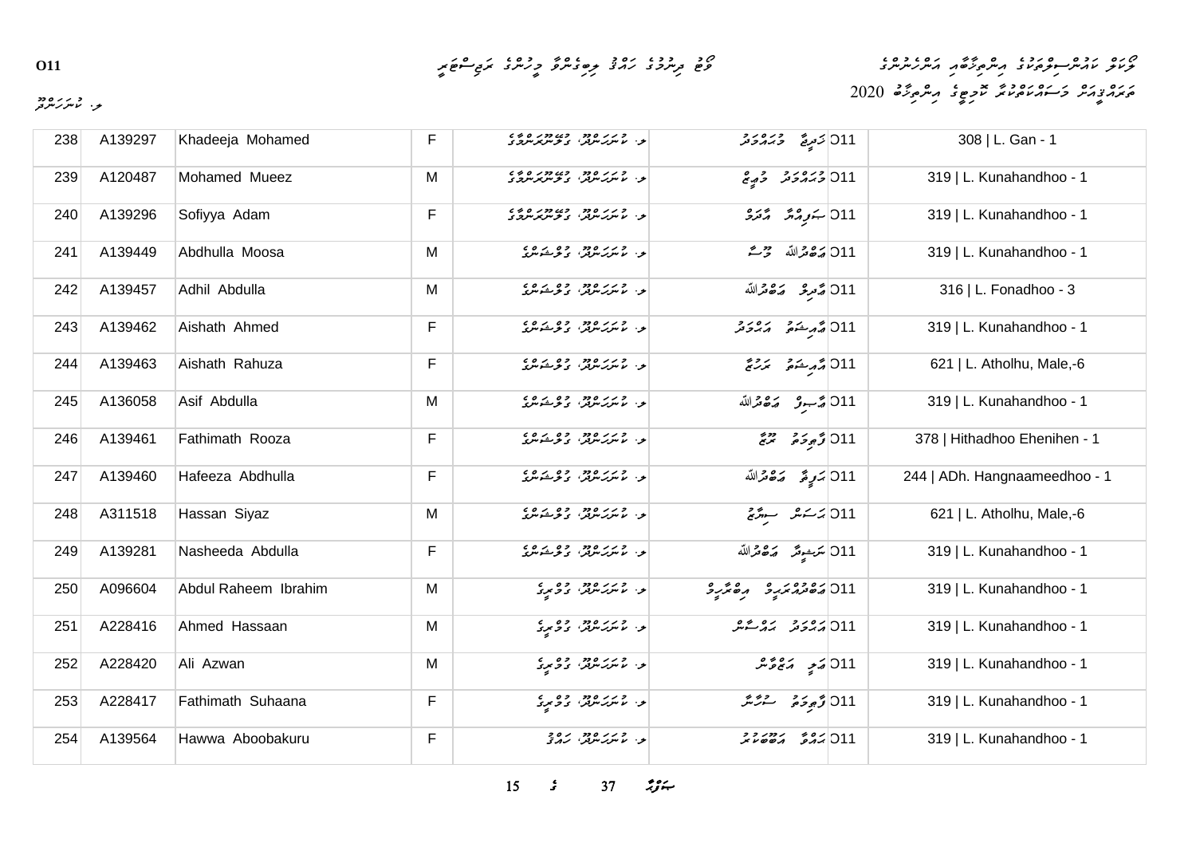| 238 | A139297 | Khadeeja Mohamed | F | ޅ. ކުނަހަންދޫ، ފުވާނާނަގޭ | O11 ޚަދީޖާ މުޙައްމަދު | 308 \| L. Gan - 1 |
|---|---|---|---|---|---|---|
| 239 | A120487 | Mohamed Mueez | M | ޅ. ކުނަހަންދޫ، ފުވާނާނަގޭ | O11 މުޙައްމަދު މުޢިއްޒު | 319 \| L. Kunahandhoo - 1 |
| 240 | A139296 | Sofiyya Adam | F | ޅ. ކުނަހަންދޫ، ފުވާނާނަގޭ | O11 ސޯފިއްޔާ އާދަމް | 319 \| L. Kunahandhoo - 1 |
| 241 | A139449 | Abdhulla Moosa | M | ޅ. ކުނަހަންދޫ، ފުލުޝަންގު | O11 އަބްދުﷲ މޫސާ | 319 \| L. Kunahandhoo - 1 |
| 242 | A139457 | Adhil Abdulla | M | ޅ. ކުނަހަންދޫ، ފުލުޝަންގު | O11 އާދިލް އަބްދުﷲ | 316 \| L. Fonadhoo - 3 |
| 243 | A139462 | Aishath Ahmed | F | ޅ. ކުނަހަންދޫ، ފުލުޝަންގު | O11 އާއިޝަތު އަޙްމަދު | 319 \| L. Kunahandhoo - 1 |
| 244 | A139463 | Aishath Rahuza | F | ޅ. ކުނަހަންދޫ، ފުލުޝަންގު | O11 އާއިޝަތު ރަހުޒާ | 621 \| L. Atholhu, Male,-6 |
| 245 | A136058 | Asif Abdulla | M | ޅ. ކުނަހަންދޫ، ފުލުޝަންގު | O11 އާސިފް އަބްދުﷲ | 319 \| L. Kunahandhoo - 1 |
| 246 | A139461 | Fathimath Rooza | F | ޅ. ކުނަހަންދޫ، ފުލުޝަންގު | O11 ފާތިމަތު ރޫޒާ | 378 \| Hithadhoo Ehenihen - 1 |
| 247 | A139460 | Hafeeza Abdhulla | F | ޅ. ކުނަހަންދޫ، ފުލުޝަންގު | O11 ހަފީޒާ އަބްދުﷲ | 244 \| ADh. Hangnaameedhoo - 1 |
| 248 | A311518 | Hassan Siyaz | M | ޅ. ކުނަހަންދޫ، ފުލުޝަންގު | O11 ހަސަން ސިޔާޒް | 621 \| L. Atholhu, Male,-6 |
| 249 | A139281 | Nasheeda Abdulla | F | ޅ. ކުނަހަންދޫ، ފުލުޝަންގު | O11 ނަޝީދާ އަބްދުﷲ | 319 \| L. Kunahandhoo - 1 |
| 250 | A096604 | Abdul Raheem Ibrahim | M | ޅ. ކުނަހަންދޫ، ފުލިރީ | O11 އަބްދުއްރަޙީމް އިބްރާހީމް | 319 \| L. Kunahandhoo - 1 |
| 251 | A228416 | Ahmed Hassaan | M | ޅ. ކުނަހަންދޫ، ފުލިރީ | O11 އަޙްމަދު ހައްސާން | 319 \| L. Kunahandhoo - 1 |
| 252 | A228420 | Ali Azwan | M | ޅ. ކުނަހަންދޫ، ފުލިރީ | O11 އަލީ އަޒްވާން | 319 \| L. Kunahandhoo - 1 |
| 253 | A228417 | Fathimath Suhaana | F | ޅ. ކުނަހަންދޫ، ފުލިރީ | O11 ފާތިމަތު ސުހާނާ | 319 \| L. Kunahandhoo - 1 |
| 254 | A139564 | Hawwa Aboobakuru | F | ޅ. ކުނަހަންދޫ، ހައްދު | O11 ހައްވާ އަބޫބަކުރު | 319 \| L. Kunahandhoo - 1 |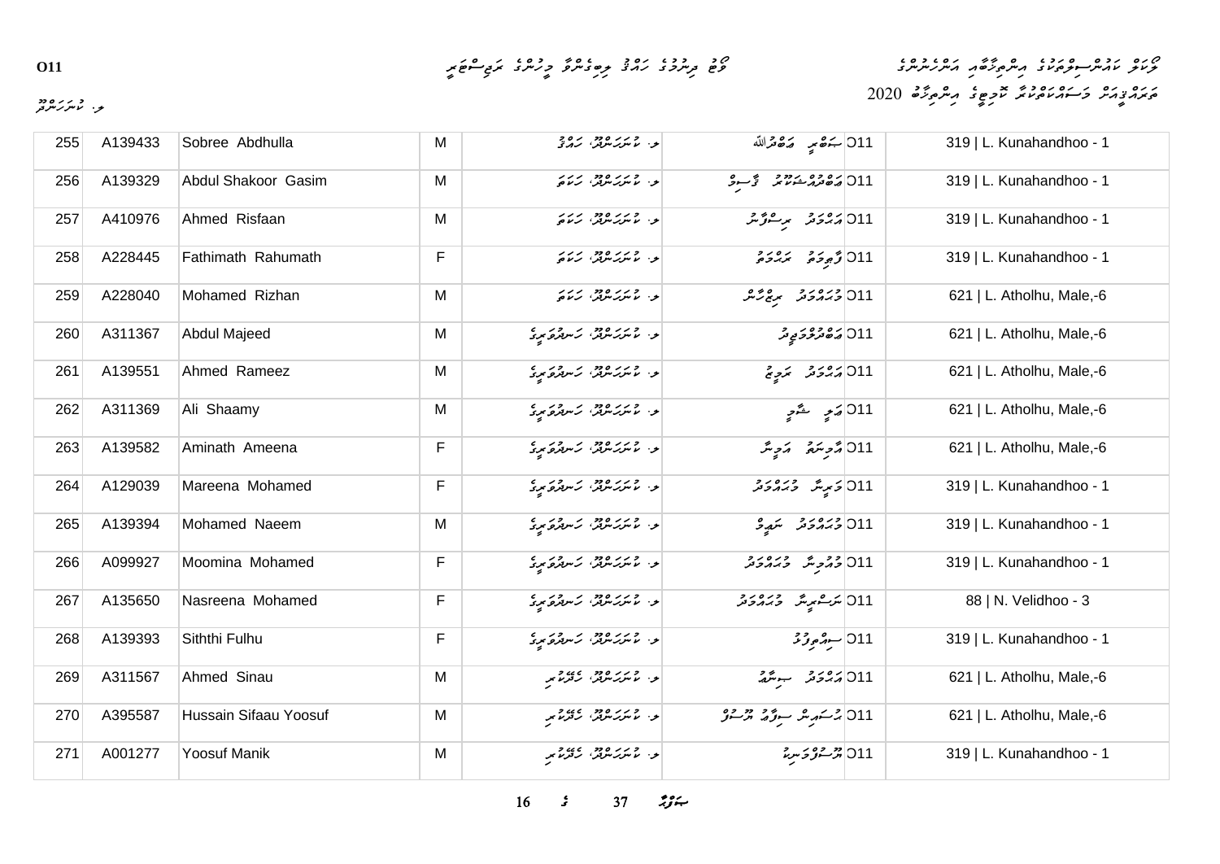| 255 | A139433 | Sobree Abdhulla | M | ل. كُنَرَسْرُوْ، رَهْرُوْ | O11 سَهْ بِرِ مَهْ مُرَاللّه | 319 \| L. Kunahandhoo - 1 |
|---|---|---|---|---|---|---|
| 256 | A139329 | Abdul Shakoor Gasim | M | ل. كُنَرَسْرُوْ، رَنَوَ | O11 مَهْ مْرُوْ شَمَّمْ تَ سِوْ | 319 \| L. Kunahandhoo - 1 |
| 257 | A410976 | Ahmed Risfaan | M | ل. كُنَرَسْرُوْ، رَنَوَ | O11 مَهْ رَدَ مُرِ سْوَّسْ | 319 \| L. Kunahandhoo - 1 |
| 258 | A228445 | Fathimath Rahumath | F | ل. كُنَرَسْرُوْ، رَنَوَ | O11 وَّجِوَتْ بَرْ رُوَتْ | 319 \| L. Kunahandhoo - 1 |
| 259 | A228040 | Mohamed Rizhan | M | ل. كُنَرَسْرُوْ، رَنَوَ | O11 وَرَهْ دَوْ مِرِ جْ رَسْ | 621 \| L. Atholhu, Male,-6 |
| 260 | A311367 | Abdul Majeed | M | ل. كُنَرَسْرُوْ، رَسِرْدُوَ مِرِي | O11 مَهْ مْرُوْ وَ دِ دْ | 621 \| L. Atholhu, Male,-6 |
| 261 | A139551 | Ahmed Rameez | M | ل. كُنَرَسْرُوْ، رَسِرْدُوَ مِرِي | O11 مَهْ دَوْ مَرِجْ | 621 \| L. Atholhu, Male,-6 |
| 262 | A311369 | Ali Shaamy | M | ل. كُنَرَسْرُوْ، رَسِرْدُوَ مِرِي | O11 مَهْ شَّوِ | 621 \| L. Atholhu, Male,-6 |
| 263 | A139582 | Aminath Ameena | F | ل. كُنَرَسْرُوْ، رَسِرْدُوَ مِرِي | O11 مَّ جِ سَمْ مَ جِ سْ | 621 \| L. Atholhu, Male,-6 |
| 264 | A129039 | Mareena Mohamed | F | ل. كُنَرَسْرُوْ، رَسِرْدُوَ مِرِي | O11 وَمِرِ سْ وَرَهْ دَوْ | 319 \| L. Kunahandhoo - 1 |
| 265 | A139394 | Mohamed Naeem | M | ل. كُنَرَسْرُوْ، رَسِرْدُوَ مِرِي | O11 وَرَهْ دَوْ سَمِرِ وْ | 319 \| L. Kunahandhoo - 1 |
| 266 | A099927 | Moomina Mohamed | F | ل. كُنَرَسْرُوْ، رَسِرْدُوَ مِرِي | O11 وْمْ وِسْ وَرَهْ دَوْ | 319 \| L. Kunahandhoo - 1 |
| 267 | A135650 | Nasreena Mohamed | F | ل. كُنَرَسْرُوْ، رَسِرْدُوَ مِرِي | O11 سَرْ سْمِرِ سْ وَرَهْ دَوْ | 88 \| N. Velidhoo - 3 |
| 268 | A139393 | Siththi Fulhu | F | ل. كُنَرَسْرُوْ، رَسِرْدُوَ مِرِي | O11 سِهْ مُوِ وْ دْ | 319 \| L. Kunahandhoo - 1 |
| 269 | A311567 | Ahmed Sinau | M | ل. كُنَرَسْرُوْ، رُهْرُوْ مِر | O11 مَهْ دَوْ سِوِ سَمْ | 621 \| L. Atholhu, Male,-6 |
| 270 | A395587 | Hussain Sifaau Yoosuf | M | ل. كُنَرَسْرُوْ، رُهْرُوْ مِر | O11 بْرْ سَمِرِ سْ سِوَّمْ مِرْ سْوْ | 621 \| L. Atholhu, Male,-6 |
| 271 | A001277 | Yoosuf Manik | M | ل. كُنَرَسْرُوْ، رُهْرُوْ مِر | O11 مِرْ سْوْ وَ سِرِ | 319 \| L. Kunahandhoo - 1 |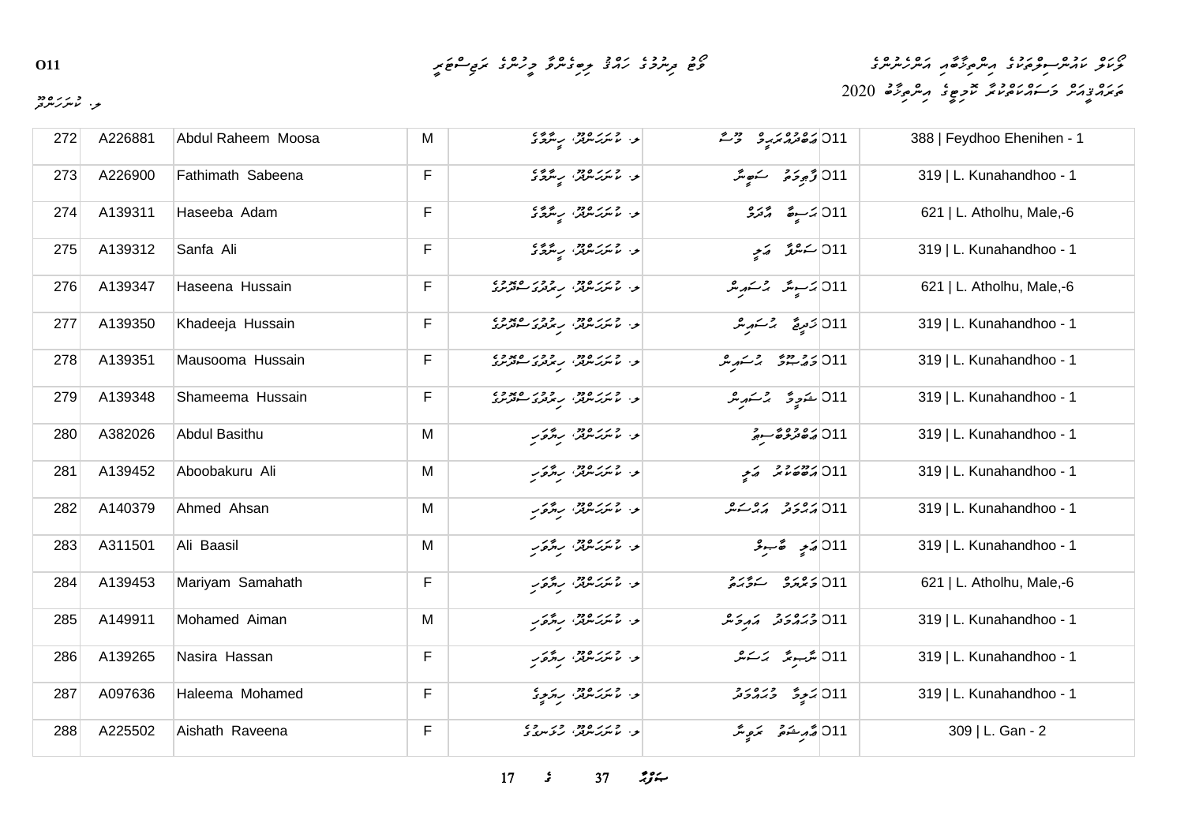| 272 | A226881 | Abdul Raheem Moosa | M | ލ. ކުނަހަންދޫ، ހިލަމާގެ | O11 އަބްދުއްރަހީމް މޫސާ | 388 \| Feydhoo Ehenihen - 1 |
|---|---|---|---|---|---|---|
| 273 | A226900 | Fathimath Sabeena | F | ލ. ކުނަހަންދޫ، ހިލަމާގެ | O11 ފާތިމަތު ސަބީނާ | 319 \| L. Kunahandhoo - 1 |
| 274 | A139311 | Haseeba Adam | F | ލ. ކުނަހަންދޫ، ހިލަމާގެ | O11 ހަސީބާ އާދަމް | 621 \| L. Atholhu, Male,-6 |
| 275 | A139312 | Sanfa Ali | F | ލ. ކުނަހަންދޫ، ހިލަމާގެ | O11 ސަންފާ އަލީ | 319 \| L. Kunahandhoo - 1 |
| 276 | A139347 | Haseena Hussain | F | ލ. ކުނަހަންދޫ، ހިތަދޫގެ ސަރަހައްދު | O11 ހަސީނާ ހުސައިން | 621 \| L. Atholhu, Male,-6 |
| 277 | A139350 | Khadeeja Hussain | F | ލ. ކުނަހަންދޫ، ހިތަދޫގެ ސަރަހައްދު | O11 ޚަދީޖާ ހުސައިން | 319 \| L. Kunahandhoo - 1 |
| 278 | A139351 | Mausooma Hussain | F | ލ. ކުނަހަންދޫ، ހިތަދޫގެ ސަރަހައްދު | O11 މައުސޫމާ ހުސައިން | 319 \| L. Kunahandhoo - 1 |
| 279 | A139348 | Shameema Hussain | F | ލ. ކުނަހަންދޫ، ހިތަދޫގެ ސަރަހައްދު | O11 ޝަމީމާ ހުސައިން | 319 \| L. Kunahandhoo - 1 |
| 280 | A382026 | Abdul Basithu | M | ލ. ކުނަހަންދޫ، ހިރާފަރ | O11 އަބްދުލްބާސިތު | 319 \| L. Kunahandhoo - 1 |
| 281 | A139452 | Aboobakuru Ali | M | ލ. ކުނަހަންދޫ، ހިރާފަރ | O11 އަބޫބަކުރު އަލީ | 319 \| L. Kunahandhoo - 1 |
| 282 | A140379 | Ahmed Ahsan | M | ލ. ކުނަހަންދޫ، ހިރާފަރ | O11 އަހްމަދު އަހްސަން | 319 \| L. Kunahandhoo - 1 |
| 283 | A311501 | Ali Baasil | M | ލ. ކުނަހަންދޫ، ހިރާފަރ | O11 އަލީ ބާސިލް | 319 \| L. Kunahandhoo - 1 |
| 284 | A139453 | Mariyam Samahath | F | ލ. ކުނަހަންދޫ، ހިރާފަރ | O11 މަރިޔަމް ސަމާހަތު | 621 \| L. Atholhu, Male,-6 |
| 285 | A149911 | Mohamed Aiman | M | ލ. ކުނަހަންދޫ، ހިރާފަރ | O11 މުހައްމަދު އައިމަން | 319 \| L. Kunahandhoo - 1 |
| 286 | A139265 | Nasira Hassan | F | ލ. ކުނަހަންދޫ، ހިރާފަރ | O11 ނާސިރާ ހަސަން | 319 \| L. Kunahandhoo - 1 |
| 287 | A097636 | Haleema Mohamed | F | ލ. ކުނަހަންދޫ، ހިރަފުގެ | O11 ހަލީމާ މުހައްމަދު | 319 \| L. Kunahandhoo - 1 |
| 288 | A225502 | Aishath Raveena | F | ލ. ކުނަހަންދޫ، ހުވަނދުގެ | O11 އާއިޝަތު ރަވީނާ | 309 \| L. Gan - 2 |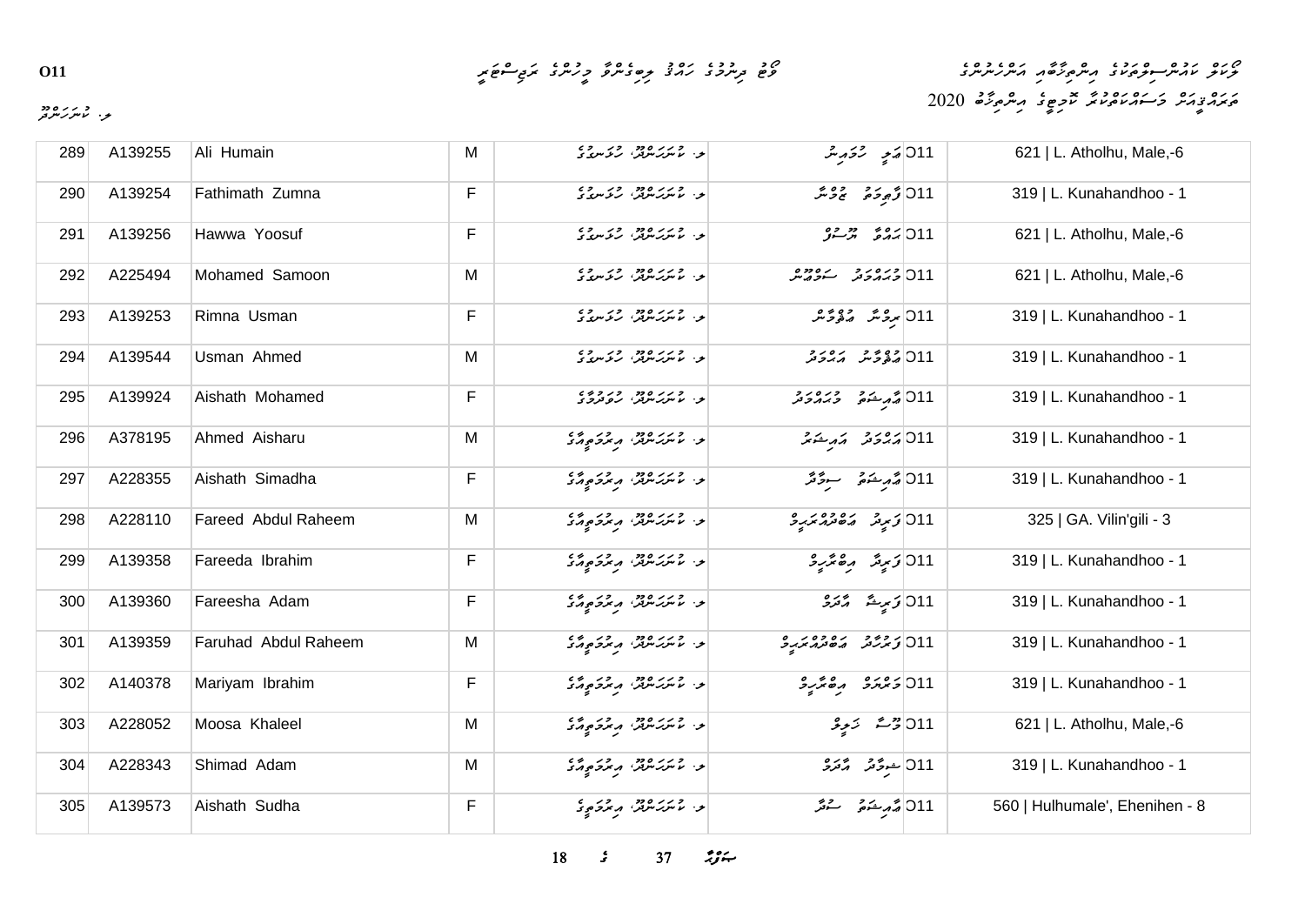| 289 | A139255 | Ali Humain | M | ގ. ކުނަހަންދޫ، ހުޖަނީގެ | O11 އަލީ ހުމައިން | 621 \| L. Atholhu, Male,-6 |
|---|---|---|---|---|---|---|
| 290 | A139254 | Fathimath Zumna | F | ގ. ކުނަހަންދޫ، ހުޖަނީގެ | O11 ފާތިމަތު ޒުމްނާ | 319 \| L. Kunahandhoo - 1 |
| 291 | A139256 | Hawwa Yoosuf | F | ގ. ކުނަހަންދޫ، ހުޖަނީގެ | O11 ހައްވާ ޔޫސުފް | 621 \| L. Atholhu, Male,-6 |
| 292 | A225494 | Mohamed Samoon | M | ގ. ކުނަހަންދޫ، ހުޖަނީގެ | O11 މުހައްމަދު ސަމޫން | 621 \| L. Atholhu, Male,-6 |
| 293 | A139253 | Rimna Usman | F | ގ. ކުނަހަންދޫ، ހުޖަނީގެ | O11 ރިމްނާ އުސްމާން | 319 \| L. Kunahandhoo - 1 |
| 294 | A139544 | Usman Ahmed | M | ގ. ކުނަހަންދޫ، ހުޖަނީގެ | O11 އުސްމާން އަހްމަދު | 319 \| L. Kunahandhoo - 1 |
| 295 | A139924 | Aishath Mohamed | F | ގ. ކުނަހަންދޫ، ހުޖަރުވާގެ | O11 އާއިޝަތު މުހައްމަދު | 319 \| L. Kunahandhoo - 1 |
| 296 | A378195 | Ahmed Aisharu | M | ގ. ކުނަހަންދޫ، އިރުމަތިއާގެ | O11 އަހްމަދު އައިޝަރު | 319 \| L. Kunahandhoo - 1 |
| 297 | A228355 | Aishath Simadha | F | ގ. ކުނަހަންދޫ، އިރުމަތިއާގެ | O11 އާއިޝަތު ސިމާދާ | 319 \| L. Kunahandhoo - 1 |
| 298 | A228110 | Fareed Abdul Raheem | M | ގ. ކުނަހަންދޫ، އިރުމަތިއާގެ | O11 ފަރީދު އަބްދުއްރަޙީމް | 325 \| GA. Vilin'gili - 3 |
| 299 | A139358 | Fareeda Ibrahim | F | ގ. ކުނަހަންދޫ، އިރުމަތިއާގެ | O11 ފަރީދާ އިބްރާހީމް | 319 \| L. Kunahandhoo - 1 |
| 300 | A139360 | Fareesha Adam | F | ގ. ކުނަހަންދޫ، އިރުމަތިއާގެ | O11 ފަރީޝާ އާދަމް | 319 \| L. Kunahandhoo - 1 |
| 301 | A139359 | Faruhad Abdul Raheem | M | ގ. ކުނަހަންދޫ، އިރުމަތިއާގެ | O11 ފަރުހާދު އަބްދުއްރަޙީމް | 319 \| L. Kunahandhoo - 1 |
| 302 | A140378 | Mariyam Ibrahim | F | ގ. ކުނަހަންދޫ، އިރުމަތިއާގެ | O11 މަރިޔަމް އިބްރާހީމް | 319 \| L. Kunahandhoo - 1 |
| 303 | A228052 | Moosa Khaleel | M | ގ. ކުނަހަންދޫ، އިރުމަތިއާގެ | O11 މޫސާ ޚަލީލް | 621 \| L. Atholhu, Male,-6 |
| 304 | A228343 | Shimad Adam | M | ގ. ކުނަހަންދޫ، އިރުމަތިއާގެ | O11 ޝިމާދު އާދަމް | 319 \| L. Kunahandhoo - 1 |
| 305 | A139573 | Aishath Sudha | F | ގ. ކުނަހަންދޫ، އިރުމަތިގެ | O11 އާއިޝަތު ސުދާ | 560 \| Hulhumale', Ehenihen - 8 |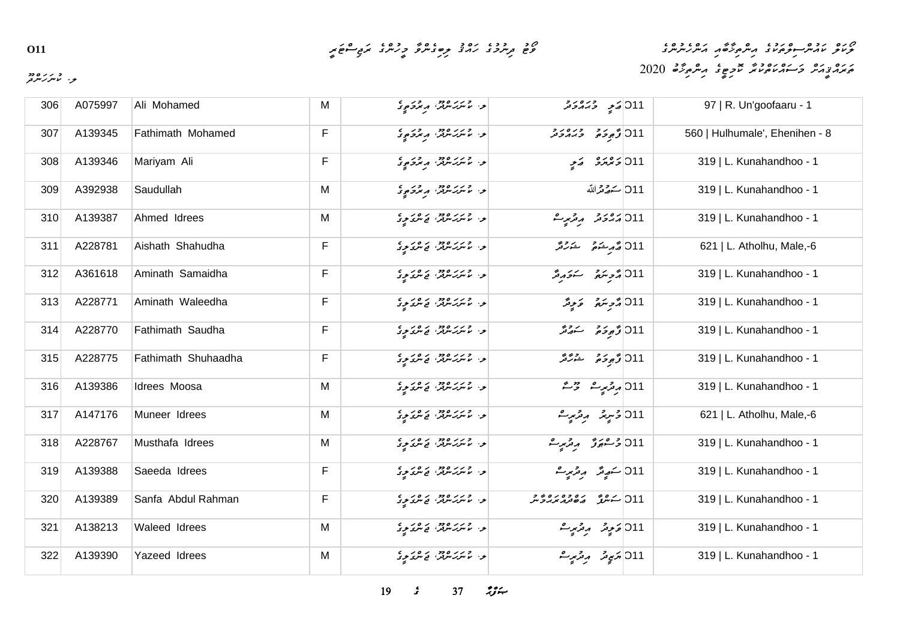| 306 | A075997 | Ali Mohamed | M | ގ. ކުނަހަންދޫ، އިރުމަތިގެ | O11 އަލި މުޙައްމަދު | 97 \| R. Un'goofaaru - 1 |
|---|---|---|---|---|---|---|
| 307 | A139345 | Fathimath Mohamed | F | ގ. ކުނަހަންދޫ، އިރުމަތިގެ | O11 ފާތިމަތު މުޙައްމަދު | 560 \| Hulhumale', Ehenihen - 8 |
| 308 | A139346 | Mariyam Ali | F | ގ. ކުނަހަންދޫ، އިރުމަތިގެ | O11 މަރިޔަމް އަލި | 319 \| L. Kunahandhoo - 1 |
| 309 | A392938 | Saudullah | M | ގ. ކުނަހަންދޫ، އިރުމަތިގެ | O11 ސައުދުﷲ | 319 \| L. Kunahandhoo - 1 |
| 310 | A139387 | Ahmed Idrees | M | ގ. ކުނަހަންދޫ، ޖަންގަލީގެ | O11 އަޙްމަދު އިދްރީސް | 319 \| L. Kunahandhoo - 1 |
| 311 | A228781 | Aishath Shahudha | F | ގ. ކުނަހަންދޫ، ޖަންގަލީގެ | O11 އާއިޝަތު ޝަހުދާ | 621 \| L. Atholhu, Male,-6 |
| 312 | A361618 | Aminath Samaidha | F | ގ. ކުނަހަންދޫ، ޖަންގަލީގެ | O11 އާމިނަތު ސަމައިދާ | 319 \| L. Kunahandhoo - 1 |
| 313 | A228771 | Aminath Waleedha | F | ގ. ކުނަހަންދޫ، ޖަންގަލީގެ | O11 އާމިނަތު ވަލީދާ | 319 \| L. Kunahandhoo - 1 |
| 314 | A228770 | Fathimath Saudha | F | ގ. ކުނަހަންދޫ، ޖަންގަލީގެ | O11 ފާތިމަތު ސައުދާ | 319 \| L. Kunahandhoo - 1 |
| 315 | A228775 | Fathimath Shuhaadha | F | ގ. ކުނަހަންދޫ، ޖަންގަލީގެ | O11 ފާތިމަތު ޝުހާދާ | 319 \| L. Kunahandhoo - 1 |
| 316 | A139386 | Idrees Moosa | M | ގ. ކުނަހަންދޫ، ޖަންގަލީގެ | O11 އިދްރީސް މޫސާ | 319 \| L. Kunahandhoo - 1 |
| 317 | A147176 | Muneer Idrees | M | ގ. ކުނަހަންދޫ، ޖަންގަލީގެ | O11 މުނީރު އިދްރީސް | 621 \| L. Atholhu, Male,-6 |
| 318 | A228767 | Musthafa Idrees | M | ގ. ކުނަހަންދޫ، ޖަންގަލީގެ | O11 މުސްތަފާ އިދްރީސް | 319 \| L. Kunahandhoo - 1 |
| 319 | A139388 | Saeeda Idrees | F | ގ. ކުނަހަންދޫ، ޖަންގަލީގެ | O11 ސަޢީދާ އިދްރީސް | 319 \| L. Kunahandhoo - 1 |
| 320 | A139389 | Sanfa Abdul Rahman | F | ގ. ކުނަހަންދޫ، ޖަންގަލީގެ | O11 ސަންފާ އަބްދުއްރަޙްމާން | 319 \| L. Kunahandhoo - 1 |
| 321 | A138213 | Waleed Idrees | M | ގ. ކުނަހަންދޫ، ޖަންގަލީގެ | O11 ވަލީދު އިދްރީސް | 319 \| L. Kunahandhoo - 1 |
| 322 | A139390 | Yazeed Idrees | M | ގ. ކުނަހަންދޫ، ޖަންގަލީގެ | O11 ޔަޒީދު އިދްރީސް | 319 \| L. Kunahandhoo - 1 |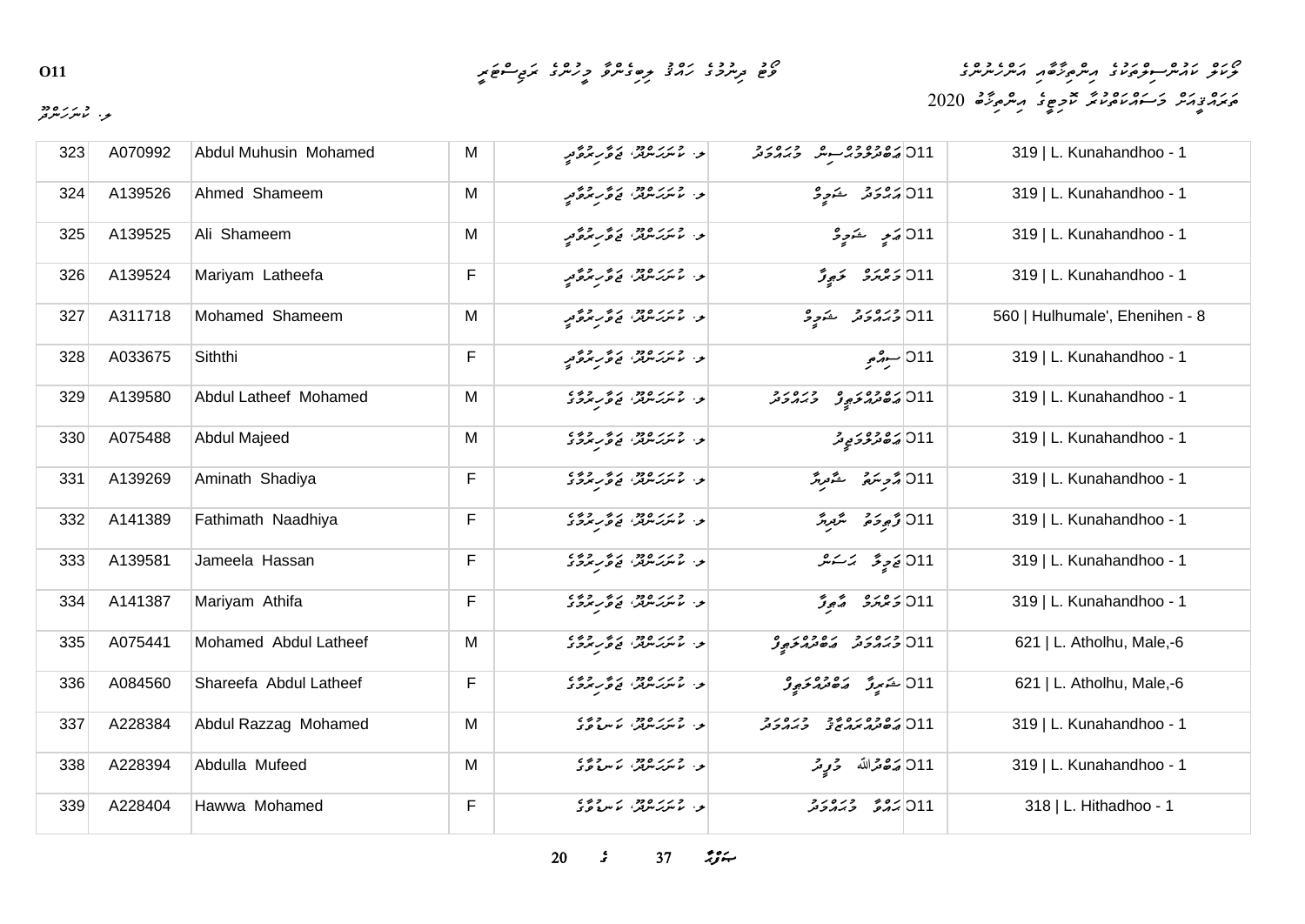| 323 | A070992 | Abdul Muhusin Mohamed | M | ލ. ކުނަހަންދޫ، ޗަވާހަރުވާދީ | ޢަބްދުލްމުޙުސިން މުޙައްމަދު | O11 | 319 \| L. Kunahandhoo - 1 |
|---|---|---|---|---|---|---|---|
| 324 | A139526 | Ahmed Shameem | M | ލ. ކުނަހަންދޫ، ޗަވާހަރުވާދީ | އަޙްމަދު ޝަމީމް | O11 | 319 \| L. Kunahandhoo - 1 |
| 325 | A139525 | Ali Shameem | M | ލ. ކުނަހަންދޫ، ޗަވާހަރުވާދީ | އަލި ޝަމީމް | O11 | 319 \| L. Kunahandhoo - 1 |
| 326 | A139524 | Mariyam Latheefa | F | ލ. ކުނަހަންދޫ، ޗަވާހަރުވާދީ | މަރިޔަމް ލަޠީފާ | O11 | 319 \| L. Kunahandhoo - 1 |
| 327 | A311718 | Mohamed Shameem | M | ލ. ކުނަހަންދޫ، ޗަވާހަރުވާދީ | މުޙައްމަދު ޝަމީމް | O11 | 560 \| Hulhumale', Ehenihen - 8 |
| 328 | A033675 | Siththi | F | ލ. ކުނަހަންދޫ، ޗަވާހަރުވާދީ | ސިއްތި | O11 | 319 \| L. Kunahandhoo - 1 |
| 329 | A139580 | Abdul Latheef Mohamed | M | ލ. ކުނަހަންދޫ، ޗަވާހަރުވާގެ | ޢަބްދުއްލަޠީފް މުޙައްމަދު | O11 | 319 \| L. Kunahandhoo - 1 |
| 330 | A075488 | Abdul Majeed | M | ލ. ކުނަހަންދޫ، ޗަވާހަރުވާގެ | ޢަބްދުލްމަޖީދު | O11 | 319 \| L. Kunahandhoo - 1 |
| 331 | A139269 | Aminath Shadiya | F | ލ. ކުނަހަންދޫ، ޗަވާހަރުވާގެ | އާމިނަތު ޝާދިޔާ | O11 | 319 \| L. Kunahandhoo - 1 |
| 332 | A141389 | Fathimath Naadhiya | F | ލ. ކުނަހަންދޫ، ޗަވާހަރުވާގެ | ފާތިމަތު ނާދިޔާ | O11 | 319 \| L. Kunahandhoo - 1 |
| 333 | A139581 | Jameela Hassan | F | ލ. ކުނަހަންދޫ، ޗަވާހަރުވާގެ | ޖަމީލާ ހަސަން | O11 | 319 \| L. Kunahandhoo - 1 |
| 334 | A141387 | Mariyam Athifa | F | ލ. ކުނަހަންދޫ، ޗަވާހަރުވާގެ | މަރިޔަމް އާތިފާ | O11 | 319 \| L. Kunahandhoo - 1 |
| 335 | A075441 | Mohamed Abdul Latheef | M | ލ. ކުނަހަންދޫ، ޗަވާހަރުވާގެ | މުޙައްމަދު ޢަބްދުއްލަޠީފް | O11 | 621 \| L. Atholhu, Male,-6 |
| 336 | A084560 | Shareefa Abdul Latheef | F | ލ. ކުނަހަންދޫ، ޗަވާހަރުވާގެ | ޝަރީފާ ޢަބްދުއްލަޠީފް | O11 | 621 \| L. Atholhu, Male,-6 |
| 337 | A228384 | Abdul Razzag Mohamed | M | ލ. ކުނަހަންދޫ، ކަނިވާގެ | ޢަބްދުއްރައްޒާގު މުޙައްމަދު | O11 | 319 \| L. Kunahandhoo - 1 |
| 338 | A228394 | Abdulla Mufeed | M | ލ. ކުނަހަންދޫ، ކަނިވާގެ | ޢަބްދުﷲ މުފީދު | O11 | 319 \| L. Kunahandhoo - 1 |
| 339 | A228404 | Hawwa Mohamed | F | ލ. ކުނަހަންދޫ، ކަނިވާގެ | ހައްވާ މުޙައްމަދު | O11 | 318 \| L. Hithadhoo - 1 |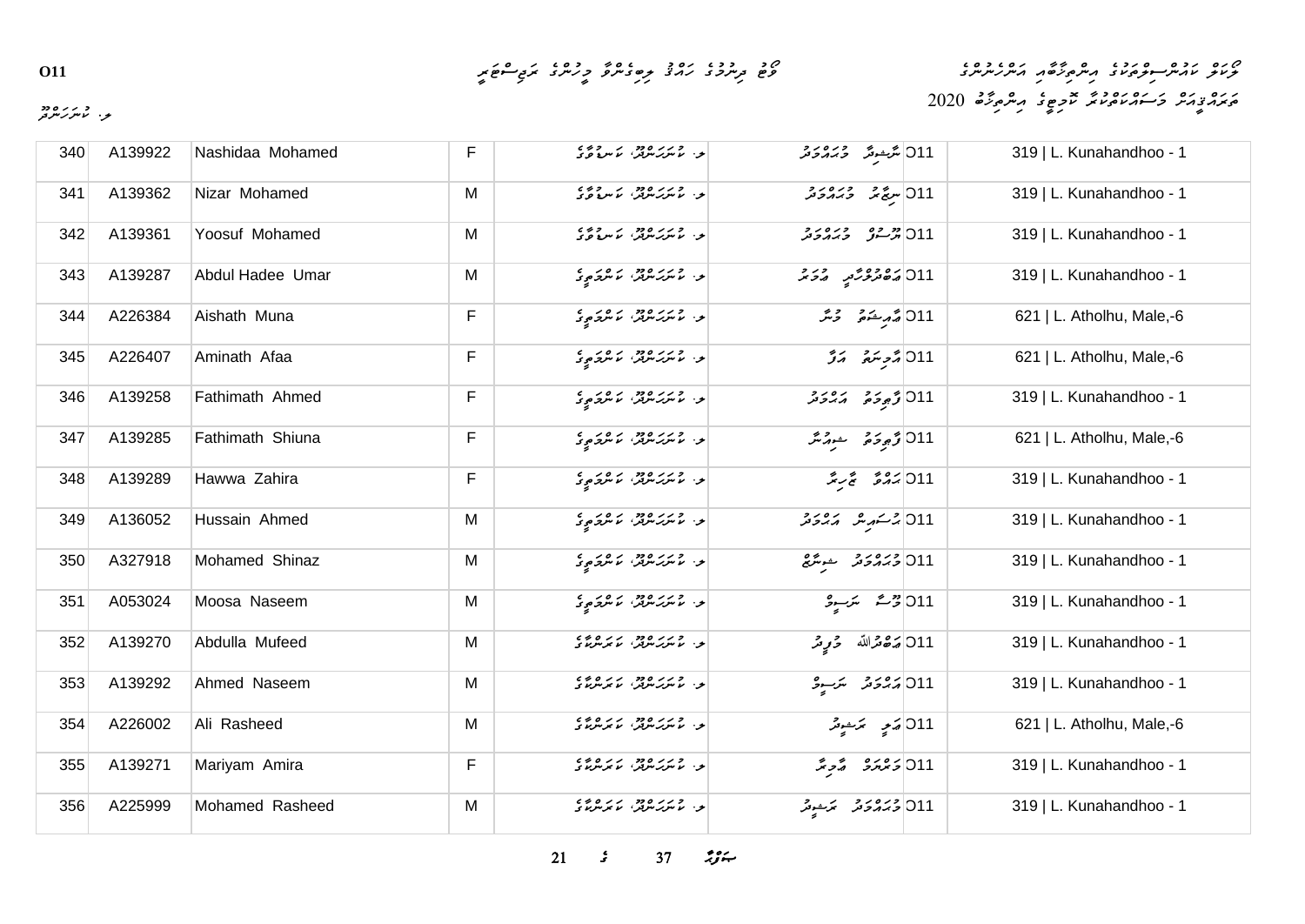| 340 | A139922 | Nashidaa Mohamed | F | ގ. ކުނަހަންދޫ، ކަސްތޫރީ | O11 ނާޝިދާ މުހައްމަދު | 319 \| L. Kunahandhoo - 1 |
|---|---|---|---|---|---|---|
| 341 | A139362 | Nizar Mohamed | M | ގ. ކުނަހަންދޫ، ކަސްތޫރީ | O11 ނިޒާރު މުހައްމަދު | 319 \| L. Kunahandhoo - 1 |
| 342 | A139361 | Yoosuf Mohamed | M | ގ. ކުނަހަންދޫ، ކަސްތޫރީ | O11 ޔޫސުފް މުހައްމަދު | 319 \| L. Kunahandhoo - 1 |
| 343 | A139287 | Abdul Hadee Umar | M | ގ. ކުނަހަންދޫ، ކަންދަލިގެ | O11 އަބްދުލްހާދީ އުމަރު | 319 \| L. Kunahandhoo - 1 |
| 344 | A226384 | Aishath Muna | F | ގ. ކުނަހަންދޫ، ކަންދަލިގެ | O11 އާއިޝަތު މުނާ | 621 \| L. Atholhu, Male,-6 |
| 345 | A226407 | Aminath Afaa | F | ގ. ކުނަހަންދޫ، ކަންދަލިގެ | O11 އާމިނަތު އަފާ | 621 \| L. Atholhu, Male,-6 |
| 346 | A139258 | Fathimath Ahmed | F | ގ. ކުނަހަންދޫ، ކަންދަލިގެ | O11 ފާތިމަތު އަހުމަދު | 319 \| L. Kunahandhoo - 1 |
| 347 | A139285 | Fathimath Shiuna | F | ގ. ކުނަހަންދޫ، ކަންދަލިގެ | O11 ފާތިމަތު ޝިއުނާ | 621 \| L. Atholhu, Male,-6 |
| 348 | A139289 | Hawwa Zahira | F | ގ. ކުނަހަންދޫ، ކަންދަލިގެ | O11 ހައްވާ ޒާހިރާ | 319 \| L. Kunahandhoo - 1 |
| 349 | A136052 | Hussain Ahmed | M | ގ. ކުނަހަންދޫ، ކަންދަލިގެ | O11 ހުސައިން އަހުމަދު | 319 \| L. Kunahandhoo - 1 |
| 350 | A327918 | Mohamed Shinaz | M | ގ. ކުނަހަންދޫ، ކަންދަލިގެ | O11 މުހައްމަދު ޝިނާޒު | 319 \| L. Kunahandhoo - 1 |
| 351 | A053024 | Moosa Naseem | M | ގ. ކުނަހަންދޫ، ކަންދަލިގެ | O11 މޫސާ ނަސީމު | 319 \| L. Kunahandhoo - 1 |
| 352 | A139270 | Abdulla Mufeed | M | ގ. ކުނަހަންދޫ، ކަނަރީގެ | O11 އަބްދުﷲ މުފީދު | 319 \| L. Kunahandhoo - 1 |
| 353 | A139292 | Ahmed Naseem | M | ގ. ކުނަހަންދޫ، ކަނަރީގެ | O11 އަހުމަދު ނަސީމު | 319 \| L. Kunahandhoo - 1 |
| 354 | A226002 | Ali Rasheed | M | ގ. ކުނަހަންދޫ، ކަނަރީގެ | O11 އަލި ރަޝީދު | 621 \| L. Atholhu, Male,-6 |
| 355 | A139271 | Mariyam Amira | F | ގ. ކުނަހަންދޫ، ކަނަރީގެ | O11 މަރިޔަމް އާމިރާ | 319 \| L. Kunahandhoo - 1 |
| 356 | A225999 | Mohamed Rasheed | M | ގ. ކުނަހަންދޫ، ކަނަރީގެ | O11 މުހައްމަދު ރަޝީދު | 319 \| L. Kunahandhoo - 1 |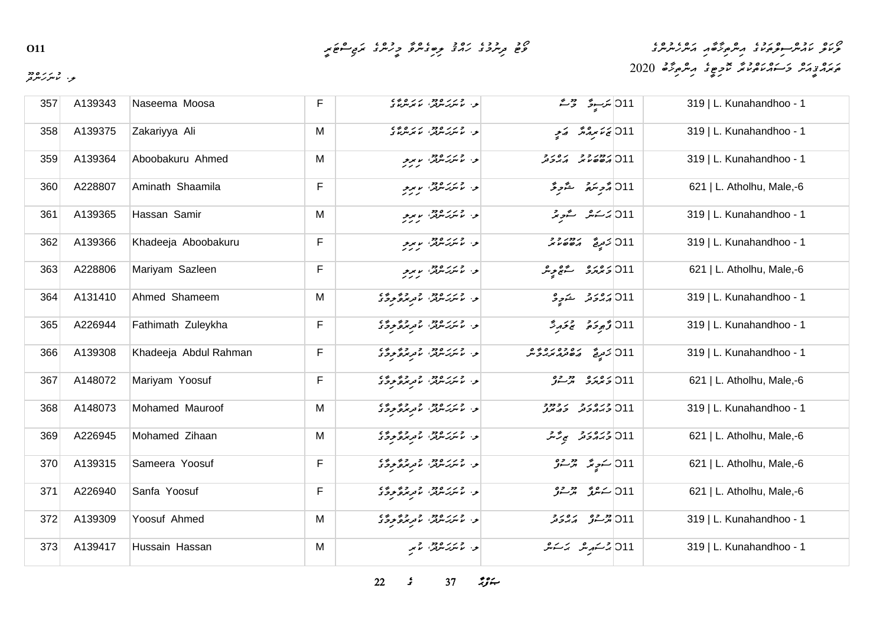| 357 | A139343 | Naseema Moosa | F | ل. كانزىرىتر، ئاترىكرىرىرى | O11 ئىزىرىچ ئۇر | 319 \| L. Kunahandhoo - 1 |
|---|---|---|---|---|---|---|
| 358 | A139375 | Zakariyya Ali | M | ل. كانزىرىتر، ئاترىكرىرىرى | O11 ئىرىرىچ ئەر | 319 \| L. Kunahandhoo - 1 |
| 359 | A139364 | Aboobakuru Ahmed | M | ل. كانزىرىتر، بارىر | O11 ئەھەقەمە ئەبرەمەر | 319 \| L. Kunahandhoo - 1 |
| 360 | A228807 | Aminath Shaamila | F | ل. كانزىرىتر، بارىر | O11 ئەجرىتىر ئىگەرى | 621 \| L. Atholhu, Male,-6 |
| 361 | A139365 | Hassan Samir | M | ل. كانزىرىتر، بارىر | O11 ئىرىسەر سەئور | 319 \| L. Kunahandhoo - 1 |
| 362 | A139366 | Khadeeja Aboobakuru | F | ل. كانزىرىتر، بارىر | O11 زىرىچ ئەھەقەمە | 319 \| L. Kunahandhoo - 1 |
| 363 | A228806 | Mariyam Sazleen | F | ل. كانزىرىتر، بارىر | O11 ئىرىرى سىجوىر | 621 \| L. Atholhu, Male,-6 |
| 364 | A131410 | Ahmed Shameem | M | ل. كانزىرىتر، ئامرىرگەردى | O11 ئەبرەمەر شەچر | 319 \| L. Kunahandhoo - 1 |
| 365 | A226944 | Fathimath Zuleykha | F | ل. كانزىرىتر، ئامرىرگەردى | O11 ئىچرەم يوئەرى | 319 \| L. Kunahandhoo - 1 |
| 366 | A139308 | Khadeeja Abdul Rahman | F | ل. كانزىرىتر، ئامرىرگەردى | O11 زىرىچ ئەھەمرىرەئەر | 319 \| L. Kunahandhoo - 1 |
| 367 | A148072 | Mariyam Yoosuf | F | ل. كانزىرىتر، ئامرىرگەردى | O11 ئىرىرى ئۈسۈ | 621 \| L. Atholhu, Male,-6 |
| 368 | A148073 | Mohamed Mauroof | M | ل. كانزىرىتر، ئامرىرگەردى | O11 ئىرەمەر ئەمدۇر | 319 \| L. Kunahandhoo - 1 |
| 369 | A226945 | Mohamed Zihaan | M | ل. كانزىرىتر، ئامرىرگەردى | O11 ئىرەمەر يېرىر | 621 \| L. Atholhu, Male,-6 |
| 370 | A139315 | Sameera Yoosuf | F | ل. كانزىرىتر، ئامرىرگەردى | O11 سەچىر ئۈسۈ | 621 \| L. Atholhu, Male,-6 |
| 371 | A226940 | Sanfa Yoosuf | F | ل. كانزىرىتر، ئامرىرگەردى | O11 سەئىرى ئۈسۈ | 621 \| L. Atholhu, Male,-6 |
| 372 | A139309 | Yoosuf Ahmed | M | ل. كانزىرىتر، ئامرىرگەردى | O11 ئۈسۈ ئەبرەمەر | 319 \| L. Kunahandhoo - 1 |
| 373 | A139417 | Hussain Hassan | M | ل. كانزىرىتر، ئامر | O11 بۇسەمرىر بەسەر | 319 \| L. Kunahandhoo - 1 |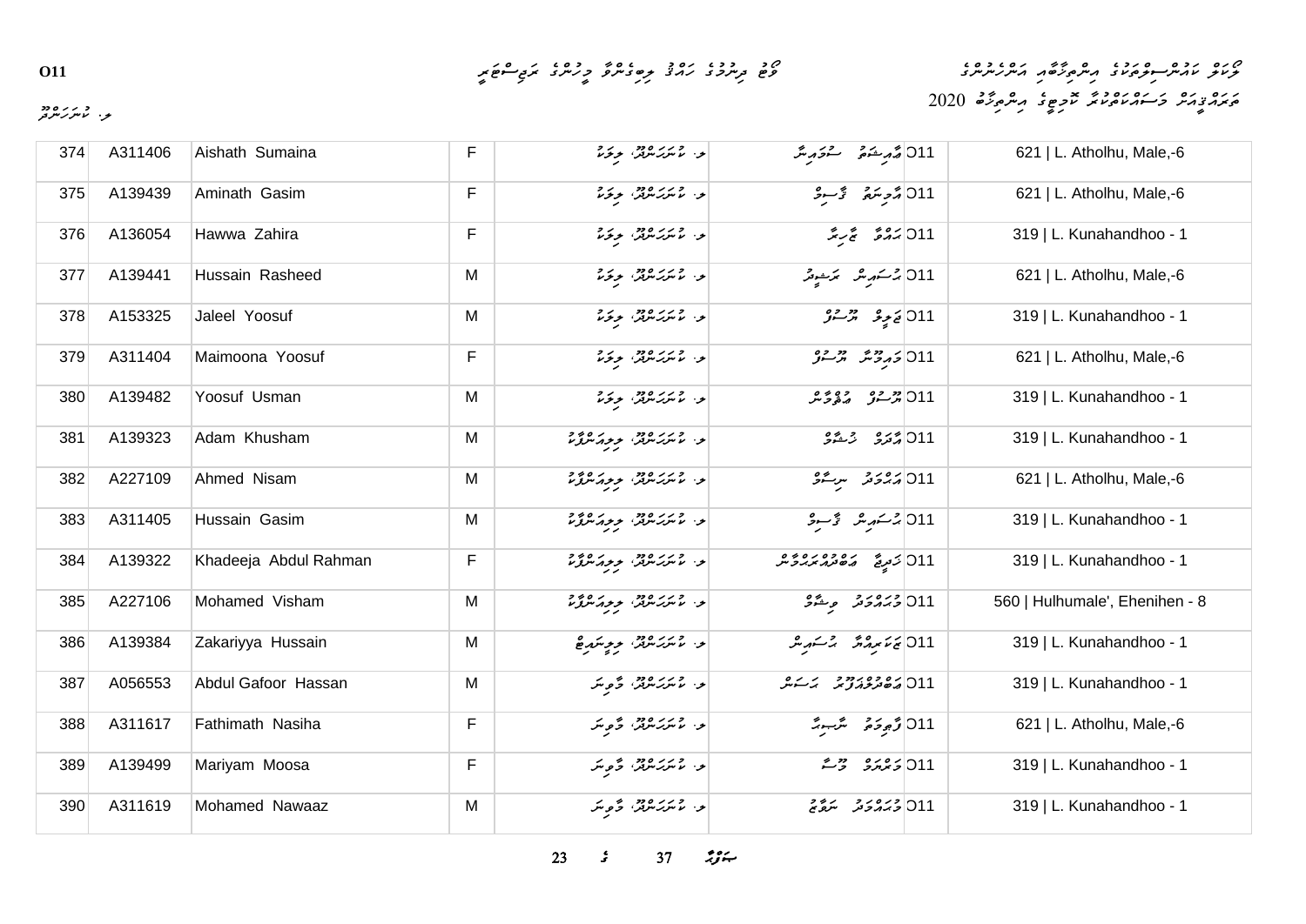| 374 | A311406 | Aishath Sumaina | F | ޅ. ކުނަހަންދޫ، ވިލާގެ | O11 އާއިޝަތު ސުމައިނާ | 621 \| L. Atholhu, Male,-6 |
|---|---|---|---|---|---|---|
| 375 | A139439 | Aminath Gasim | F | ޅ. ކުނަހަންދޫ، ވިލާގެ | O11 އާމިނަތު ގާސިމް | 621 \| L. Atholhu, Male,-6 |
| 376 | A136054 | Hawwa Zahira | F | ޅ. ކުނަހަންދޫ، ވިލާގެ | O11 ހައްވާ ޒާހިރާ | 319 \| L. Kunahandhoo - 1 |
| 377 | A139441 | Hussain Rasheed | M | ޅ. ކުނަހަންދޫ، ވިލާގެ | O11 ހުސައިން ރަޝީދު | 621 \| L. Atholhu, Male,-6 |
| 378 | A153325 | Jaleel Yoosuf | M | ޅ. ކުނަހަންދޫ، ވިލާގެ | O11 ޖަލީލް ޔޫސުފް | 319 \| L. Kunahandhoo - 1 |
| 379 | A311404 | Maimoona Yoosuf | F | ޅ. ކުނަހަންދޫ، ވިލާގެ | O11 މައިމޫނާ ޔޫސުފް | 621 \| L. Atholhu, Male,-6 |
| 380 | A139482 | Yoosuf Usman | M | ޅ. ކުނަހަންދޫ، ވިލާގެ | O11 ޔޫސުފް އުސްމާން | 319 \| L. Kunahandhoo - 1 |
| 381 | A139323 | Adam Khusham | M | ޅ. ކުނަހަންދޫ، ވިލިމަންޒާގެ | O11 އާދަމް ޚުޝާމް | 319 \| L. Kunahandhoo - 1 |
| 382 | A227109 | Ahmed Nisam | M | ޅ. ކުނަހަންދޫ، ވިލިމަންޒާގެ | O11 އަހްމަދު ނިސާމް | 621 \| L. Atholhu, Male,-6 |
| 383 | A311405 | Hussain Gasim | M | ޅ. ކުނަހަންދޫ، ވިލިމަންޒާގެ | O11 ހުސައިން ގާސިމް | 319 \| L. Kunahandhoo - 1 |
| 384 | A139322 | Khadeeja Abdul Rahman | F | ޅ. ކުނަހަންދޫ، ވިލިމަންޒާގެ | O11 ޚަދީޖާ އަބްދުއްރަޙްމާން | 319 \| L. Kunahandhoo - 1 |
| 385 | A227106 | Mohamed Visham | M | ޅ. ކުނަހަންދޫ، ވިލިމަންޒާގެ | O11 މުޙައްމަދު ވިޝާމް | 560 \| Hulhumale', Ehenihen - 8 |
| 386 | A139384 | Zakariyya Hussain | M | ޅ. ކުނަހަންދޫ، ވިލިނަގެ | O11 ޒަކަރިއްޔާ ހުސައިން | 319 \| L. Kunahandhoo - 1 |
| 387 | A056553 | Abdul Gafoor Hassan | M | ޅ. ކުނަހަންދޫ، ވާދީނާ | O11 އަބްދުލްޣަފޫރު ހަސަން | 319 \| L. Kunahandhoo - 1 |
| 388 | A311617 | Fathimath Nasiha | F | ޅ. ކުނަހަންދޫ، ވާދީނާ | O11 ފާތިމަތު ނާސިހާ | 621 \| L. Atholhu, Male,-6 |
| 389 | A139499 | Mariyam Moosa | F | ޅ. ކުނަހަންދޫ، ވާދީނާ | O11 މަރިޔަމް މޫސާ | 319 \| L. Kunahandhoo - 1 |
| 390 | A311619 | Mohamed Nawaaz | M | ޅ. ކުނަހަންދޫ، ވާދީނާ | O11 މުޙައްމަދު ނަވާޒް | 319 \| L. Kunahandhoo - 1 |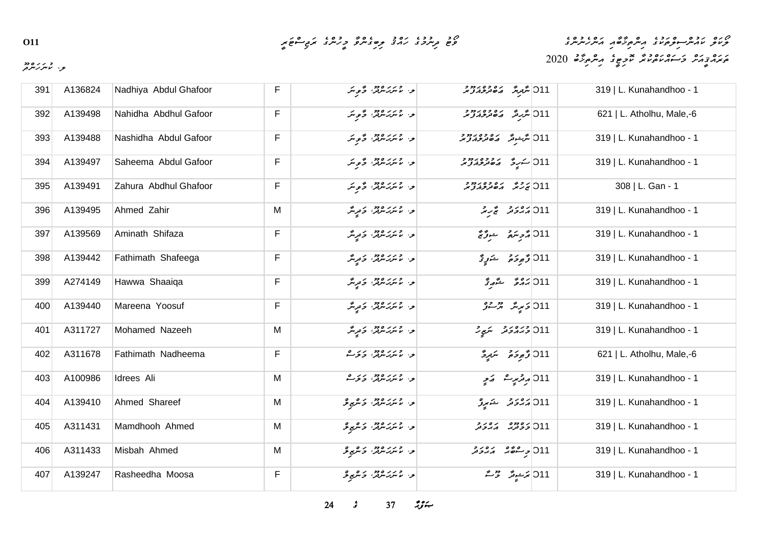| 391 | A136824 | Nadhiya Abdul Ghafoor | F | ލ. ކުނަހަންދޫ، ފާލިނ | O11 ނާދިޔާ ޢަބްދުލްޣަފޫރު | 319 \| L. Kunahandhoo - 1 |
|---|---|---|---|---|---|---|
| 392 | A139498 | Nahidha Abdhul Gafoor | F | ލ. ކުނަހަންދޫ، ފާލިނ | O11 ނާހިދާ ޢަބްދުލްޣަފޫރު | 621 \| L. Atholhu, Male,-6 |
| 393 | A139488 | Nashidha Abdul Gafoor | F | ލ. ކުނަހަންދޫ، ފާލިނ | O11 ނާޝިދާ ޢަބްދުލްޣަފޫރު | 319 \| L. Kunahandhoo - 1 |
| 394 | A139497 | Saheema Abdul Gafoor | F | ލ. ކުނަހަންދޫ، ފާލިނ | O11 ސަހީމާ ޢަބްދުލްޣަފޫރު | 319 \| L. Kunahandhoo - 1 |
| 395 | A139491 | Zahura Abdhul Ghafoor | F | ލ. ކުނަހަންދޫ، ފާލިނ | O11 ޒަހުރާ ޢަބްދުލްޣަފޫރު | 308 \| L. Gan - 1 |
| 396 | A139495 | Ahmed Zahir | M | ލ. ކުނަހަންދޫ، ވަލިނާ | O11 އަޙްމަދު ޒާހިރު | 319 \| L. Kunahandhoo - 1 |
| 397 | A139569 | Aminath Shifaza | F | ލ. ކުނަހަންދޫ، ވަލިނާ | O11 އާމިނަތު ޝިފާޒާ | 319 \| L. Kunahandhoo - 1 |
| 398 | A139442 | Fathimath Shafeega | F | ލ. ކުނަހަންދޫ، ވަލިނާ | O11 ފާތިމަތު ޝަފީގާ | 319 \| L. Kunahandhoo - 1 |
| 399 | A274149 | Hawwa Shaaiqa | F | ލ. ކުނަހަންދޫ، ވަލިނާ | O11 ހައްވާ ޝާއިޤާ | 319 \| L. Kunahandhoo - 1 |
| 400 | A139440 | Mareena Yoosuf | F | ލ. ކުނަހަންދޫ، ވަލިނާ | O11 މަރީނާ ޔޫސުފު | 319 \| L. Kunahandhoo - 1 |
| 401 | A311727 | Mohamed Nazeeh | M | ލ. ކުނަހަންދޫ، ވަލިނާ | O11 މުހައްމަދު ނަޒީހު | 319 \| L. Kunahandhoo - 1 |
| 402 | A311678 | Fathimath Nadheema | F | ލ. ކުނަހަންދޫ، ވަވަސް | O11 ފާތިމަތު ނަދީމާ | 621 \| L. Atholhu, Male,-6 |
| 403 | A100986 | Idrees Ali | M | ލ. ކުނަހަންދޫ، ވަވަސް | O11 އިދުރީސް އަލި | 319 \| L. Kunahandhoo - 1 |
| 404 | A139410 | Ahmed Shareef | M | ލ. ކުނަހަންދޫ، ވަންޖެލި | O11 އަޙްމަދު ޝަރީފު | 319 \| L. Kunahandhoo - 1 |
| 405 | A311431 | Mamdhooh Ahmed | M | ލ. ކުނަހަންދޫ، ވަންޖެލި | O11 މަމްދޫޙް އަޙްމަދު | 319 \| L. Kunahandhoo - 1 |
| 406 | A311433 | Misbah Ahmed | M | ލ. ކުނަހަންދޫ، ވަންޖެލި | O11 މިސްބާހު އަޙްމަދު | 319 \| L. Kunahandhoo - 1 |
| 407 | A139247 | Rasheedha Moosa | F | ލ. ކުނަހަންދޫ، ވަންޖެލި | O11 ރަޝީދާ މޫސާ | 319 \| L. Kunahandhoo - 1 |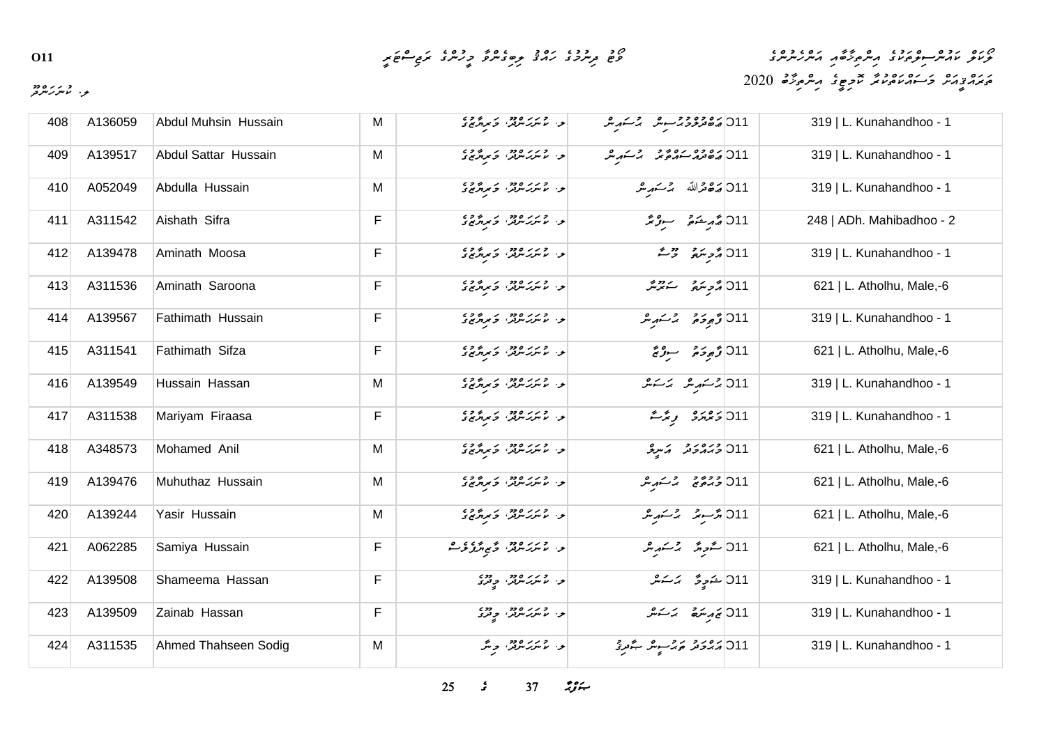| 408 | A136059 | Abdul Muhsin Hussain | M | ޅ. ކުނަހަންދޫ، ގަރިޔާޖެގެ | O11 އަބްދުލްމުޙްސިން ހުސައިން | 319 \| L. Kunahandhoo - 1 |
|---|---|---|---|---|---|---|
| 409 | A139517 | Abdul Sattar Hussain | M | ޅ. ކުނަހަންދޫ، ގަރިޔާޖެގެ | O11 އަބްދުއްސައްތާރު ހުސައިން | 319 \| L. Kunahandhoo - 1 |
| 410 | A052049 | Abdulla Hussain | M | ޅ. ކުނަހަންދޫ، ގަރިޔާޖެގެ | O11 އަބްދުﷲ ހުސައިން | 319 \| L. Kunahandhoo - 1 |
| 411 | A311542 | Aishath Sifra | F | ޅ. ކުނަހަންދޫ، ގަރިޔާޖެގެ | O11 އައިށަތު ސިފްރާ | 248 \| ADh. Mahibadhoo - 2 |
| 412 | A139478 | Aminath Moosa | F | ޅ. ކުނަހަންދޫ، ގަރިޔާޖެގެ | O11 އާމިނަތު މޫސާ | 319 \| L. Kunahandhoo - 1 |
| 413 | A311536 | Aminath Saroona | F | ޅ. ކުނަހަންދޫ، ގަރިޔާޖެގެ | O11 އާމިނަތު ސަރޫނާ | 621 \| L. Atholhu, Male,-6 |
| 414 | A139567 | Fathimath Hussain | F | ޅ. ކުނަހަންދޫ، ގަރިޔާޖެގެ | O11 ފާތިމަތު ހުސައިން | 319 \| L. Kunahandhoo - 1 |
| 415 | A311541 | Fathimath Sifza | F | ޅ. ކުނަހަންދޫ، ގަރިޔާޖެގެ | O11 ފާތިމަތު ސިފްޒާ | 621 \| L. Atholhu, Male,-6 |
| 416 | A139549 | Hussain Hassan | M | ޅ. ކުނަހަންދޫ، ގަރިޔާޖެގެ | O11 ހުސައިން ހަސަން | 319 \| L. Kunahandhoo - 1 |
| 417 | A311538 | Mariyam Firaasa | F | ޅ. ކުނަހަންދޫ، ގަރިޔާޖެގެ | O11 މަރިޔަމް ފިރާސާ | 319 \| L. Kunahandhoo - 1 |
| 418 | A348573 | Mohamed Anil | M | ޅ. ކުނަހަންދޫ، ގަރިޔާޖެގެ | O11 މުޙައްމަދު އަނިލް | 621 \| L. Atholhu, Male,-6 |
| 419 | A139476 | Muhuthaz Hussain | M | ޅ. ކުނަހަންދޫ، ގަރިޔާޖެގެ | O11 މުހުތާޒު ހުސައިން | 621 \| L. Atholhu, Male,-6 |
| 420 | A139244 | Yasir Hussain | M | ޅ. ކުނަހަންދޫ، ގަރިޔާޖެގެ | O11 ޔާސިރު ހުސައިން | 621 \| L. Atholhu, Male,-6 |
| 421 | A062285 | Samiya Hussain | F | ޅ. ކުނަހަންދޫ، މާޖިދުގެ | O11 ސާމިޔާ ހުސައިން | 621 \| L. Atholhu, Male,-6 |
| 422 | A139508 | Shameema Hassan | F | ޅ. ކުނަހަންދޫ، މިނޫރު | O11 ޝަމީމާ ހަސަން | 319 \| L. Kunahandhoo - 1 |
| 423 | A139509 | Zainab Hassan | F | ޅ. ކުނަހަންދޫ، މިނޫރު | O11 ޒައިނަބު ހަސަން | 319 \| L. Kunahandhoo - 1 |
| 424 | A311535 | Ahmed Thahseen Sodig | M | ޅ. ކުނަހަންދޫ، މިނާ | O11 އަހްމަދު ތަޙްސީން ޞާދިޤު | 319 \| L. Kunahandhoo - 1 |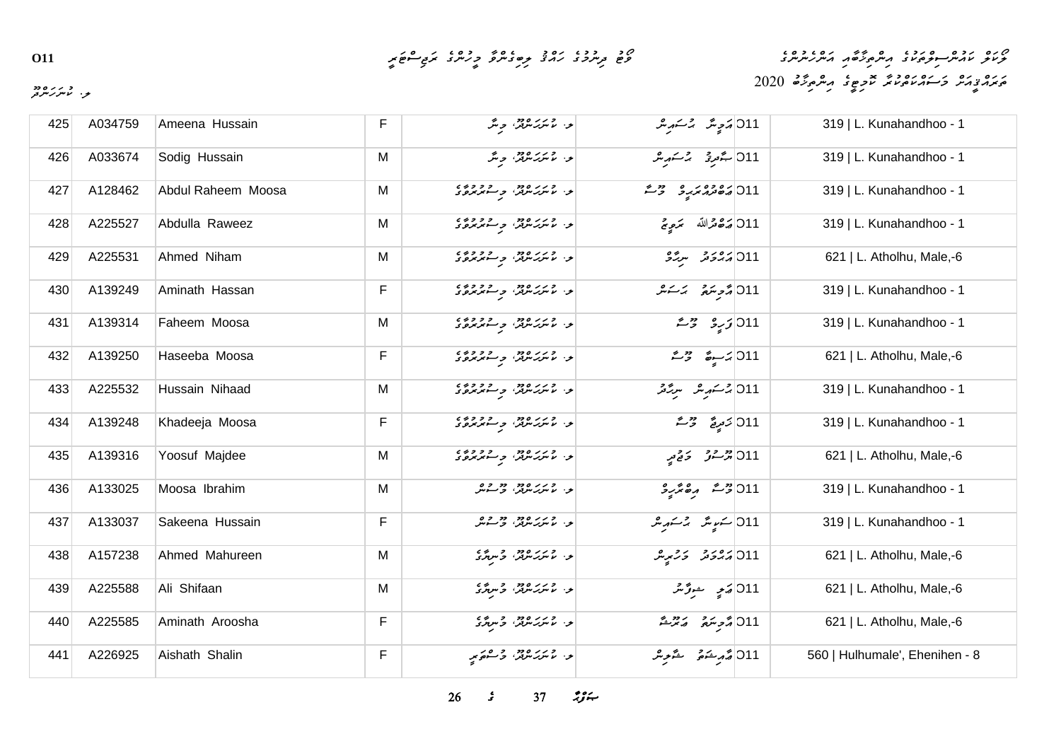| 425 | A034759 | Ameena Hussain | F | ل. كۇنەھەندۇ، وىنا | O11 أَمِينَا حُسَيْن | 319 \| L. Kunahandhoo - 1 |
|---|---|---|---|---|---|---|
| 426 | A033674 | Sodig Hussain | M | ل. كۇنەھەندۇ، وىنا | O11 صادق حُسَيْن | 319 \| L. Kunahandhoo - 1 |
| 427 | A128462 | Abdul Raheem Moosa | M | ل. كۇنەھەندۇ، وسۇرۇبۇگە | O11 عبدالرحيم موسى | 319 \| L. Kunahandhoo - 1 |
| 428 | A225527 | Abdulla Raweez | M | ل. كۇنەھەندۇ، وسۇرۇبۇگە | O11 عبدالله رَوِيز | 319 \| L. Kunahandhoo - 1 |
| 429 | A225531 | Ahmed Niham | M | ل. كۇنەھەندۇ، وسۇرۇبۇگە | O11 أحمد نِهام | 621 \| L. Atholhu, Male,-6 |
| 430 | A139249 | Aminath Hassan | F | ل. كۇنەھەندۇ، وسۇرۇبۇگە | O11 آمنة حسن | 319 \| L. Kunahandhoo - 1 |
| 431 | A139314 | Faheem Moosa | M | ل. كۇنەھەندۇ، وسۇرۇبۇگە | O11 فهيم موسى | 319 \| L. Kunahandhoo - 1 |
| 432 | A139250 | Haseeba Moosa | F | ل. كۇنەھەندۇ، وسۇرۇبۇگە | O11 حسيبة موسى | 621 \| L. Atholhu, Male,-6 |
| 433 | A225532 | Hussain Nihaad | M | ل. كۇنەھەندۇ، وسۇرۇبۇگە | O11 حسين نِهاد | 319 \| L. Kunahandhoo - 1 |
| 434 | A139248 | Khadeeja Moosa | F | ل. كۇنەھەندۇ، وسۇرۇبۇگە | O11 خديجة موسى | 319 \| L. Kunahandhoo - 1 |
| 435 | A139316 | Yoosuf Majdee | M | ل. كۇنەھەندۇ، وسۇرۇبۇگە | O11 يوسف مجدي | 621 \| L. Atholhu, Male,-6 |
| 436 | A133025 | Moosa Ibrahim | M | ل. كۇنەھەندۇ، ووسۇش | O11 موسى إبراهيم | 319 \| L. Kunahandhoo - 1 |
| 437 | A133037 | Sakeena Hussain | F | ل. كۇنەھەندۇ، ووسۇش | O11 سكينة حسين | 319 \| L. Kunahandhoo - 1 |
| 438 | A157238 | Ahmed Mahureen | M | ل. كۇنەھەندۇ، وسِرِگە | O11 أحمد مَحُرِين | 621 \| L. Atholhu, Male,-6 |
| 439 | A225588 | Ali Shifaan | M | ل. كۇنەھەندۇ، وسِرِگە | O11 علي شِفان | 621 \| L. Atholhu, Male,-6 |
| 440 | A225585 | Aminath Aroosha | F | ل. كۇنەھەندۇ، وسِرِگە | O11 آمنة عَرُوشا | 621 \| L. Atholhu, Male,-6 |
| 441 | A226925 | Aishath Shalin | F | ل. كۇنەھەندۇ، وسۇھەمِر | O11 عائشة شالِن | 560 \| Hulhumale', Ehenihen - 8 |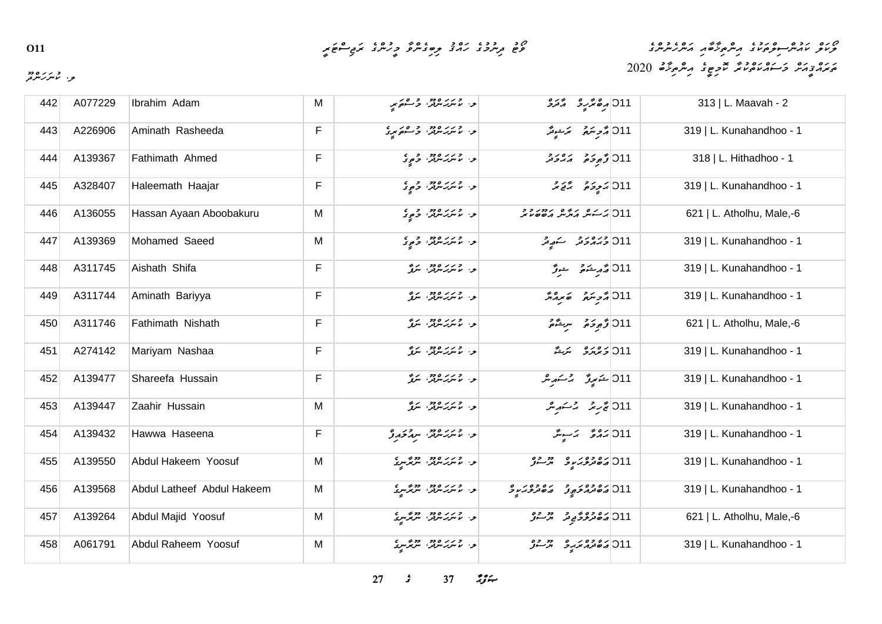| 442 | A077229 | Ibrahim Adam | M | ޅ. ކުނަހަންދޫ، މުސްތަޤީމް | O11  އިބްރާހިމް އާދަމް | 313 \| L. Maavah - 2 |
|---|---|---|---|---|---|---|
| 443 | A226906 | Aminath Rasheeda | F | ޅ. ކުނަހަންދޫ، މުސްތަޤީމުގެ | O11 އާމިނަތު ރަޝީދާ | 319 \| L. Kunahandhoo - 1 |
| 444 | A139367 | Fathimath Ahmed | F | ޅ. ކުނަހަންދޫ، މުތީގެ | O11 ފާތިމަތު އަހްމަދު | 318 \| L. Hithadhoo - 1 |
| 445 | A328407 | Haleemath Haajar | F | ޅ. ކުނަހަންދޫ، މުތީގެ | O11 ހަލީމަތު ހާޖަރު | 319 \| L. Kunahandhoo - 1 |
| 446 | A136055 | Hassan Ayaan Aboobakuru | M | ޅ. ކުނަހަންދޫ، މުތީގެ | O11 ހަސަން އަޔާން އަބޫބަކުރު | 621 \| L. Atholhu, Male,-6 |
| 447 | A139369 | Mohamed Saeed | M | ޅ. ކުނަހަންދޫ، މުތީގެ | O11 މުހައްމަދު ސައީދު | 319 \| L. Kunahandhoo - 1 |
| 448 | A311745 | Aishath Shifa | F | ޅ. ކުނަހަންދޫ، ނަޓު | O11 އާއިޝަތު ޝިފާ | 319 \| L. Kunahandhoo - 1 |
| 449 | A311744 | Aminath Bariyya | F | ޅ. ކުނަހަންދޫ، ނަޓު | O11 އާމިނަތު ބަރިއްޔާ | 319 \| L. Kunahandhoo - 1 |
| 450 | A311746 | Fathimath Nishath | F | ޅ. ކުނަހަންދޫ، ނަޓު | O11 ފާތިމަތު ނިޝާތު | 621 \| L. Atholhu, Male,-6 |
| 451 | A274142 | Mariyam Nashaa | F | ޅ. ކުނަހަންދޫ، ނަޓު | O11 މަރިޔަމް ނަޝާ | 319 \| L. Kunahandhoo - 1 |
| 452 | A139477 | Shareefa Hussain | F | ޅ. ކުނަހަންދޫ، ނަޓު | O11 ޝަރީފާ ހުސައިން | 319 \| L. Kunahandhoo - 1 |
| 453 | A139447 | Zaahir Hussain | M | ޅ. ކުނަހަންދޫ، ނަޓު | O11 ޒާހިރު ހުސައިން | 319 \| L. Kunahandhoo - 1 |
| 454 | A139432 | Hawwa Haseena | F | ޅ. ކުނަހަންދޫ، ނިއުމަލުވާ | O11 ހައްވާ ހަސީނާ | 319 \| L. Kunahandhoo - 1 |
| 455 | A139550 | Abdul Hakeem Yoosuf | M | ޅ. ކުނަހަންދޫ، ނޫރާނީގެ | O11 އަބްދުލްހަކީމް ޔޫސުފް | 319 \| L. Kunahandhoo - 1 |
| 456 | A139568 | Abdul Latheef Abdul Hakeem | M | ޅ. ކުނަހަންދޫ، ނޫރާނީގެ | O11 އަބްދުއްލަތީފު އަބްދުލްހަކީމް | 319 \| L. Kunahandhoo - 1 |
| 457 | A139264 | Abdul Majid Yoosuf | M | ޅ. ކުނަހަންދޫ، ނޫރާނީގެ | O11 އަބްދުލްމާޖިދު ޔޫސުފް | 621 \| L. Atholhu, Male,-6 |
| 458 | A061791 | Abdul Raheem Yoosuf | M | ޅ. ކުނަހަންދޫ، ނޫރާނީގެ | O11 އަބްދުއްރަހީމް ޔޫސުފް | 319 \| L. Kunahandhoo - 1 |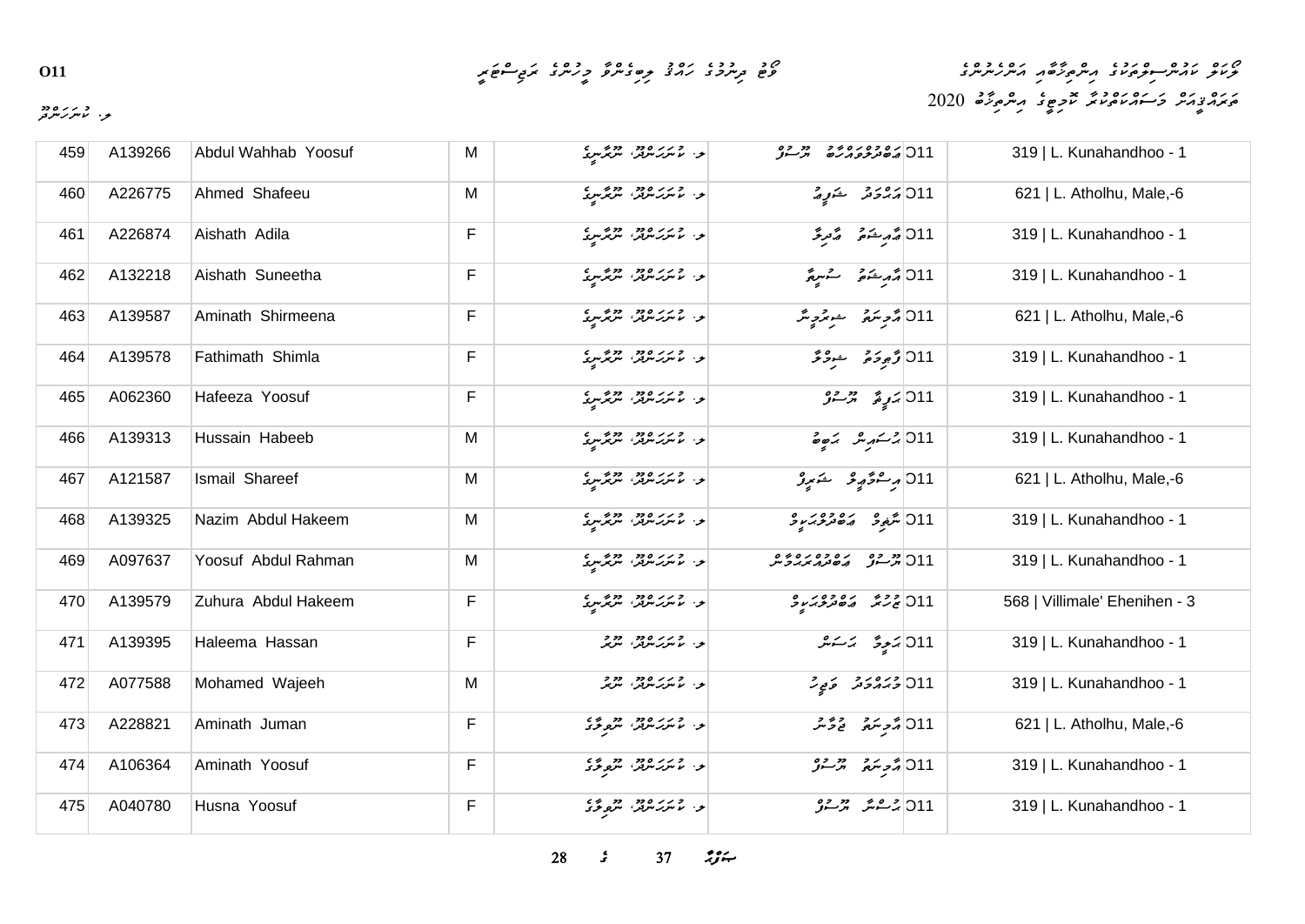| 459 | A139266 | Abdul Wahhab Yoosuf | M | ލ. ކުނަހަންދޫ، ނޫރާނީގޭ | އަބްދުލްވައްހާބު ޔޫސުފު O11 | 319 \| L. Kunahandhoo - 1 |
|---|---|---|---|---|---|---|
| 460 | A226775 | Ahmed Shafeeu | M | ލ. ކުނަހަންދޫ، ނޫރާނީގޭ | އަހްމަދު ޝަފީޢު O11 | 621 \| L. Atholhu, Male,-6 |
| 461 | A226874 | Aishath Adila | F | ލ. ކުނަހަންދޫ، ނޫރާނީގޭ | އާއިޝަތު އާދިލާ O11 | 319 \| L. Kunahandhoo - 1 |
| 462 | A132218 | Aishath Suneetha | F | ލ. ކުނަހަންދޫ، ނޫރާނީގޭ | އާއިޝަތު ސުނީތާ O11 | 319 \| L. Kunahandhoo - 1 |
| 463 | A139587 | Aminath Shirmeena | F | ލ. ކުނަހަންދޫ، ނޫރާނީގޭ | އާމިނަތު ޝިރުމީނާ O11 | 621 \| L. Atholhu, Male,-6 |
| 464 | A139578 | Fathimath Shimla | F | ލ. ކުނަހަންދޫ، ނޫރާނީގޭ | ފާތިމަތު ޝިމްލާ O11 | 319 \| L. Kunahandhoo - 1 |
| 465 | A062360 | Hafeeza Yoosuf | F | ލ. ކުނަހަންދޫ، ނޫރާނީގޭ | ހަފީޒާ ޔޫސުފު O11 | 319 \| L. Kunahandhoo - 1 |
| 466 | A139313 | Hussain Habeeb | M | ލ. ކުނަހަންދޫ، ނޫރާނީގޭ | ހުސައިން ހަބީބު O11 | 319 \| L. Kunahandhoo - 1 |
| 467 | A121587 | Ismail Shareef | M | ލ. ކުނަހަންދޫ، ނޫރާނީގޭ | އިސްމާޢީލް ޝަރީފު O11 | 621 \| L. Atholhu, Male,-6 |
| 468 | A139325 | Nazim Abdul Hakeem | M | ލ. ކުނަހަންދޫ، ނޫރާނީގޭ | ނާޒިމް އަބްދުލްހަކީމް O11 | 319 \| L. Kunahandhoo - 1 |
| 469 | A097637 | Yoosuf Abdul Rahman | M | ލ. ކުނަހަންދޫ، ނޫރާނީގޭ | ޔޫސުފު އަބްދުއްރަޙްމާން O11 | 319 \| L. Kunahandhoo - 1 |
| 470 | A139579 | Zuhura Abdul Hakeem | F | ލ. ކުނަހަންދޫ، ނޫރާނީގޭ | ޒުހުރާ އަބްދުލްހަކީމް O11 | 568 \| Villimale' Ehenihen - 3 |
| 471 | A139395 | Haleema Hassan | F | ލ. ކުނަހަންދޫ، ނޫރު | ހަލީމާ ހަސަން O11 | 319 \| L. Kunahandhoo - 1 |
| 472 | A077588 | Mohamed Wajeeh | M | ލ. ކުނަހަންދޫ، ނޫރު | މުޙައްމަދު ވަޖީހު O11 | 319 \| L. Kunahandhoo - 1 |
| 473 | A228821 | Aminath Juman | F | ލ. ކުނަހަންދޫ، ނޫރުވާދީ | އާމިނަތު ޖުމާން O11 | 621 \| L. Atholhu, Male,-6 |
| 474 | A106364 | Aminath Yoosuf | F | ލ. ކުނަހަންދޫ، ނޫރުވާދީ | އާމިނަތު ޔޫސުފު O11 | 319 \| L. Kunahandhoo - 1 |
| 475 | A040780 | Husna Yoosuf | F | ލ. ކުނަހަންދޫ، ނޫރުވާދީ | ހުސްނާ ޔޫސުފު O11 | 319 \| L. Kunahandhoo - 1 |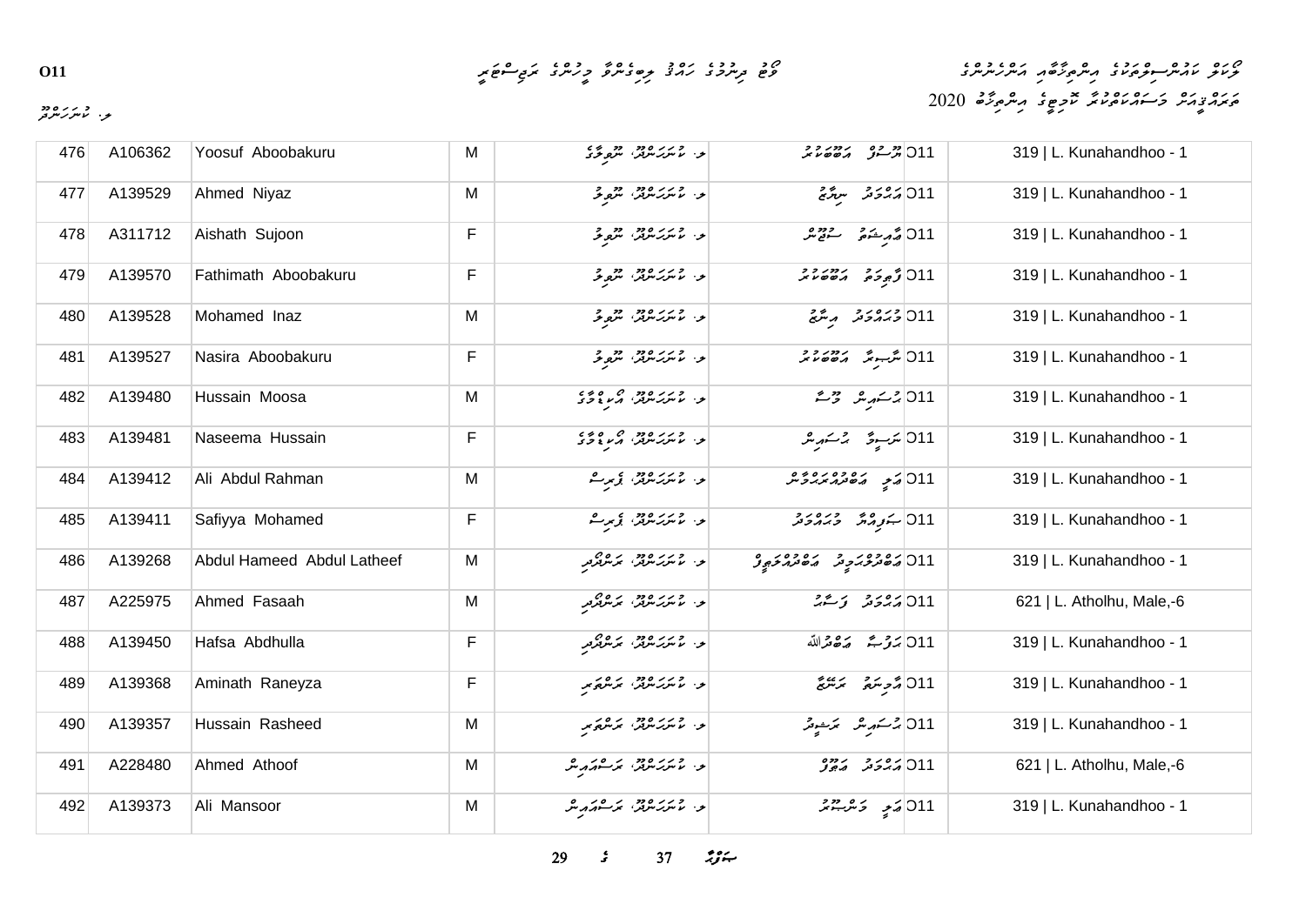| 476 | A106362 | Yoosuf Aboobakuru | M | ل. ކުނަހަންދޫ، ނޫރުވާދީ | O11 ޔޫސުފް އަބޫބަކުރު | 319 \| L. Kunahandhoo - 1 |
|---|---|---|---|---|---|---|
| 477 | A139529 | Ahmed Niyaz | M | ل. ކުނަހަންދޫ، ނޫރުވާ | O11 އަހުމަދު ނިޔާޒު | 319 \| L. Kunahandhoo - 1 |
| 478 | A311712 | Aishath Sujoon | F | ل. ކުނަހަންދޫ، ނޫރުވާ | O11 އައިޝަތު ސުޖޫން | 319 \| L. Kunahandhoo - 1 |
| 479 | A139570 | Fathimath Aboobakuru | F | ل. ކުނަހަންދޫ، ނޫރުވާ | O11 ފާތިމަތު އަބޫބަކުރު | 319 \| L. Kunahandhoo - 1 |
| 480 | A139528 | Mohamed Inaz | M | ل. ކުނަހަންދޫ، ނޫރުވާ | O11 މުހައްމަދު އިނާޒު | 319 \| L. Kunahandhoo - 1 |
| 481 | A139527 | Nasira Aboobakuru | F | ل. ކުނަހަންދޫ، ނޫރުވާ | O11 ނާސިރާ އަބޫބަކުރު | 319 \| L. Kunahandhoo - 1 |
| 482 | A139480 | Hussain Moosa | M | ل. ކުނަހަންދޫ، އާރިޔާވާ | O11 ހުސައިން މޫސާ | 319 \| L. Kunahandhoo - 1 |
| 483 | A139481 | Naseema Hussain | F | ل. ކުނަހަންދޫ، އާރިޔާވާ | O11 ނަސީމާ ހުސައިން | 319 \| L. Kunahandhoo - 1 |
| 484 | A139412 | Ali Abdul Rahman | M | ل. ކުނަހަންދޫ، ފެހިރެސް | O11 އަލި އަބްދުލްރަޙްމާން | 319 \| L. Kunahandhoo - 1 |
| 485 | A139411 | Safiyya Mohamed | F | ل. ކުނަހަންދޫ، ފެހިރެސް | O11 ސަފިއްޔާ މުހައްމަދު | 319 \| L. Kunahandhoo - 1 |
| 486 | A139268 | Abdul Hameed Abdul Latheef | M | ل. ކުނަހަންދޫ، ރަންދޫރި | O11 އަބްދުލްޙަމީދު އަބްދުއްލަޠީފު | 319 \| L. Kunahandhoo - 1 |
| 487 | A225975 | Ahmed Fasaah | M | ل. ކުނަހަންދޫ، ރަންދޫރި | O11 އަހުމަދު ފަސާޙު | 621 \| L. Atholhu, Male,-6 |
| 488 | A139450 | Hafsa Abdhulla | F | ل. ކުނަހަންދޫ، ރަންދޫރި | O11 ހަފްސާ އަބްދުﷲ | 319 \| L. Kunahandhoo - 1 |
| 489 | A139368 | Aminath Raneyza | F | ل. ކުނަހަންދޫ، ރަންޖަހީ | O11 އާމިނަތު ރަނޭޒާ | 319 \| L. Kunahandhoo - 1 |
| 490 | A139357 | Hussain Rasheed | M | ل. ކުނަހަންދޫ، ރަންޖަހީ | O11 ހުސައިން ރަޝީދު | 319 \| L. Kunahandhoo - 1 |
| 491 | A228480 | Ahmed Athoof | M | ل. ކުނަހަންދޫ، ރަސްމައިން | O11 އަހުމަދު އަތޫފު | 621 \| L. Atholhu, Male,-6 |
| 492 | A139373 | Ali Mansoor | M | ل. ކުނަހަންދޫ، ރަސްމައިން | O11 އަލި މަންސޫރު | 319 \| L. Kunahandhoo - 1 |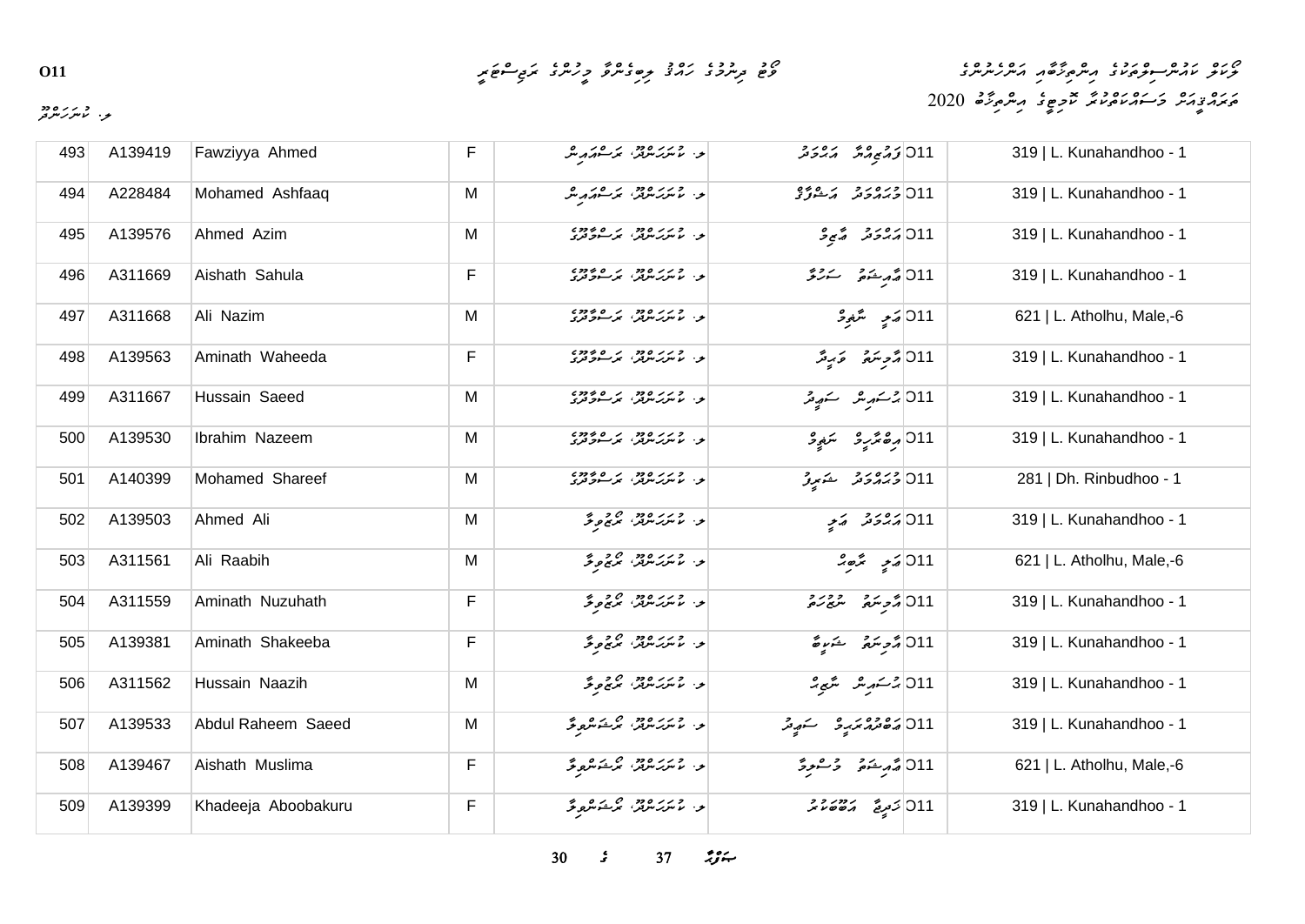| 493 | A139419 | Fawziyya Ahmed | F | ޅ. ކުނަހަންދޫ، ރަސްމައިން | ވައުޒިއްޔާ އަހުމަދު O11 | 319 \| L. Kunahandhoo - 1 |
|---|---|---|---|---|---|---|
| 494 | A228484 | Mohamed Ashfaaq | M | ޅ. ކުނަހަންދޫ، ރަސްމައިން | މުހައްމަދު އަޝްފާގު O11 | 319 \| L. Kunahandhoo - 1 |
| 495 | A139576 | Ahmed Azim | M | ޅ. ކުނަހަންދޫ، ރަސްވާދޫގެ | އަހުމަދު އާޒިމް O11 | 319 \| L. Kunahandhoo - 1 |
| 496 | A311669 | Aishath Sahula | F | ޅ. ކުނަހަންދޫ، ރަސްވާދޫގެ | އައިޝަތު ސަހުލާ O11 | 319 \| L. Kunahandhoo - 1 |
| 497 | A311668 | Ali Nazim | M | ޅ. ކުނަހަންދޫ، ރަސްވާދޫގެ | އަލި ނާޒިމް O11 | 621 \| L. Atholhu, Male,-6 |
| 498 | A139563 | Aminath Waheeda | F | ޅ. ކުނަހަންދޫ، ރަސްވާދޫގެ | އާމިނަތު ވަހީދާ O11 | 319 \| L. Kunahandhoo - 1 |
| 499 | A311667 | Hussain Saeed | M | ޅ. ކުނަހަންދޫ، ރަސްވާދޫގެ | ހުސައިން ސައީދު O11 | 319 \| L. Kunahandhoo - 1 |
| 500 | A139530 | Ibrahim Nazeem | M | ޅ. ކުނަހަންދޫ، ރަސްވާދޫގެ | އިބްރާހީމް ނަޒީމް O11 | 319 \| L. Kunahandhoo - 1 |
| 501 | A140399 | Mohamed Shareef | M | ޅ. ކުނަހަންދޫ، ރަސްވާދޫގެ | މުހައްމަދު ޝަރީފު O11 | 281 \| Dh. Rinbudhoo - 1 |
| 502 | A139503 | Ahmed Ali | M | ޅ. ކުނަހަންދޫ، ރޫޖުވިލާ | އަހުމަދު އަލި O11 | 319 \| L. Kunahandhoo - 1 |
| 503 | A311561 | Ali Raabih | M | ޅ. ކުނަހަންދޫ، ރޫޖުވިލާ | އަލި ރާބިހު O11 | 621 \| L. Atholhu, Male,-6 |
| 504 | A311559 | Aminath Nuzuhath | F | ޅ. ކުނަހަންދޫ، ރޫޖުވިލާ | އާމިނަތު ނުޒުހަތު O11 | 319 \| L. Kunahandhoo - 1 |
| 505 | A139381 | Aminath Shakeeba | F | ޅ. ކުނަހަންދޫ، ރޫޖުވިލާ | އާމިނަތު ޝަކީބާ O11 | 319 \| L. Kunahandhoo - 1 |
| 506 | A311562 | Hussain Naazih | M | ޅ. ކުނަހަންދޫ، ރޫޖުވިލާ | ހުސައިން ނާޒިހު O11 | 319 \| L. Kunahandhoo - 1 |
| 507 | A139533 | Abdul Raheem Saeed | M | ޅ. ކުނަހަންދޫ، ރޮޝަންވިލާ | އަބްދުއްރަހީމް ސައީދު O11 | 319 \| L. Kunahandhoo - 1 |
| 508 | A139467 | Aishath Muslima | F | ޅ. ކުނަހަންދޫ، ރޮޝަންވިލާ | އައިޝަތު މުސްލިމާ O11 | 621 \| L. Atholhu, Male,-6 |
| 509 | A139399 | Khadeeja Aboobakuru | F | ޅ. ކުނަހަންދޫ، ރޮޝަންވިލާ | ޚަދީޖާ އަބޫބަކުރު O11 | 319 \| L. Kunahandhoo - 1 |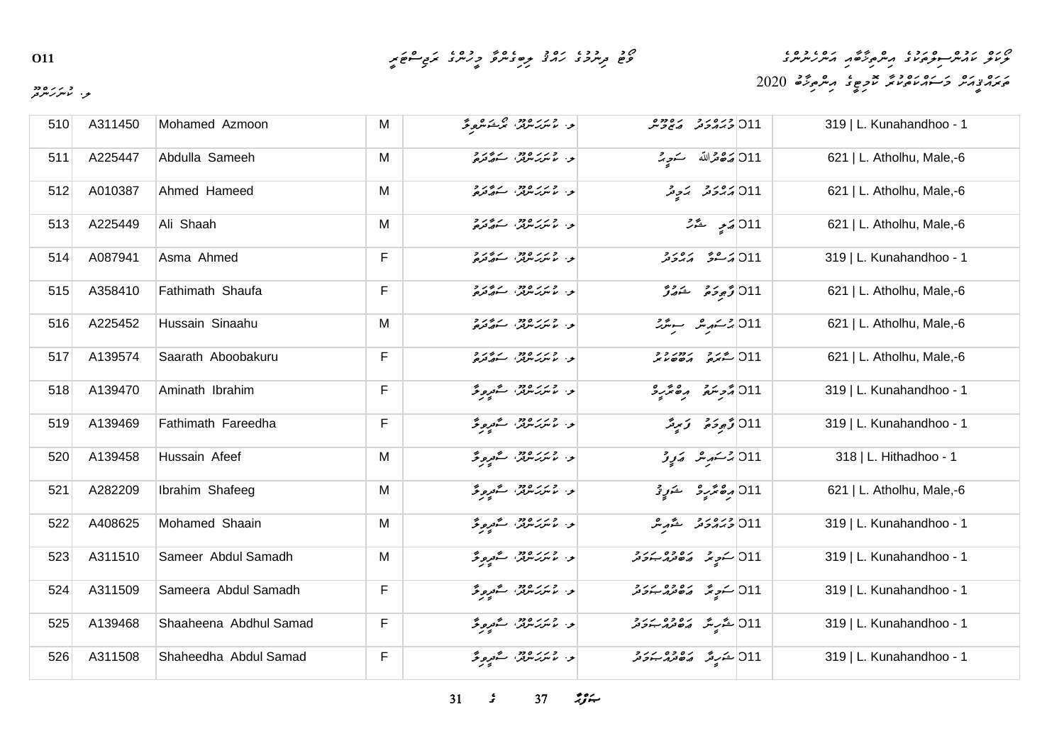| 510 | A311450 | Mohamed Azmoon | M | ل. ކުނަހަންދޫ، ރޯޝަންވިލާ | O11 محمد ازمون | 319 \| L. Kunahandhoo - 1 |
|---|---|---|---|---|---|---|
| 511 | A225447 | Abdulla Sameeh | M | ل. ކުނަހަންދޫ، ސަޢާދަތު | O11 عبدالله سميح | 621 \| L. Atholhu, Male,-6 |
| 512 | A010387 | Ahmed Hameed | M | ل. ކުނަހަންދޫ، ސަޢާދަތު | O11 احمد حميد | 621 \| L. Atholhu, Male,-6 |
| 513 | A225449 | Ali Shaah | M | ل. ކުނަހަންދޫ، ސަޢާދަތު | O11 علي شاه | 621 \| L. Atholhu, Male,-6 |
| 514 | A087941 | Asma Ahmed | F | ل. ކުނަހަންދޫ، ސަޢާދަތު | O11 اسماء احمد | 319 \| L. Kunahandhoo - 1 |
| 515 | A358410 | Fathimath Shaufa | F | ل. ކުނަހަންދޫ، ސަޢާދަތު | O11 فاطمة شوفا | 621 \| L. Atholhu, Male,-6 |
| 516 | A225452 | Hussain Sinaahu | M | ل. ކުނަހަންދޫ، ސަޢާދަތު | O11 حسين سناح | 621 \| L. Atholhu, Male,-6 |
| 517 | A139574 | Saarath Aboobakuru | F | ل. ކުނަހަންދޫ، ސަޢާދަތު | O11 سارة ابوبكر | 621 \| L. Atholhu, Male,-6 |
| 518 | A139470 | Aminath Ibrahim | F | ل. ކުނަހަންދޫ، ސާރިވިލާ | O11 آمنة ابراهيم | 319 \| L. Kunahandhoo - 1 |
| 519 | A139469 | Fathimath Fareedha | F | ل. ކުނަހަންދޫ، ސާރިވިލާ | O11 فاطمة فريدة | 319 \| L. Kunahandhoo - 1 |
| 520 | A139458 | Hussain Afeef | M | ل. ކުނަހަންދޫ، ސާރިވިލާ | O11 حسين عفيف | 318 \| L. Hithadhoo - 1 |
| 521 | A282209 | Ibrahim Shafeeg | M | ل. ކުނަހަންދޫ، ސާރިވިލާ | O11 ابراهيم شفيق | 621 \| L. Atholhu, Male,-6 |
| 522 | A408625 | Mohamed Shaain | M | ل. ކުނަހަންދޫ، ސާރިވިލާ | O11 محمد شاعن | 319 \| L. Kunahandhoo - 1 |
| 523 | A311510 | Sameer Abdul Samadh | M | ل. ކުނަހަންދޫ، ސާރިވިލާ | O11 سمير عبدالصمد | 319 \| L. Kunahandhoo - 1 |
| 524 | A311509 | Sameera Abdul Samadh | F | ل. ކުނަހަންދޫ، ސާރިވިލާ | O11 سميرة عبدالصمد | 319 \| L. Kunahandhoo - 1 |
| 525 | A139468 | Shaaheena Abdhul Samad | F | ل. ކުނަހަންދޫ، ސާރިވިލާ | O11 شاهينا عبدالصمد | 319 \| L. Kunahandhoo - 1 |
| 526 | A311508 | Shaheedha Abdul Samad | F | ل. ކުނަހަންދޫ، ސާރިވިލާ | O11 شهيدة عبدالصمد | 319 \| L. Kunahandhoo - 1 |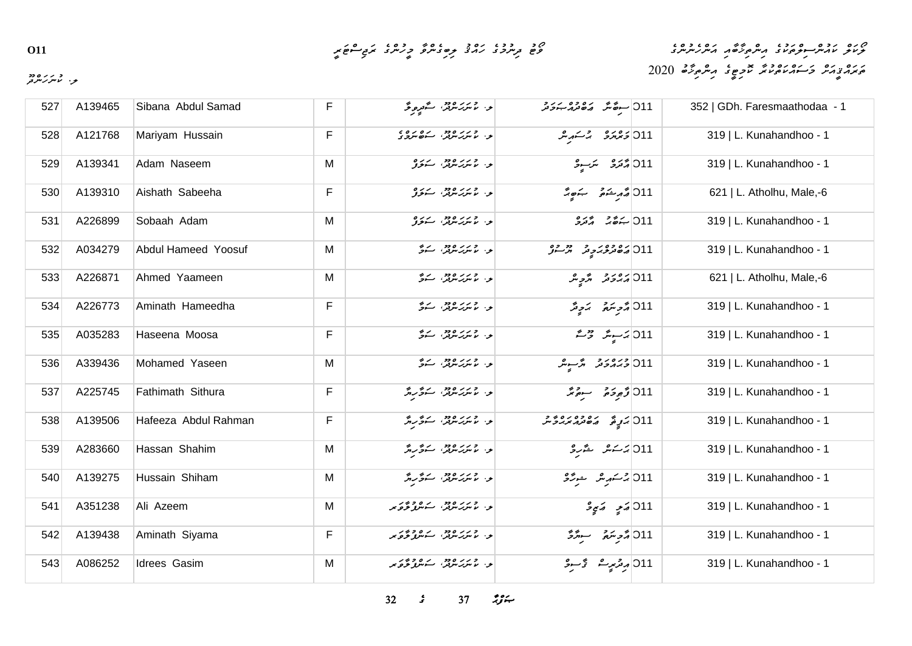| 527 | A139465 | Sibana Abdul Samad | F | ر. ކުނަހަންދޫ، ސާރިކާ | ސިބާނާ ޢަބްދުލްޞަމަދު O11 | 352 \| GDh. Faresmaathodaa - 1 |
|---|---|---|---|---|---|---|
| 528 | A121768 | Mariyam Hussain | F | ރ. ކުނަހަންދޫ، ސަބްނަމްގެ | މަރިޔަމް ހުސައިން O11 | 319 \| L. Kunahandhoo - 1 |
| 529 | A139341 | Adam Naseem | M | ރ. ކުނަހަންދޫ، ސަމަރު | އާދަމް ނަސީމް O11 | 319 \| L. Kunahandhoo - 1 |
| 530 | A139310 | Aishath Sabeeha | F | ރ. ކުނަހަންދޫ، ސަމަރު | އައިޝަތު ސަބީހާ O11 | 621 \| L. Atholhu, Male,-6 |
| 531 | A226899 | Sobaah Adam | M | ރ. ކުނަހަންދޫ، ސަމަރު | ސޮބާހް އާދަމް O11 | 319 \| L. Kunahandhoo - 1 |
| 532 | A034279 | Abdul Hameed Yoosuf | M | ރ. ކުނަހަންދޫ، ސަވާ | ޢަބްދުލްޙަމީދު ޔޫސުފް O11 | 319 \| L. Kunahandhoo - 1 |
| 533 | A226871 | Ahmed Yaameen | M | ރ. ކުނަހަންދޫ، ސަވާ | އަޙްމަދު ޔާމީން O11 | 621 \| L. Atholhu, Male,-6 |
| 534 | A226773 | Aminath Hameedha | F | ރ. ކުނަހަންދޫ، ސަވާ | އާމިނަތު ހަމީދާ O11 | 319 \| L. Kunahandhoo - 1 |
| 535 | A035283 | Haseena Moosa | F | ރ. ކުނަހަންދޫ، ސަވާ | ހަސީނާ މޫސާ O11 | 319 \| L. Kunahandhoo - 1 |
| 536 | A339436 | Mohamed Yaseen | M | ރ. ކުނަހަންދޫ، ސަވާ | މުޙައްމަދު ޔާސީން O11 | 319 \| L. Kunahandhoo - 1 |
| 537 | A225745 | Fathimath Sithura | F | ރ. ކުނަހަންދޫ، ސަވާރީ | ފާތިމަތު ސިތުރާ O11 | 319 \| L. Kunahandhoo - 1 |
| 538 | A139506 | Hafeeza Abdul Rahman | F | ރ. ކުނަހަންދޫ، ސަވާރީ | ހަފީޒާ ޢަބްދުއްރަޙްމާން O11 | 319 \| L. Kunahandhoo - 1 |
| 539 | A283660 | Hassan Shahim | M | ރ. ކުނަހަންދޫ، ސަވާރީ | ހަސަން ޝާހިމް O11 | 319 \| L. Kunahandhoo - 1 |
| 540 | A139275 | Hussain Shiham | M | ރ. ކުނަހަންދޫ، ސަވާރީ | ހުސައިން ޝިހާމް O11 | 319 \| L. Kunahandhoo - 1 |
| 541 | A351238 | Ali Azeem | M | ރ. ކުނަހަންދޫ، ސަންފްލަވަރ | އަލީ އަޒީމް O11 | 319 \| L. Kunahandhoo - 1 |
| 542 | A139438 | Aminath Siyama | F | ރ. ކުނަހަންދޫ، ސަންފްލަވަރ | އާމިނަތު ސިޔާމާ O11 | 319 \| L. Kunahandhoo - 1 |
| 543 | A086252 | Idrees Gasim | M | ރ. ކުނަހަންދޫ، ސަންފްލަވަރ | އިދްރީސް ޤާސިމް O11 | 319 \| L. Kunahandhoo - 1 |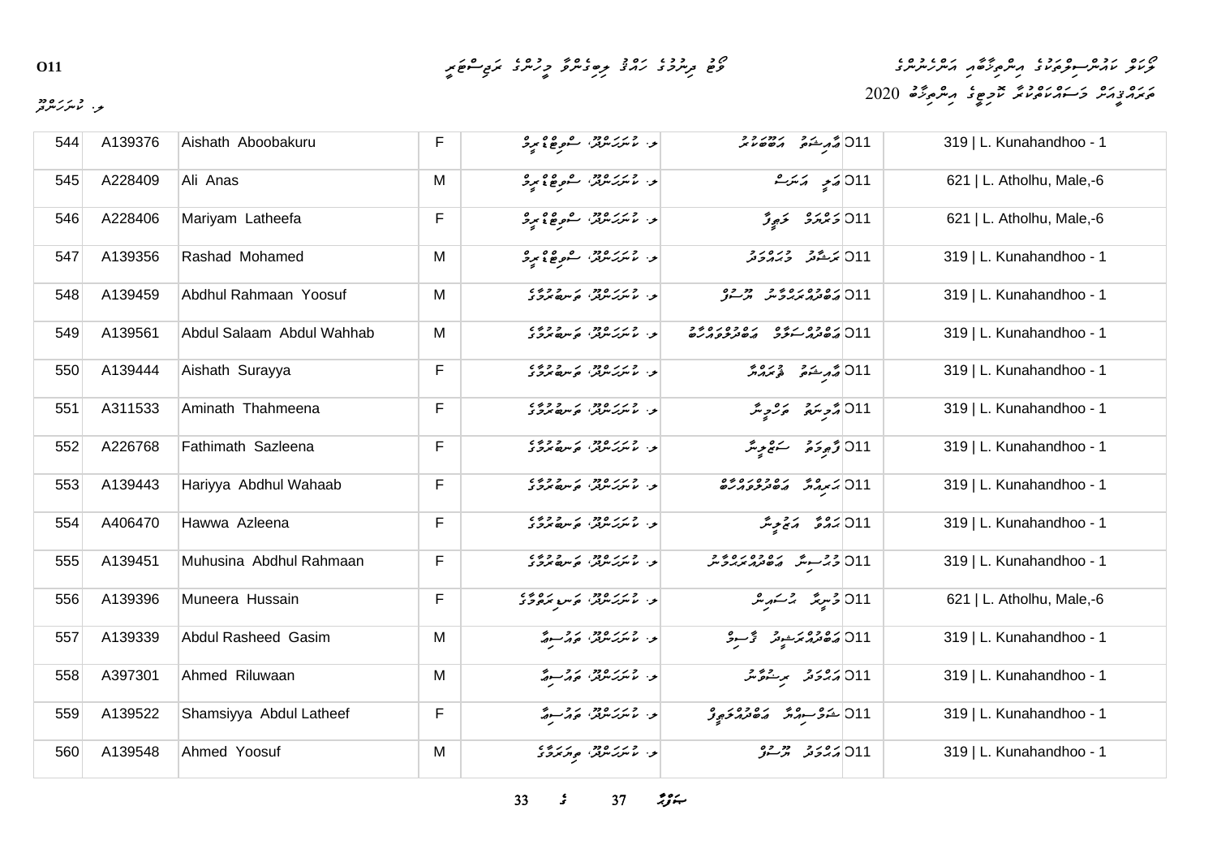| 544 | A139376 | Aishath Aboobakuru | F | ލ. ކުނަހަންދޫ، ސޯލިޓެއަރ | ޢާއިޝަތު އަބޫބަކުރު | O11 | 319 \| L. Kunahandhoo - 1 |
|---|---|---|---|---|---|---|---|
| 545 | A228409 | Ali Anas | M | ލ. ކުނަހަންދޫ، ސޯލިޓެއަރ | ޢަލީ އަނަސް | O11 | 621 \| L. Atholhu, Male,-6 |
| 546 | A228406 | Mariyam Latheefa | F | ލ. ކުނަހަންދޫ، ސޯލިޓެއަރ | މަރިޔަމް ލަޠީފާ | O11 | 621 \| L. Atholhu, Male,-6 |
| 547 | A139356 | Rashad Mohamed | M | ލ. ކުނަހަންދޫ، ސޯލިޓެއަރ | ރަޝާދު މުޙައްމަދު | O11 | 319 \| L. Kunahandhoo - 1 |
| 548 | A139459 | Abdhul Rahmaan Yoosuf | M | ލ. ކުނަހަންދޫ، ތަނބުރުމާގެ | އަބްދުއްރަޙްމާން ޔޫސުފް | O11 | 319 \| L. Kunahandhoo - 1 |
| 549 | A139561 | Abdul Salaam Abdul Wahhab | M | ލ. ކުނަހަންދޫ، ތަނބުރުމާގެ | އަބްދުއްސަލާމް އަބްދުލްވައްހާބް | O11 | 319 \| L. Kunahandhoo - 1 |
| 550 | A139444 | Aishath Surayya | F | ލ. ކުނަހަންދޫ، ތަނބުރުމާގެ | ޢާއިޝަތު ޘުރައްޔާ | O11 | 319 \| L. Kunahandhoo - 1 |
| 551 | A311533 | Aminath Thahmeena | F | ލ. ކުނަހަންދޫ، ތަނބުރުމާގެ | އާމިނަތު ތަހުމީނާ | O11 | 319 \| L. Kunahandhoo - 1 |
| 552 | A226768 | Fathimath Sazleena | F | ލ. ކުނަހަންދޫ، ތަނބުރުމާގެ | ފާތިމަތު ސަޒްލީނާ | O11 | 319 \| L. Kunahandhoo - 1 |
| 553 | A139443 | Hariyya Abdhul Wahaab | F | ލ. ކުނަހަންދޫ، ތަނބުރުމާގެ | ހަރިއްޔާ އަބްދުލްވަހާބް | O11 | 319 \| L. Kunahandhoo - 1 |
| 554 | A406470 | Hawwa Azleena | F | ލ. ކުނަހަންދޫ، ތަނބުރުމާގެ | ހައްވާ އަޒްލީނާ | O11 | 319 \| L. Kunahandhoo - 1 |
| 555 | A139451 | Muhusina Abdhul Rahmaan | F | ލ. ކުނަހަންދޫ، ތަނބުރުމާގެ | މުހުސިނާ އަބްދުއްރަޙްމާން | O11 | 319 \| L. Kunahandhoo - 1 |
| 556 | A139396 | Muneera Hussain | F | ލ. ކުނަހަންދޫ، ތަނބުރުމާގެ | މުނީރާ ހުސައިން | O11 | 621 \| L. Atholhu, Male,-6 |
| 557 | A139339 | Abdul Rasheed Gasim | M | ލ. ކުނަހަންދޫ، ތަޅުސިއާ | އަބްދުއްރަޝީދު ޤާސިމް | O11 | 319 \| L. Kunahandhoo - 1 |
| 558 | A397301 | Ahmed Riluwaan | M | ލ. ކުނަހަންދޫ، ތަޅުސިއާ | އަޙްމަދު ރިޟުވާން | O11 | 319 \| L. Kunahandhoo - 1 |
| 559 | A139522 | Shamsiyya Abdul Latheef | F | ލ. ކުނަހަންދޫ، ތަޅުސިއާ | ޝަމްސިއްޔާ އަބްދުއްލަޠީފް | O11 | 319 \| L. Kunahandhoo - 1 |
| 560 | A139548 | Ahmed Yoosuf | M | ލ. ކުނަހަންދޫ، ތިލަރަމާގެ | އަޙްމަދު ޔޫސުފް | O11 | 319 \| L. Kunahandhoo - 1 |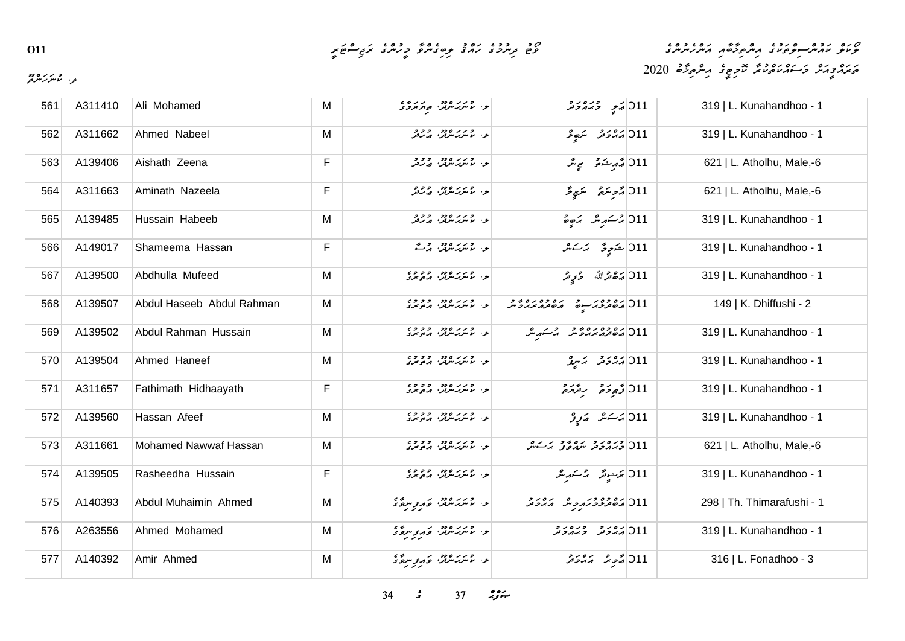| 561 | A311410 | Ali Mohamed | M | ل. ކުނަހަންދޫ، ތިލަކަމާގެ | O11 އަލި މުޙައްމަދު | 319 \| L. Kunahandhoo - 1 |
|---|---|---|---|---|---|---|
| 562 | A311662 | Ahmed Nabeel | M | ل. ކުނަހަންދޫ، އުހުރު | O11 އަޙްމަދު ނަބީލް | 319 \| L. Kunahandhoo - 1 |
| 563 | A139406 | Aishath Zeena | F | ل. ކުނަހަންދޫ، އުހުރު | O11 އައިޝަތު ޒީނާ | 621 \| L. Atholhu, Male,-6 |
| 564 | A311663 | Aminath Nazeela | F | ل. ކުނަހަންދޫ، އުހުރު | O11 އާމިނަތު ނަޒީލާ | 621 \| L. Atholhu, Male,-6 |
| 565 | A139485 | Hussain Habeeb | M | ل. ކުނަހަންދޫ، އުހުރު | O11 ހުސައިން ހަބީބު | 319 \| L. Kunahandhoo - 1 |
| 566 | A149017 | Shameema Hassan | F | ل. ކުނަހަންދޫ، އުސް | O11 ޝަމީމާ ހަސަން | 319 \| L. Kunahandhoo - 1 |
| 567 | A139500 | Abdhulla Mufeed | M | ل. ކުނަހަންދޫ، އުތުރުގެ | O11 އަބްދުﷲ މުފީދު | 319 \| L. Kunahandhoo - 1 |
| 568 | A139507 | Abdul Haseeb Abdul Rahman | M | ل. ކުނަހަންދޫ، އުތުރުގެ | O11 އަބްދުލްހަސީބު އަބްދުއްރަޙްމާން | 149 \| K. Dhiffushi - 2 |
| 569 | A139502 | Abdul Rahman Hussain | M | ل. ކުނަހަންދޫ، އުތުރުގެ | O11 އަބްދުއްރަޙްމާން ހުސައިން | 319 \| L. Kunahandhoo - 1 |
| 570 | A139504 | Ahmed Haneef | M | ل. ކުނަހަންދޫ، އުތުރުގެ | O11 އަޙްމަދު ހަނީފު | 319 \| L. Kunahandhoo - 1 |
| 571 | A311657 | Fathimath Hidhaayath | F | ل. ކުނަހަންދޫ، އުތުރުގެ | O11 ފާތިމަތު ހިދާޔަތު | 319 \| L. Kunahandhoo - 1 |
| 572 | A139560 | Hassan Afeef | M | ل. ކުނަހަންދޫ، އުތުރުގެ | O11 ހަސަން އަފީފު | 319 \| L. Kunahandhoo - 1 |
| 573 | A311661 | Mohamed Nawwaf Hassan | M | ل. ކުނަހަންދޫ، އުތުރުގެ | O11 މުޙައްމަދު ނައްވާފް ހަސަން | 621 \| L. Atholhu, Male,-6 |
| 574 | A139505 | Rasheedha Hussain | F | ل. ކުނަހަންދޫ، އުތުރުގެ | O11 ރަޝީދާ ހުސައިން | 319 \| L. Kunahandhoo - 1 |
| 575 | A140393 | Abdul Muhaimin Ahmed | M | ل. ކުނަހަންދޫ، ވައިލިސްޓާގެ | O11 އަބްދުލްމުހައިމިން އަޙްމަދު | 298 \| Th. Thimarafushi - 1 |
| 576 | A263556 | Ahmed Mohamed | M | ل. ކުނަހަންދޫ، ވައިލިސްޓާގެ | O11 އަޙްމަދު މުޙައްމަދު | 319 \| L. Kunahandhoo - 1 |
| 577 | A140392 | Amir Ahmed | M | ل. ކުނަހަންދޫ، ވައިލިސްޓާގެ | O11 އާމިރު އަޙްމަދު | 316 \| L. Fonadhoo - 3 |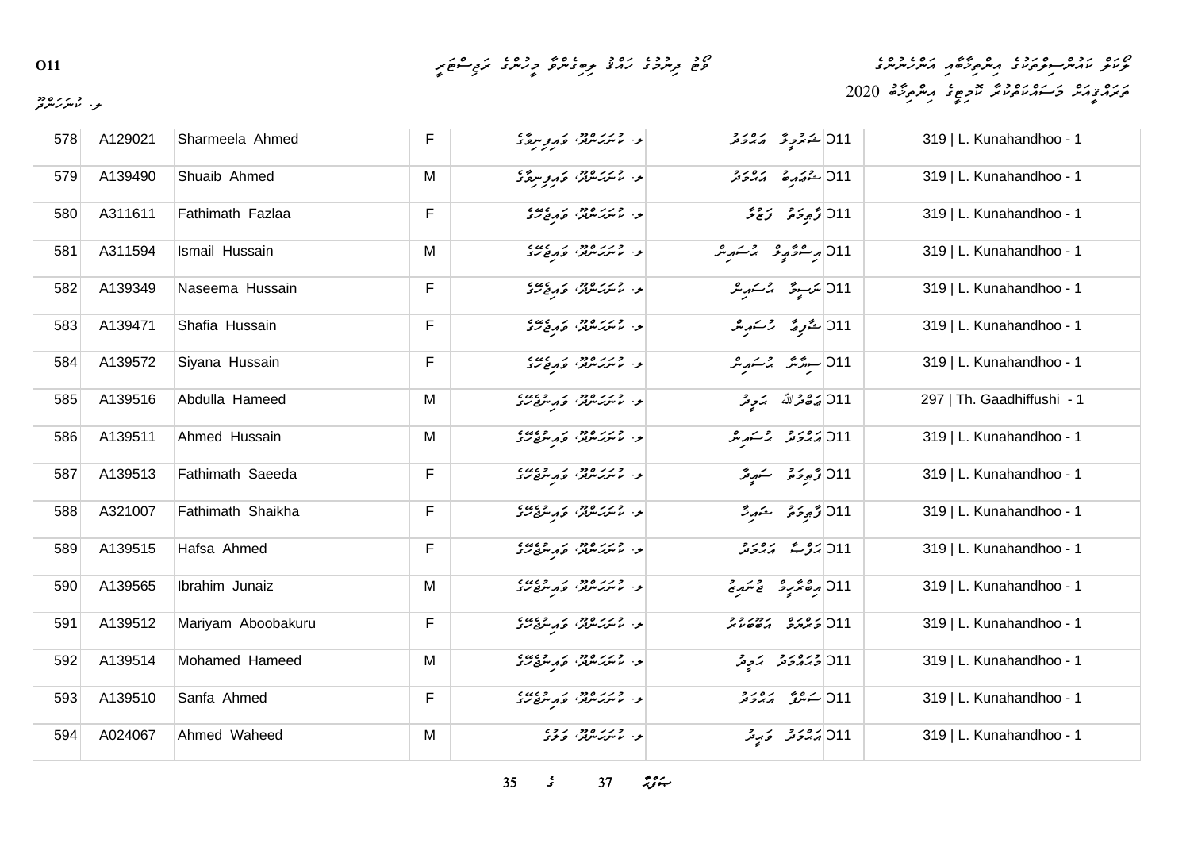| 578 | A129021 | Sharmeela Ahmed | F | ލ. ކުނަހަންދޫ، ވައިލިސްޓާ | ޝަރްމީލާ އަހްމަދު | O11 | 319 \| L. Kunahandhoo - 1 |
|---|---|---|---|---|---|---|---|
| 579 | A139490 | Shuaib Ahmed | M | ލ. ކުނަހަންދޫ، ވައިލިސްޓާ | ޝުޢައިބު އަހްމަދު | O11 | 319 \| L. Kunahandhoo - 1 |
| 580 | A311611 | Fathimath Fazlaa | F | ލ. ކުނަހަންދޫ، ވައިޓްރީ | ފާތިމަތު ފަޟްލާ | O11 | 319 \| L. Kunahandhoo - 1 |
| 581 | A311594 | Ismail Hussain | M | ލ. ކުނަހަންދޫ، ވައިޓްރީ | އިސްމާޢީލް ހުސައިން | O11 | 319 \| L. Kunahandhoo - 1 |
| 582 | A139349 | Naseema Hussain | F | ލ. ކުނަހަންދޫ، ވައިޓްރީ | ނަސީމާ ހުސައިން | O11 | 319 \| L. Kunahandhoo - 1 |
| 583 | A139471 | Shafia Hussain | F | ލ. ކުނަހަންދޫ، ވައިޓްރީ | ޝާފިއާ ހުސައިން | O11 | 319 \| L. Kunahandhoo - 1 |
| 584 | A139572 | Siyana Hussain | F | ލ. ކުނަހަންދޫ، ވައިޓްރީ | ސިޔާނާ ހުސައިން | O11 | 319 \| L. Kunahandhoo - 1 |
| 585 | A139516 | Abdulla Hameed | M | ލ. ކުނަހަންދޫ، ވައިންޑްރޯސް | އަބްދުﷲ ހަމީދު | O11 | 297 \| Th. Gaadhiffushi - 1 |
| 586 | A139511 | Ahmed Hussain | M | ލ. ކުނަހަންދޫ، ވައިންޑްރޯސް | އަހްމަދު ހުސައިން | O11 | 319 \| L. Kunahandhoo - 1 |
| 587 | A139513 | Fathimath Saeeda | F | ލ. ކުނަހަންދޫ، ވައިންޑްރޯސް | ފާތިމަތު ސައީދާ | O11 | 319 \| L. Kunahandhoo - 1 |
| 588 | A321007 | Fathimath Shaikha | F | ލ. ކުނަހަންދޫ، ވައިންޑްރޯސް | ފާތިމަތު ޝައިޚާ | O11 | 319 \| L. Kunahandhoo - 1 |
| 589 | A139515 | Hafsa Ahmed | F | ލ. ކުނަހަންދޫ، ވައިންޑްރޯސް | ހަފްސާ އަހްމަދު | O11 | 319 \| L. Kunahandhoo - 1 |
| 590 | A139565 | Ibrahim Junaiz | M | ލ. ކުނަހަންދޫ، ވައިންޑްރޯސް | އިބްރާހީމް ޖުނައިޒް | O11 | 319 \| L. Kunahandhoo - 1 |
| 591 | A139512 | Mariyam Aboobakuru | F | ލ. ކުނަހަންދޫ، ވައިންޑްރޯސް | މަރިޔަމް އަބޫބަކުރު | O11 | 319 \| L. Kunahandhoo - 1 |
| 592 | A139514 | Mohamed Hameed | M | ލ. ކުނަހަންދޫ، ވައިންޑްރޯސް | މުހައްމަދު ހަމީދު | O11 | 319 \| L. Kunahandhoo - 1 |
| 593 | A139510 | Sanfa Ahmed | F | ލ. ކުނަހަންދޫ، ވައިންޑްރޯސް | ސަންފާ އަހްމަދު | O11 | 319 \| L. Kunahandhoo - 1 |
| 594 | A024067 | Ahmed Waheed | M | ލ. ކުނަހަންދޫ، ވަވާ | އަހްމަދު ވަހީދު | O11 | 319 \| L. Kunahandhoo - 1 |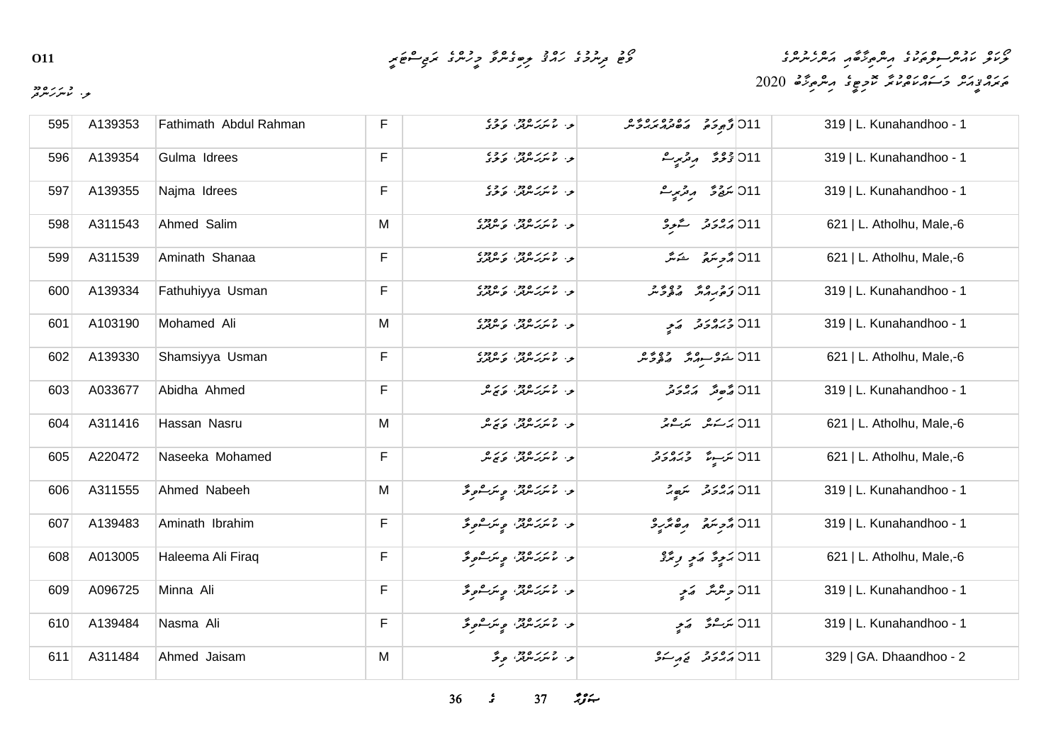| 595 | A139353 | Fathimath Abdul Rahman | F | ބ. ކުނަހަންދޫ، ވަވުގެ | O11 ފާތިމަތު ޢަބްދުއްރަޙްމާން | 319 \| L. Kunahandhoo - 1 |
|---|---|---|---|---|---|---|
| 596 | A139354 | Gulma Idrees | F | ބ. ކުނަހަންދޫ، ވަވުގެ | O11 ގުލްމާ އިދްރީސް | 319 \| L. Kunahandhoo - 1 |
| 597 | A139355 | Najma Idrees | F | ބ. ކުނަހަންދޫ، ވަވުގެ | O11 ނަޖްމާ އިދްރީސް | 319 \| L. Kunahandhoo - 1 |
| 598 | A311543 | Ahmed Salim | M | ބ. ކުނަހަންދޫ، ވަންދޫގެ | O11 އަޙްމަދު ސާލިމް | 621 \| L. Atholhu, Male,-6 |
| 599 | A311539 | Aminath Shanaa | F | ބ. ކުނަހަންދޫ، ވަންދޫގެ | O11 އާމިނަތު ޝަނާ | 621 \| L. Atholhu, Male,-6 |
| 600 | A139334 | Fathuhiyya Usman | F | ބ. ކުނަހަންދޫ، ވަންދޫގެ | O11 ފަތުޙިއްޔާ ޢުثްމާން | 319 \| L. Kunahandhoo - 1 |
| 601 | A103190 | Mohamed Ali | M | ބ. ކުނަހަންދޫ، ވަންދޫގެ | O11 މުޙައްމަދު ޢަލީ | 319 \| L. Kunahandhoo - 1 |
| 602 | A139330 | Shamsiyya Usman | F | ބ. ކުނަހަންދޫ، ވަންދޫގެ | O11 ޝަމްސިއްޔާ ޢުثްމާން | 621 \| L. Atholhu, Male,-6 |
| 603 | A033677 | Abidha Ahmed | F | ބ. ކުނަހަންދޫ، ވަޖަން | O11 އާބިދާ އަޙްމަދު | 319 \| L. Kunahandhoo - 1 |
| 604 | A311416 | Hassan Nasru | M | ބ. ކުނަހަންދޫ، ވަޖަން | O11 ޙަސަން ނަޞްރު | 621 \| L. Atholhu, Male,-6 |
| 605 | A220472 | Naseeka Mohamed | F | ބ. ކުނަހަންދޫ، ވަޖަން | O11 ނަސީކާ މުޙައްމަދު | 621 \| L. Atholhu, Male,-6 |
| 606 | A311555 | Ahmed Nabeeh | M | ބ. ކުނަހަންދޫ، ވިނަސްވިލާ | O11 އަޙްމަދު ނަބީހު | 319 \| L. Kunahandhoo - 1 |
| 607 | A139483 | Aminath Ibrahim | F | ބ. ކުނަހަންދޫ، ވިނަސްވިލާ | O11 އާމިނަތު އިބްރާހީމް | 319 \| L. Kunahandhoo - 1 |
| 608 | A013005 | Haleema Ali Firaq | F | ބ. ކުނަހަންދޫ، ވިނަސްވިލާ | O11 ހަލީމާ ޢަލީ ފިރާޤު | 621 \| L. Atholhu, Male,-6 |
| 609 | A096725 | Minna Ali | F | ބ. ކުނަހަންދޫ، ވިނަސްވިލާ | O11 މިންނާ ޢަލީ | 319 \| L. Kunahandhoo - 1 |
| 610 | A139484 | Nasma Ali | F | ބ. ކުނަހަންދޫ، ވިނަސްވިލާ | O11 ނަސްމާ ޢަލީ | 319 \| L. Kunahandhoo - 1 |
| 611 | A311484 | Ahmed Jaisam | M | ބ. ކުނަހަންދޫ، ވިލާ | O11 އަޙްމަދު ޖައިސަމް | 329 \| GA. Dhaandhoo - 2 |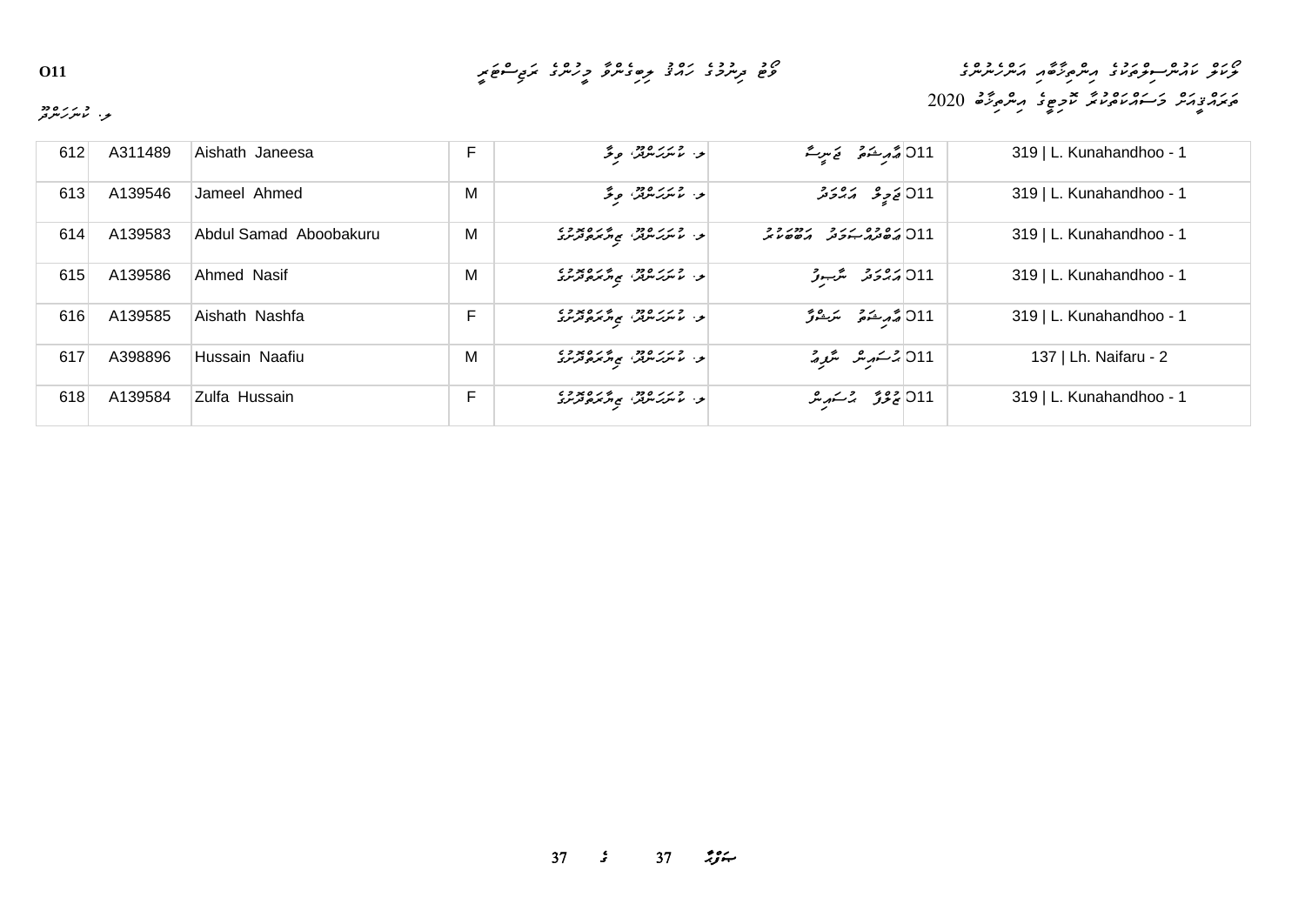| | | | | | | |
|---|---|---|---|---|---|---|
| 612 | A311489 | Aishath Janeesa | F | ލ. ކުނަހަންދޫ، ވިލާ | O11 އާއިޝަތު ޖަނީސާ | 319 \| L. Kunahandhoo - 1 |
| 613 | A139546 | Jameel Ahmed | M | ލ. ކުނަހަންދޫ، ވިލާ | O11 ޖަމީލް އަޙްމަދު | 319 \| L. Kunahandhoo - 1 |
| 614 | A139583 | Abdul Samad Aboobakuru | M | ލ. ކުނަހަންދޫ، ޖިހާރަތުދޮށުގޭ | O11 އަބްދުލްސަމަދު އަބޫބަކުރު | 319 \| L. Kunahandhoo - 1 |
| 615 | A139586 | Ahmed Nasif | M | ލ. ކުނަހަންދޫ، ޖިހާރަތުދޮށުގޭ | O11 އަޙްމަދު ނާސިފު | 319 \| L. Kunahandhoo - 1 |
| 616 | A139585 | Aishath Nashfa | F | ލ. ކުނަހަންދޫ، ޖިހާރަތުދޮށުގޭ | O11 އާއިޝަތު ނަޝްފާ | 319 \| L. Kunahandhoo - 1 |
| 617 | A398896 | Hussain Naafiu | M | ލ. ކުނަހަންދޫ، ޖިހާރަތުދޮށުގޭ | O11 ޙުސައިން ނާފިއު | 137 \| Lh. Naifaru - 2 |
| 618 | A139584 | Zulfa Hussain | F | ލ. ކުނަހަންދޫ، ޖިހާރަތުދޮށުގޭ | O11 ޒުލްފާ ޙުސައިން | 319 \| L. Kunahandhoo - 1 |